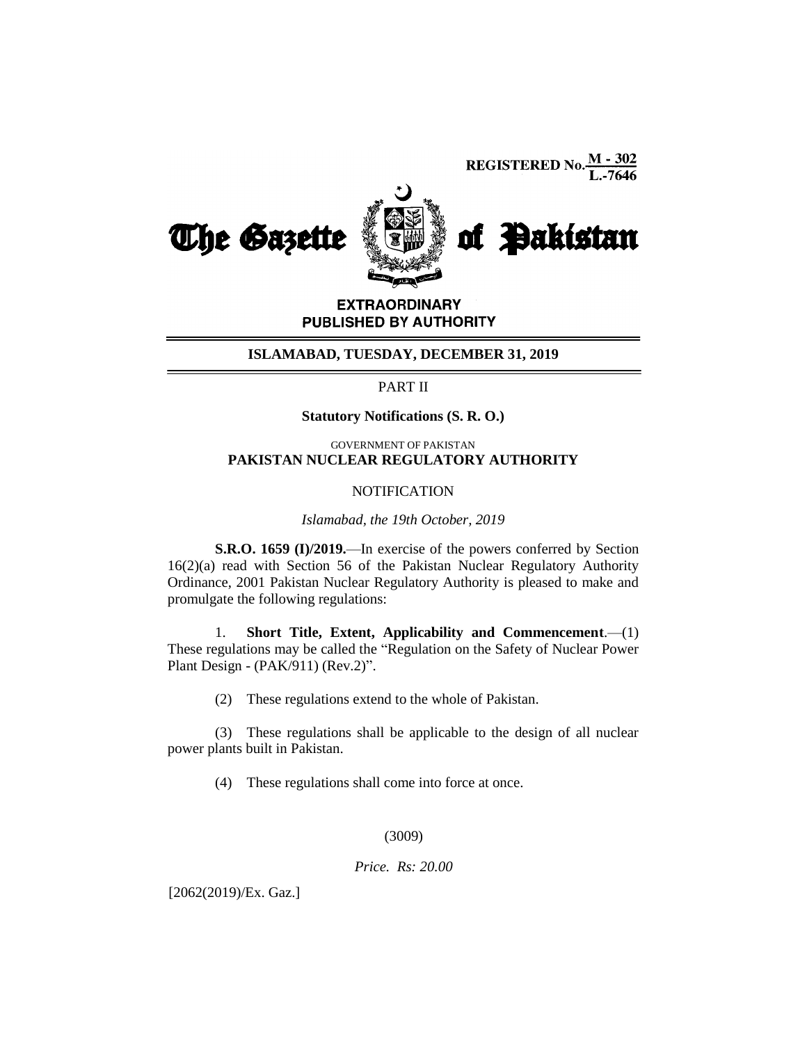REGISTERED No. M - 302 / L.-7646

# The Gazette of Pakistan

**EXTRAORDINARY**
**PUBLISHED BY AUTHORITY**

**ISLAMABAD, TUESDAY, DECEMBER 31, 2019**

PART II

**Statutory Notifications (S. R. O.)**

GOVERNMENT OF PAKISTAN
**PAKISTAN NUCLEAR REGULATORY AUTHORITY**

NOTIFICATION

*Islamabad, the 19th October, 2019*

**S.R.O. 1659 (I)/2019.**—In exercise of the powers conferred by Section 16(2)(a) read with Section 56 of the Pakistan Nuclear Regulatory Authority Ordinance, 2001 Pakistan Nuclear Regulatory Authority is pleased to make and promulgate the following regulations:

1. **Short Title, Extent, Applicability and Commencement**.—(1) These regulations may be called the "Regulation on the Safety of Nuclear Power Plant Design - (PAK/911) (Rev.2)".

(2) These regulations extend to the whole of Pakistan.

(3) These regulations shall be applicable to the design of all nuclear power plants built in Pakistan.

(4) These regulations shall come into force at once.

(3009)

*Price. Rs: 20.00*

[2062(2019)/Ex. Gaz.]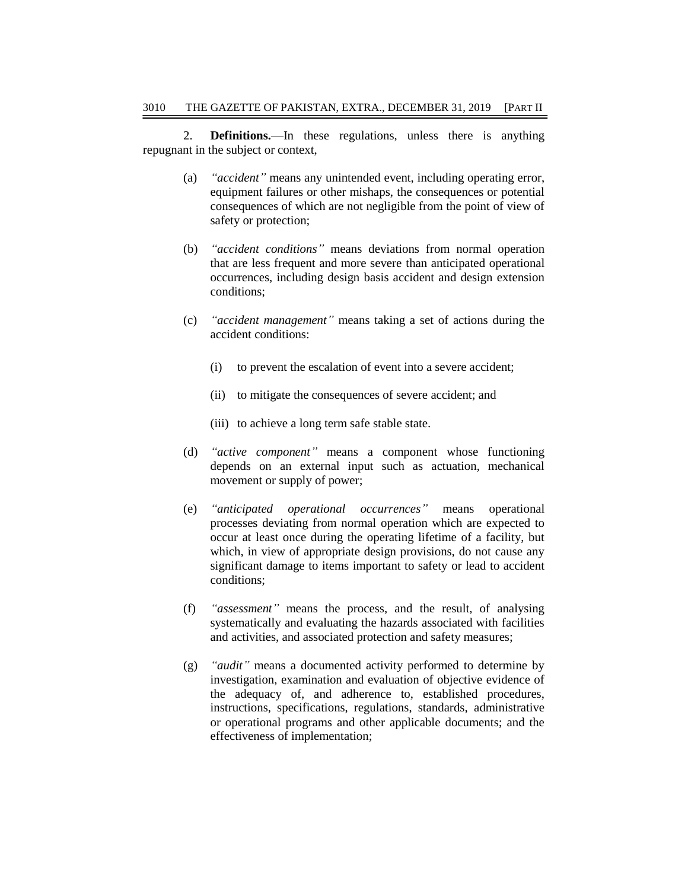2. **Definitions.**—In these regulations, unless there is anything repugnant in the subject or context,

(a) *"accident"* means any unintended event, including operating error, equipment failures or other mishaps, the consequences or potential consequences of which are not negligible from the point of view of safety or protection;

(b) *"accident conditions"* means deviations from normal operation that are less frequent and more severe than anticipated operational occurrences, including design basis accident and design extension conditions;

(c) *"accident management"* means taking a set of actions during the accident conditions:

(i) to prevent the escalation of event into a severe accident;

(ii) to mitigate the consequences of severe accident; and

(iii) to achieve a long term safe stable state.

(d) *"active component"* means a component whose functioning depends on an external input such as actuation, mechanical movement or supply of power;

(e) *"anticipated operational occurrences"* means operational processes deviating from normal operation which are expected to occur at least once during the operating lifetime of a facility, but which, in view of appropriate design provisions, do not cause any significant damage to items important to safety or lead to accident conditions;

(f) *"assessment"* means the process, and the result, of analysing systematically and evaluating the hazards associated with facilities and activities, and associated protection and safety measures;

(g) *"audit"* means a documented activity performed to determine by investigation, examination and evaluation of objective evidence of the adequacy of, and adherence to, established procedures, instructions, specifications, regulations, standards, administrative or operational programs and other applicable documents; and the effectiveness of implementation;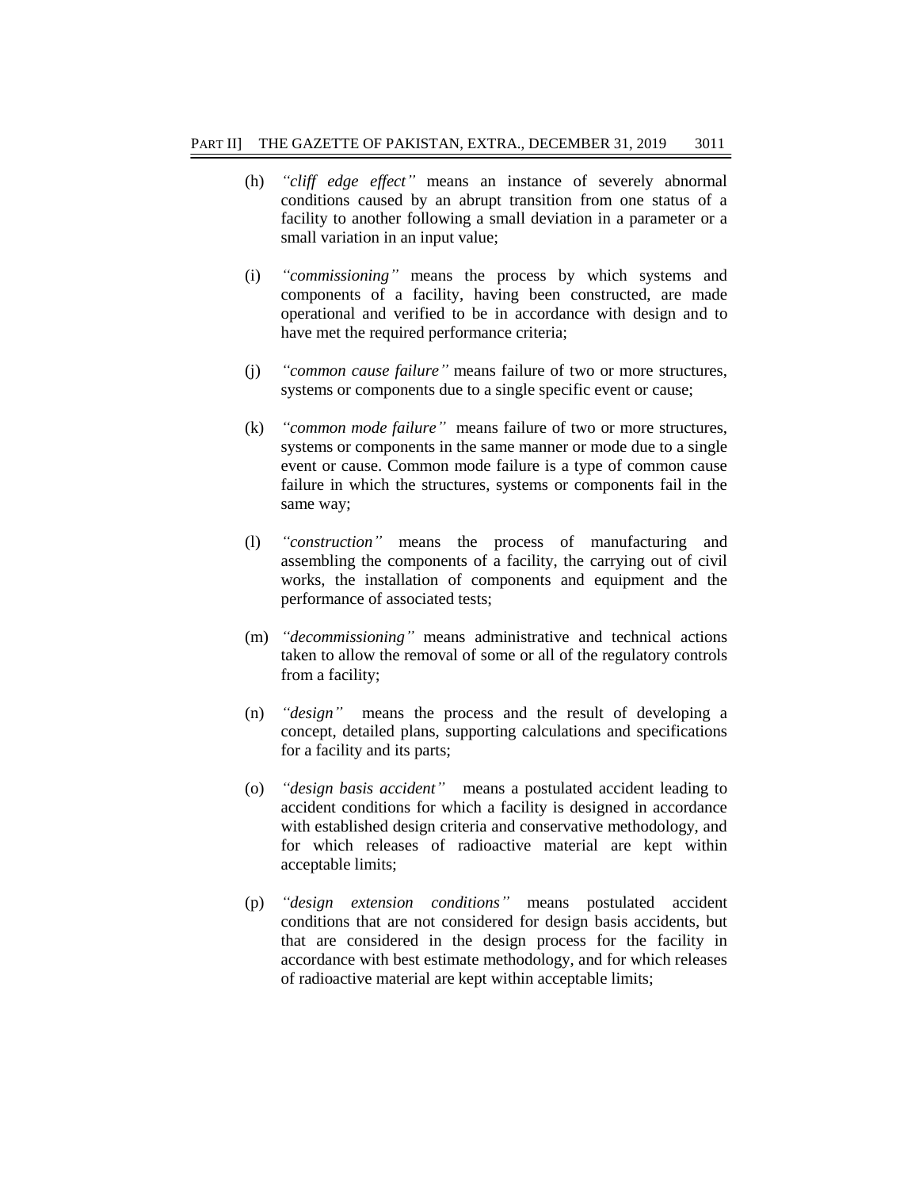(h) *"cliff edge effect"* means an instance of severely abnormal conditions caused by an abrupt transition from one status of a facility to another following a small deviation in a parameter or a small variation in an input value;

(i) *"commissioning"* means the process by which systems and components of a facility, having been constructed, are made operational and verified to be in accordance with design and to have met the required performance criteria;

(j) *"common cause failure"* means failure of two or more structures, systems or components due to a single specific event or cause;

(k) *"common mode failure"* means failure of two or more structures, systems or components in the same manner or mode due to a single event or cause. Common mode failure is a type of common cause failure in which the structures, systems or components fail in the same way;

(l) *"construction"* means the process of manufacturing and assembling the components of a facility, the carrying out of civil works, the installation of components and equipment and the performance of associated tests;

(m) *"decommissioning"* means administrative and technical actions taken to allow the removal of some or all of the regulatory controls from a facility;

(n) *"design"* means the process and the result of developing a concept, detailed plans, supporting calculations and specifications for a facility and its parts;

(o) *"design basis accident"* means a postulated accident leading to accident conditions for which a facility is designed in accordance with established design criteria and conservative methodology, and for which releases of radioactive material are kept within acceptable limits;

(p) *"design extension conditions"* means postulated accident conditions that are not considered for design basis accidents, but that are considered in the design process for the facility in accordance with best estimate methodology, and for which releases of radioactive material are kept within acceptable limits;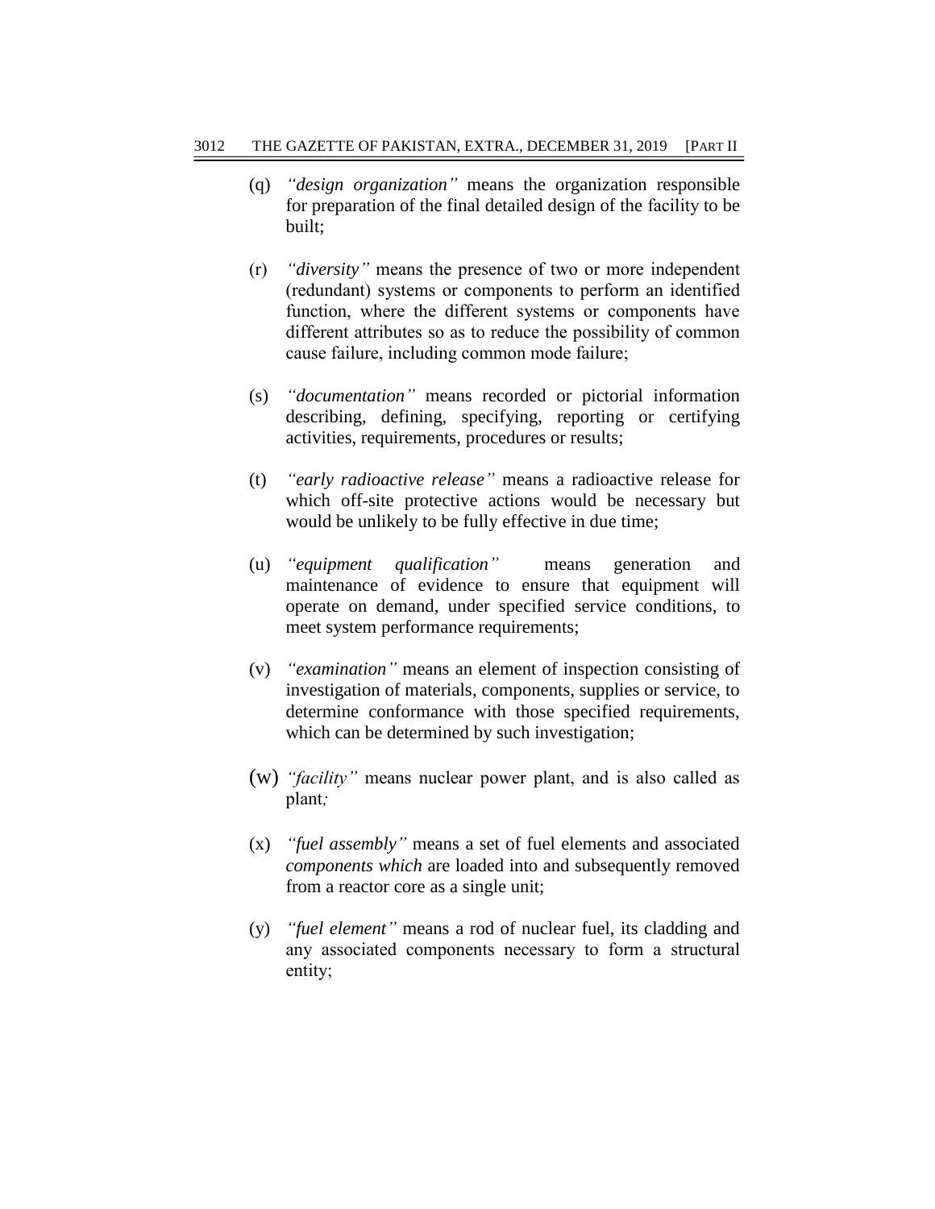(q) *"design organization"* means the organization responsible for preparation of the final detailed design of the facility to be built;

(r) *"diversity"* means the presence of two or more independent (redundant) systems or components to perform an identified function, where the different systems or components have different attributes so as to reduce the possibility of common cause failure, including common mode failure;

(s) *"documentation"* means recorded or pictorial information describing, defining, specifying, reporting or certifying activities, requirements, procedures or results;

(t) *"early radioactive release"* means a radioactive release for which off-site protective actions would be necessary but would be unlikely to be fully effective in due time;

(u) *"equipment qualification"* means generation and maintenance of evidence to ensure that equipment will operate on demand, under specified service conditions, to meet system performance requirements;

(v) *"examination"* means an element of inspection consisting of investigation of materials, components, supplies or service, to determine conformance with those specified requirements, which can be determined by such investigation;

(w) *"facility"* means nuclear power plant, and is also called as plant;

(x) *"fuel assembly"* means a set of fuel elements and associated *components which* are loaded into and subsequently removed from a reactor core as a single unit;

(y) *"fuel element"* means a rod of nuclear fuel, its cladding and any associated components necessary to form a structural entity;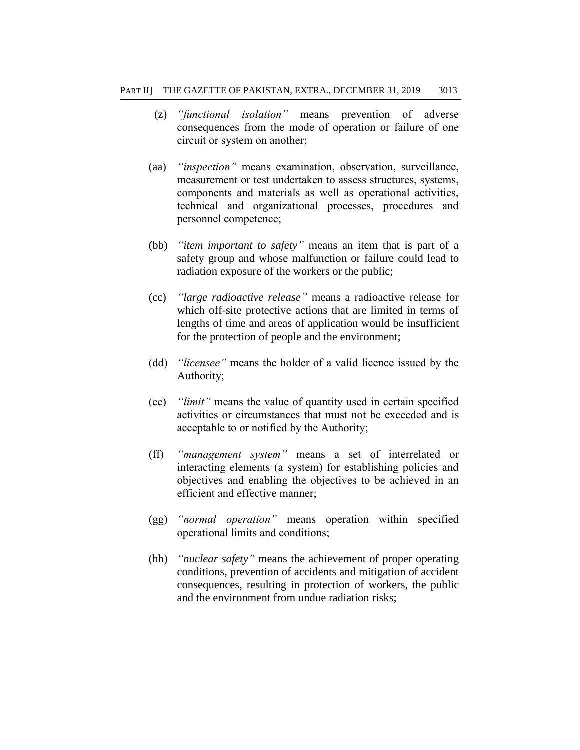(z) *"functional isolation"* means prevention of adverse consequences from the mode of operation or failure of one circuit or system on another;

(aa) *"inspection"* means examination, observation, surveillance, measurement or test undertaken to assess structures, systems, components and materials as well as operational activities, technical and organizational processes, procedures and personnel competence;

(bb) *"item important to safety"* means an item that is part of a safety group and whose malfunction or failure could lead to radiation exposure of the workers or the public;

(cc) *"large radioactive release"* means a radioactive release for which off-site protective actions that are limited in terms of lengths of time and areas of application would be insufficient for the protection of people and the environment;

(dd) *"licensee"* means the holder of a valid licence issued by the Authority;

(ee) *"limit"* means the value of quantity used in certain specified activities or circumstances that must not be exceeded and is acceptable to or notified by the Authority;

(ff) *"management system"* means a set of interrelated or interacting elements (a system) for establishing policies and objectives and enabling the objectives to be achieved in an efficient and effective manner;

(gg) *"normal operation"* means operation within specified operational limits and conditions;

(hh) *"nuclear safety"* means the achievement of proper operating conditions, prevention of accidents and mitigation of accident consequences, resulting in protection of workers, the public and the environment from undue radiation risks;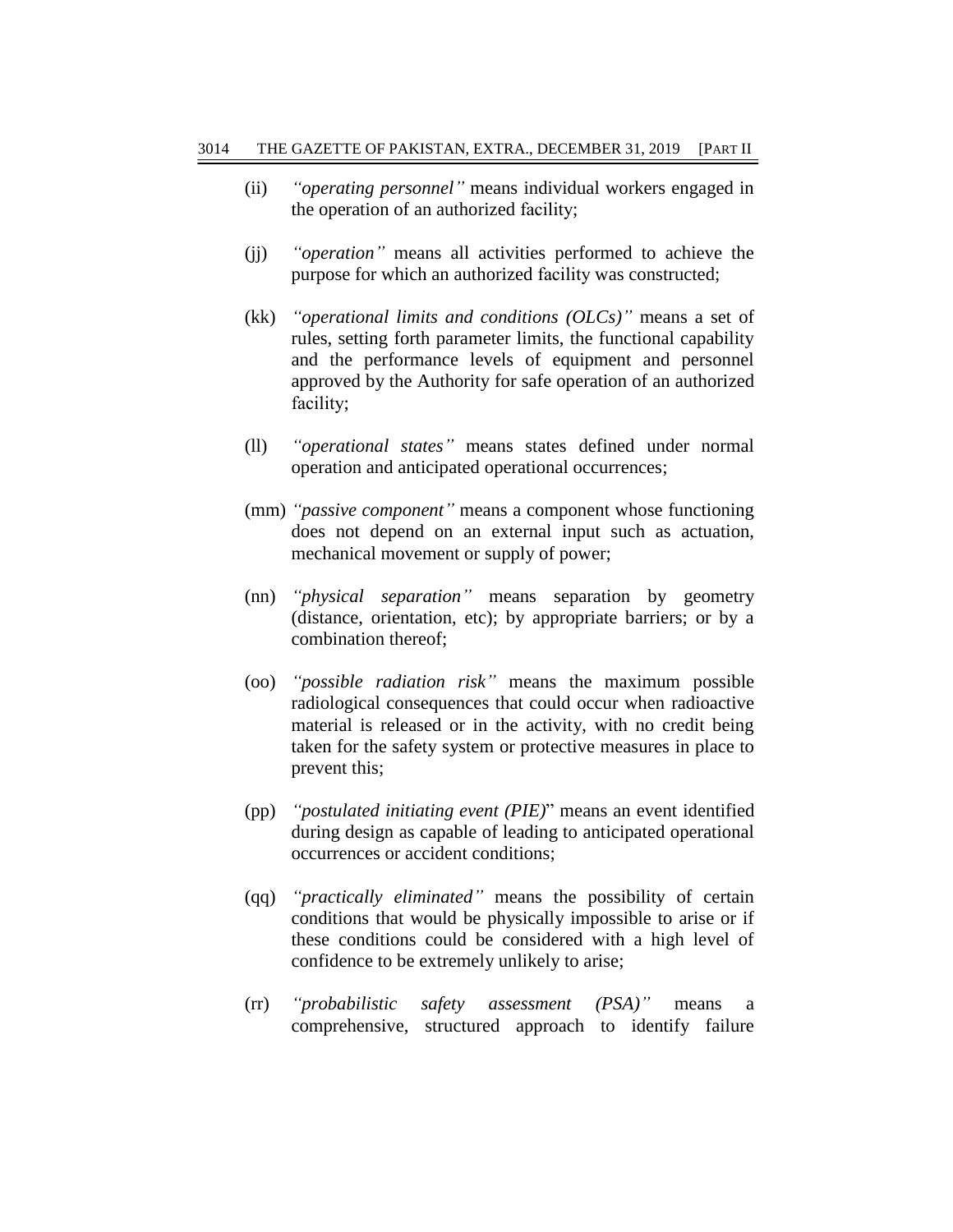(ii) *"operating personnel"* means individual workers engaged in the operation of an authorized facility;

(jj) *"operation"* means all activities performed to achieve the purpose for which an authorized facility was constructed;

(kk) *"operational limits and conditions (OLCs)"* means a set of rules, setting forth parameter limits, the functional capability and the performance levels of equipment and personnel approved by the Authority for safe operation of an authorized facility;

(ll) *"operational states"* means states defined under normal operation and anticipated operational occurrences;

(mm) *"passive component"* means a component whose functioning does not depend on an external input such as actuation, mechanical movement or supply of power;

(nn) *"physical separation"* means separation by geometry (distance, orientation, etc); by appropriate barriers; or by a combination thereof;

(oo) *"possible radiation risk"* means the maximum possible radiological consequences that could occur when radioactive material is released or in the activity, with no credit being taken for the safety system or protective measures in place to prevent this;

(pp) *"postulated initiating event (PIE)"* means an event identified during design as capable of leading to anticipated operational occurrences or accident conditions;

(qq) *"practically eliminated"* means the possibility of certain conditions that would be physically impossible to arise or if these conditions could be considered with a high level of confidence to be extremely unlikely to arise;

(rr) *"probabilistic safety assessment (PSA)"* means a comprehensive, structured approach to identify failure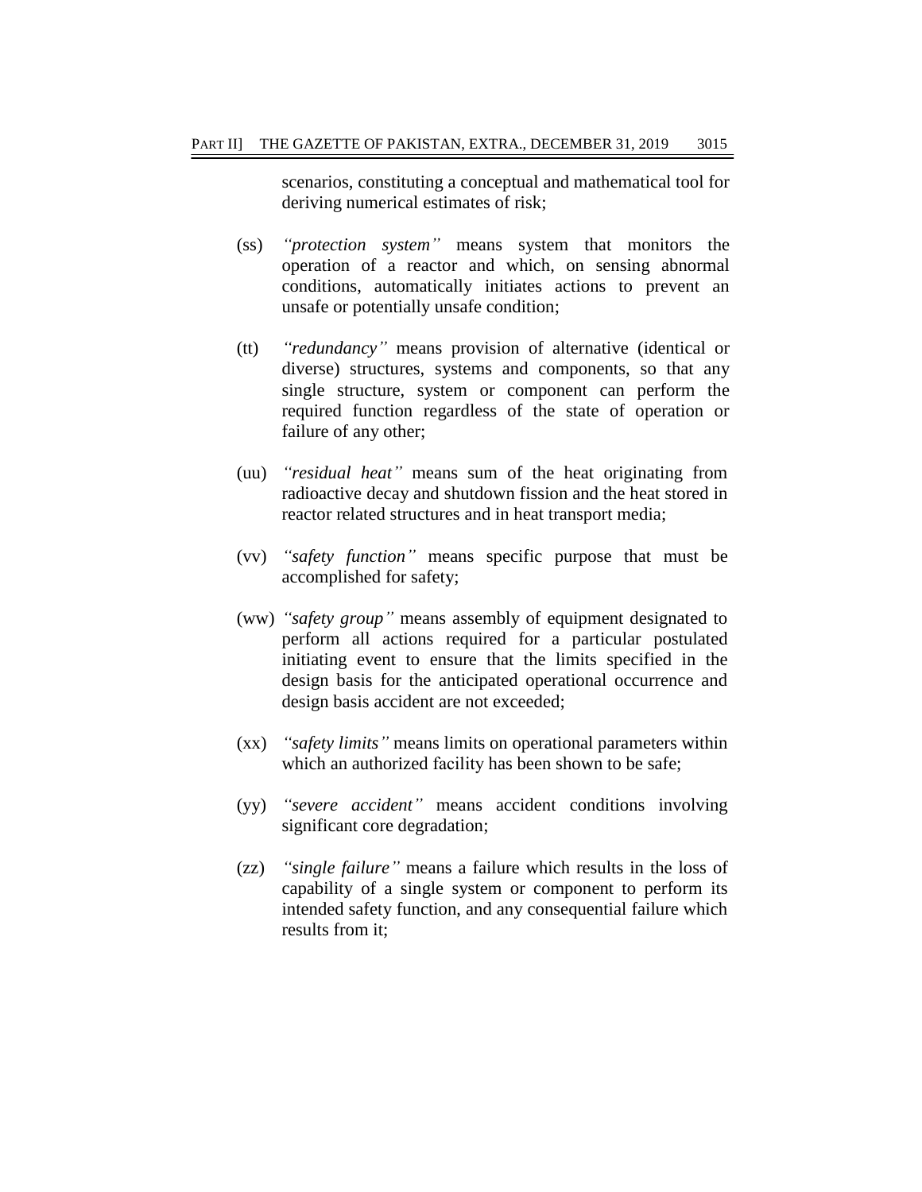scenarios, constituting a conceptual and mathematical tool for deriving numerical estimates of risk;

(ss) *"protection system"* means system that monitors the operation of a reactor and which, on sensing abnormal conditions, automatically initiates actions to prevent an unsafe or potentially unsafe condition;

(tt) *"redundancy"* means provision of alternative (identical or diverse) structures, systems and components, so that any single structure, system or component can perform the required function regardless of the state of operation or failure of any other;

(uu) *"residual heat"* means sum of the heat originating from radioactive decay and shutdown fission and the heat stored in reactor related structures and in heat transport media;

(vv) *"safety function"* means specific purpose that must be accomplished for safety;

(ww) *"safety group"* means assembly of equipment designated to perform all actions required for a particular postulated initiating event to ensure that the limits specified in the design basis for the anticipated operational occurrence and design basis accident are not exceeded;

(xx) *"safety limits"* means limits on operational parameters within which an authorized facility has been shown to be safe;

(yy) *"severe accident"* means accident conditions involving significant core degradation;

(zz) *"single failure"* means a failure which results in the loss of capability of a single system or component to perform its intended safety function, and any consequential failure which results from it;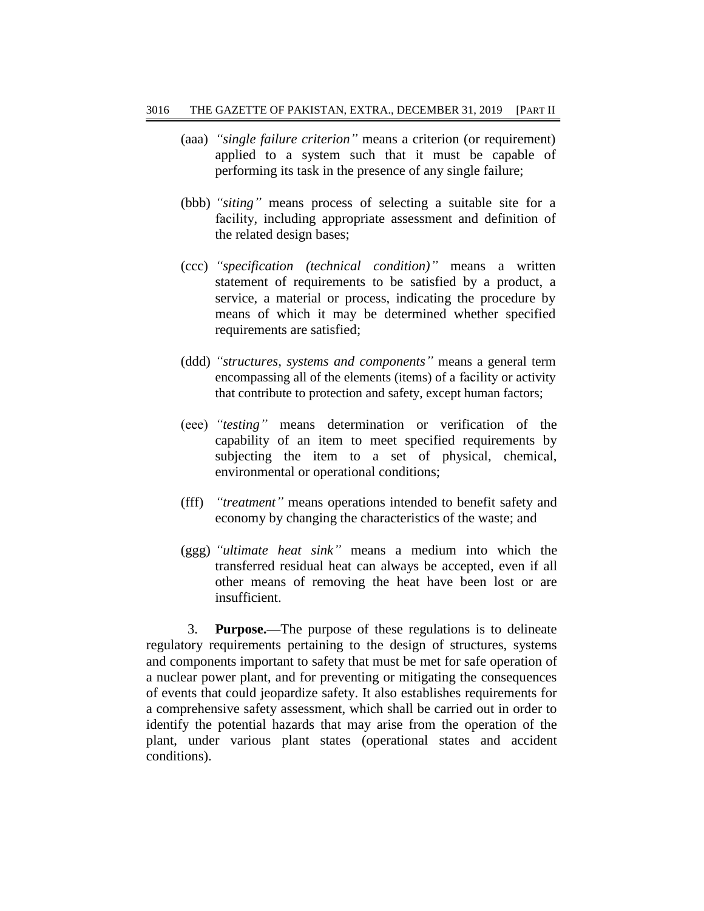(aaa) *"single failure criterion"* means a criterion (or requirement) applied to a system such that it must be capable of performing its task in the presence of any single failure;

(bbb) *"siting"* means process of selecting a suitable site for a facility, including appropriate assessment and definition of the related design bases;

(ccc) *"specification (technical condition)"* means a written statement of requirements to be satisfied by a product, a service, a material or process, indicating the procedure by means of which it may be determined whether specified requirements are satisfied;

(ddd) *"structures, systems and components"* means a general term encompassing all of the elements (items) of a facility or activity that contribute to protection and safety, except human factors;

(eee) *"testing"* means determination or verification of the capability of an item to meet specified requirements by subjecting the item to a set of physical, chemical, environmental or operational conditions;

(fff) *"treatment"* means operations intended to benefit safety and economy by changing the characteristics of the waste; and

(ggg) *"ultimate heat sink"* means a medium into which the transferred residual heat can always be accepted, even if all other means of removing the heat have been lost or are insufficient.

3. **Purpose.**—The purpose of these regulations is to delineate regulatory requirements pertaining to the design of structures, systems and components important to safety that must be met for safe operation of a nuclear power plant, and for preventing or mitigating the consequences of events that could jeopardize safety. It also establishes requirements for a comprehensive safety assessment, which shall be carried out in order to identify the potential hazards that may arise from the operation of the plant, under various plant states (operational states and accident conditions).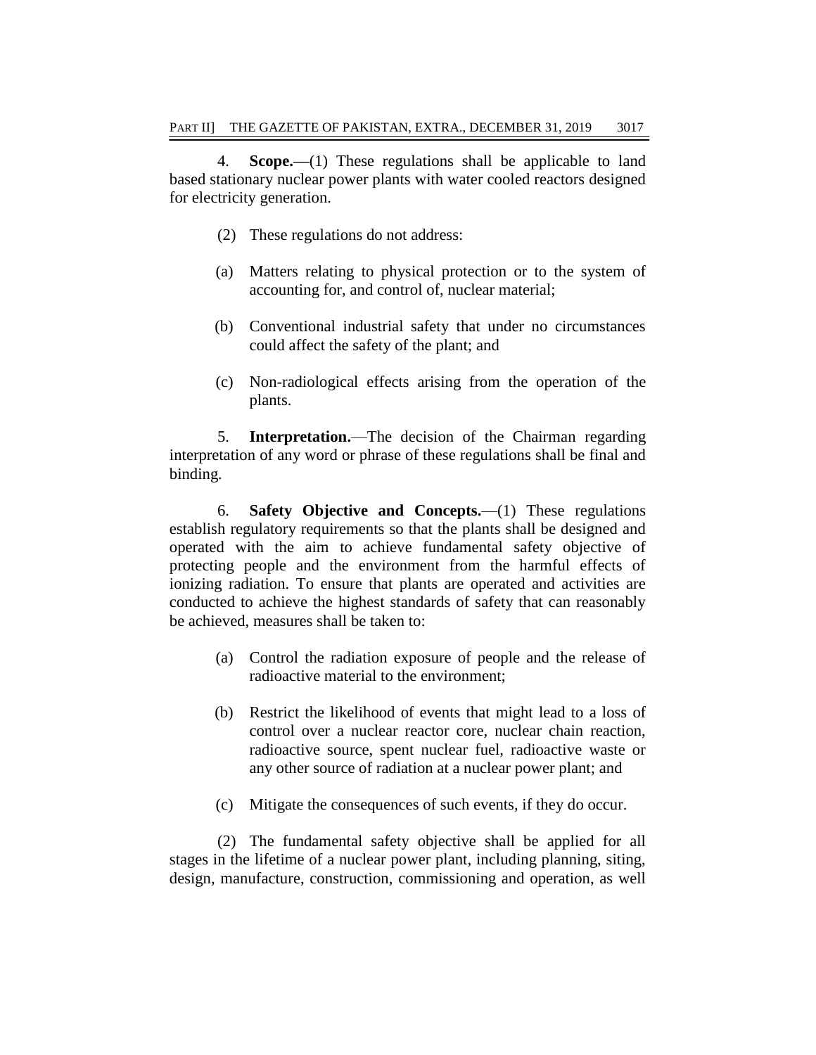4. **Scope.—**(1) These regulations shall be applicable to land based stationary nuclear power plants with water cooled reactors designed for electricity generation.

(2) These regulations do not address:

(a) Matters relating to physical protection or to the system of accounting for, and control of, nuclear material;

(b) Conventional industrial safety that under no circumstances could affect the safety of the plant; and

(c) Non-radiological effects arising from the operation of the plants.

5. **Interpretation.**—The decision of the Chairman regarding interpretation of any word or phrase of these regulations shall be final and binding.

6. **Safety Objective and Concepts.**—(1) These regulations establish regulatory requirements so that the plants shall be designed and operated with the aim to achieve fundamental safety objective of protecting people and the environment from the harmful effects of ionizing radiation. To ensure that plants are operated and activities are conducted to achieve the highest standards of safety that can reasonably be achieved, measures shall be taken to:

(a) Control the radiation exposure of people and the release of radioactive material to the environment;

(b) Restrict the likelihood of events that might lead to a loss of control over a nuclear reactor core, nuclear chain reaction, radioactive source, spent nuclear fuel, radioactive waste or any other source of radiation at a nuclear power plant; and

(c) Mitigate the consequences of such events, if they do occur.

(2) The fundamental safety objective shall be applied for all stages in the lifetime of a nuclear power plant, including planning, siting, design, manufacture, construction, commissioning and operation, as well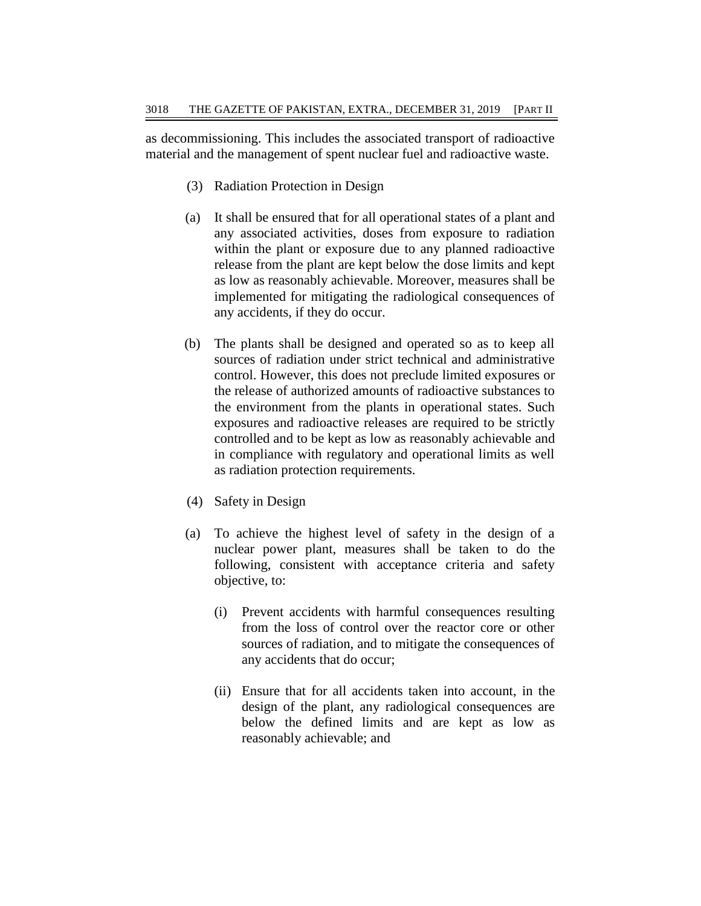as decommissioning. This includes the associated transport of radioactive material and the management of spent nuclear fuel and radioactive waste.

(3) Radiation Protection in Design

(a) It shall be ensured that for all operational states of a plant and any associated activities, doses from exposure to radiation within the plant or exposure due to any planned radioactive release from the plant are kept below the dose limits and kept as low as reasonably achievable. Moreover, measures shall be implemented for mitigating the radiological consequences of any accidents, if they do occur.

(b) The plants shall be designed and operated so as to keep all sources of radiation under strict technical and administrative control. However, this does not preclude limited exposures or the release of authorized amounts of radioactive substances to the environment from the plants in operational states. Such exposures and radioactive releases are required to be strictly controlled and to be kept as low as reasonably achievable and in compliance with regulatory and operational limits as well as radiation protection requirements.

(4) Safety in Design

(a) To achieve the highest level of safety in the design of a nuclear power plant, measures shall be taken to do the following, consistent with acceptance criteria and safety objective, to:

(i) Prevent accidents with harmful consequences resulting from the loss of control over the reactor core or other sources of radiation, and to mitigate the consequences of any accidents that do occur;

(ii) Ensure that for all accidents taken into account, in the design of the plant, any radiological consequences are below the defined limits and are kept as low as reasonably achievable; and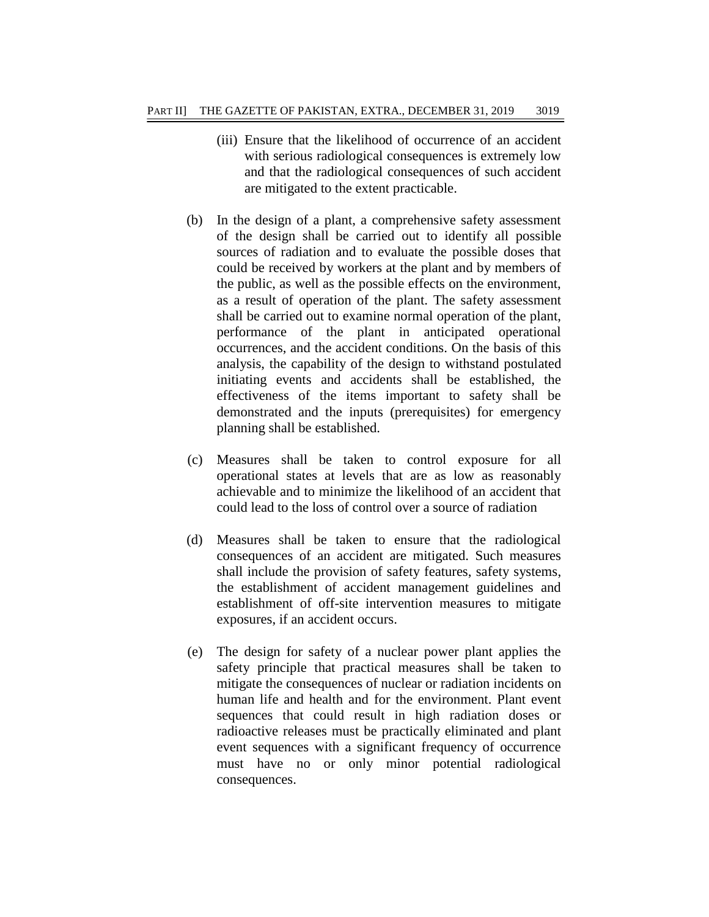(iii) Ensure that the likelihood of occurrence of an accident with serious radiological consequences is extremely low and that the radiological consequences of such accident are mitigated to the extent practicable.

(b) In the design of a plant, a comprehensive safety assessment of the design shall be carried out to identify all possible sources of radiation and to evaluate the possible doses that could be received by workers at the plant and by members of the public, as well as the possible effects on the environment, as a result of operation of the plant. The safety assessment shall be carried out to examine normal operation of the plant, performance of the plant in anticipated operational occurrences, and the accident conditions. On the basis of this analysis, the capability of the design to withstand postulated initiating events and accidents shall be established, the effectiveness of the items important to safety shall be demonstrated and the inputs (prerequisites) for emergency planning shall be established.

(c) Measures shall be taken to control exposure for all operational states at levels that are as low as reasonably achievable and to minimize the likelihood of an accident that could lead to the loss of control over a source of radiation

(d) Measures shall be taken to ensure that the radiological consequences of an accident are mitigated. Such measures shall include the provision of safety features, safety systems, the establishment of accident management guidelines and establishment of off-site intervention measures to mitigate exposures, if an accident occurs.

(e) The design for safety of a nuclear power plant applies the safety principle that practical measures shall be taken to mitigate the consequences of nuclear or radiation incidents on human life and health and for the environment. Plant event sequences that could result in high radiation doses or radioactive releases must be practically eliminated and plant event sequences with a significant frequency of occurrence must have no or only minor potential radiological consequences.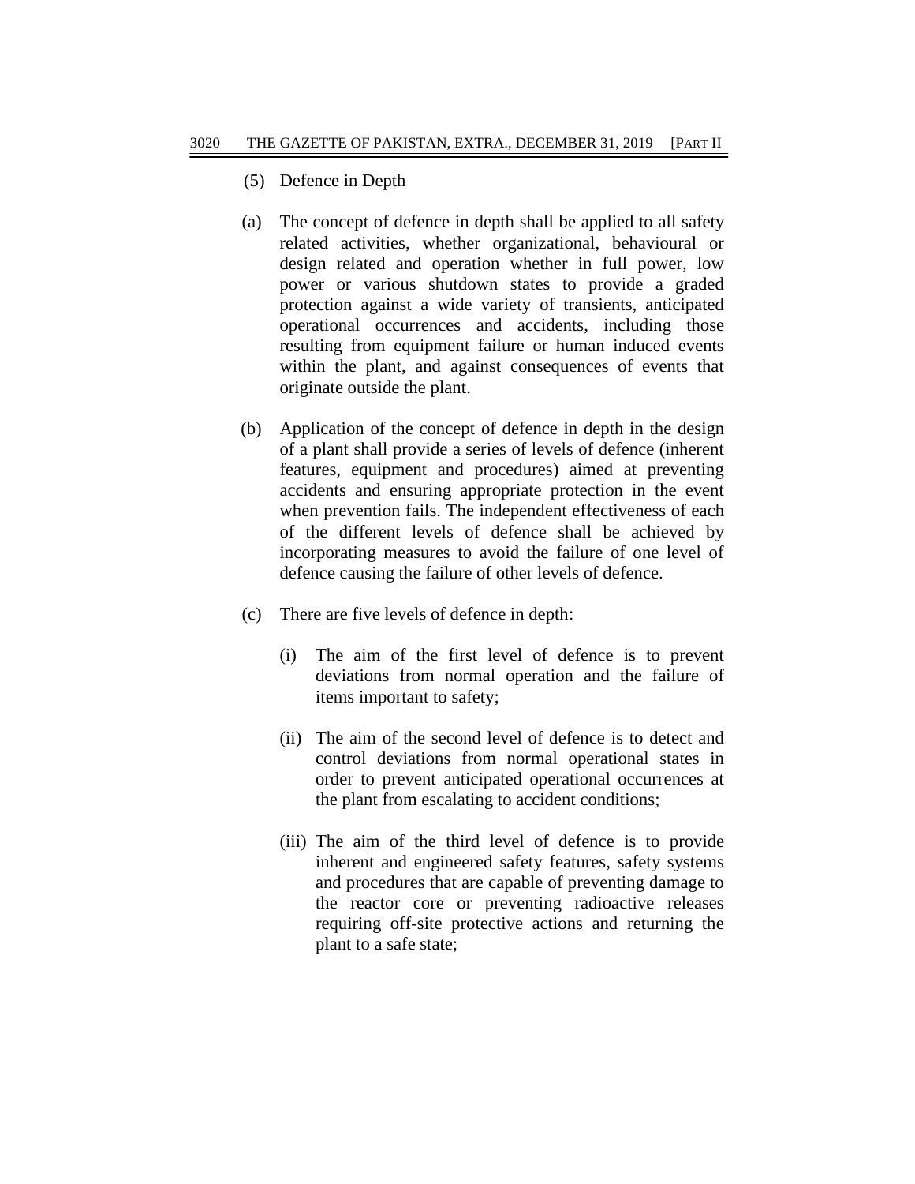(5) Defence in Depth

(a) The concept of defence in depth shall be applied to all safety related activities, whether organizational, behavioural or design related and operation whether in full power, low power or various shutdown states to provide a graded protection against a wide variety of transients, anticipated operational occurrences and accidents, including those resulting from equipment failure or human induced events within the plant, and against consequences of events that originate outside the plant.

(b) Application of the concept of defence in depth in the design of a plant shall provide a series of levels of defence (inherent features, equipment and procedures) aimed at preventing accidents and ensuring appropriate protection in the event when prevention fails. The independent effectiveness of each of the different levels of defence shall be achieved by incorporating measures to avoid the failure of one level of defence causing the failure of other levels of defence.

(c) There are five levels of defence in depth:

   (i) The aim of the first level of defence is to prevent deviations from normal operation and the failure of items important to safety;

   (ii) The aim of the second level of defence is to detect and control deviations from normal operational states in order to prevent anticipated operational occurrences at the plant from escalating to accident conditions;

   (iii) The aim of the third level of defence is to provide inherent and engineered safety features, safety systems and procedures that are capable of preventing damage to the reactor core or preventing radioactive releases requiring off-site protective actions and returning the plant to a safe state;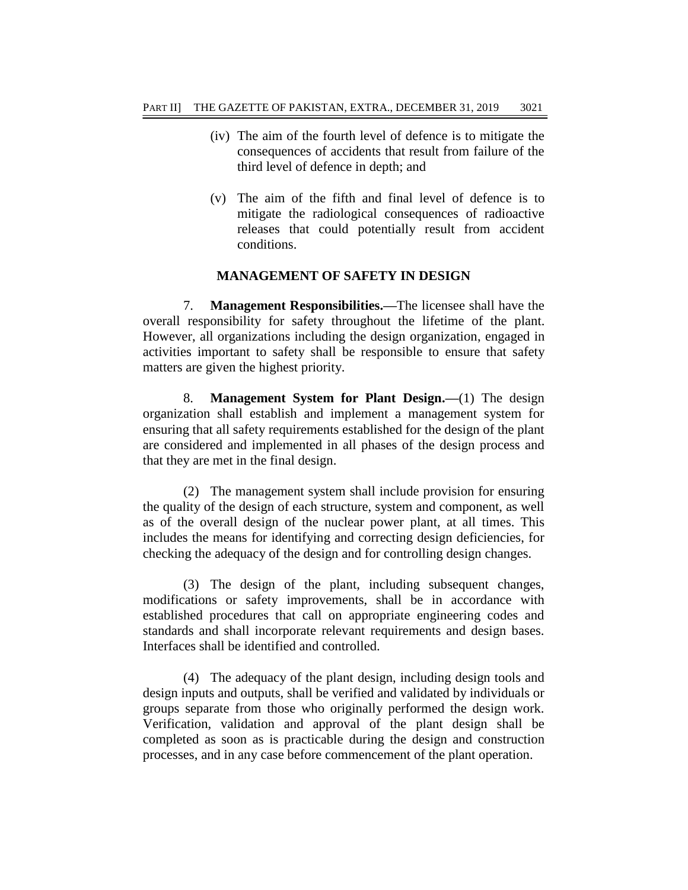(iv) The aim of the fourth level of defence is to mitigate the consequences of accidents that result from failure of the third level of defence in depth; and

(v) The aim of the fifth and final level of defence is to mitigate the radiological consequences of radioactive releases that could potentially result from accident conditions.

## MANAGEMENT OF SAFETY IN DESIGN

7. **Management Responsibilities.—**The licensee shall have the overall responsibility for safety throughout the lifetime of the plant. However, all organizations including the design organization, engaged in activities important to safety shall be responsible to ensure that safety matters are given the highest priority.

8. **Management System for Plant Design.—**(1) The design organization shall establish and implement a management system for ensuring that all safety requirements established for the design of the plant are considered and implemented in all phases of the design process and that they are met in the final design.

(2) The management system shall include provision for ensuring the quality of the design of each structure, system and component, as well as of the overall design of the nuclear power plant, at all times. This includes the means for identifying and correcting design deficiencies, for checking the adequacy of the design and for controlling design changes.

(3) The design of the plant, including subsequent changes, modifications or safety improvements, shall be in accordance with established procedures that call on appropriate engineering codes and standards and shall incorporate relevant requirements and design bases. Interfaces shall be identified and controlled.

(4) The adequacy of the plant design, including design tools and design inputs and outputs, shall be verified and validated by individuals or groups separate from those who originally performed the design work. Verification, validation and approval of the plant design shall be completed as soon as is practicable during the design and construction processes, and in any case before commencement of the plant operation.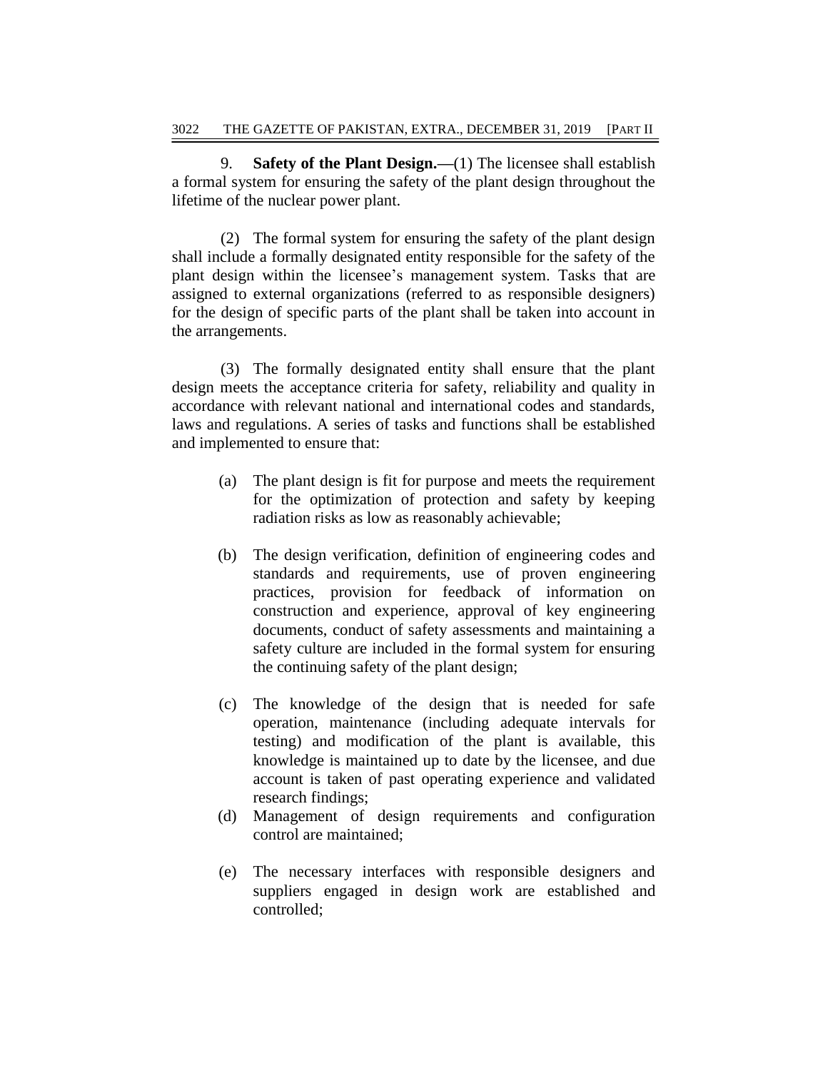9. **Safety of the Plant Design.—**(1) The licensee shall establish a formal system for ensuring the safety of the plant design throughout the lifetime of the nuclear power plant.

(2) The formal system for ensuring the safety of the plant design shall include a formally designated entity responsible for the safety of the plant design within the licensee's management system. Tasks that are assigned to external organizations (referred to as responsible designers) for the design of specific parts of the plant shall be taken into account in the arrangements.

(3) The formally designated entity shall ensure that the plant design meets the acceptance criteria for safety, reliability and quality in accordance with relevant national and international codes and standards, laws and regulations. A series of tasks and functions shall be established and implemented to ensure that:

(a) The plant design is fit for purpose and meets the requirement for the optimization of protection and safety by keeping radiation risks as low as reasonably achievable;

(b) The design verification, definition of engineering codes and standards and requirements, use of proven engineering practices, provision for feedback of information on construction and experience, approval of key engineering documents, conduct of safety assessments and maintaining a safety culture are included in the formal system for ensuring the continuing safety of the plant design;

(c) The knowledge of the design that is needed for safe operation, maintenance (including adequate intervals for testing) and modification of the plant is available, this knowledge is maintained up to date by the licensee, and due account is taken of past operating experience and validated research findings;

(d) Management of design requirements and configuration control are maintained;

(e) The necessary interfaces with responsible designers and suppliers engaged in design work are established and controlled;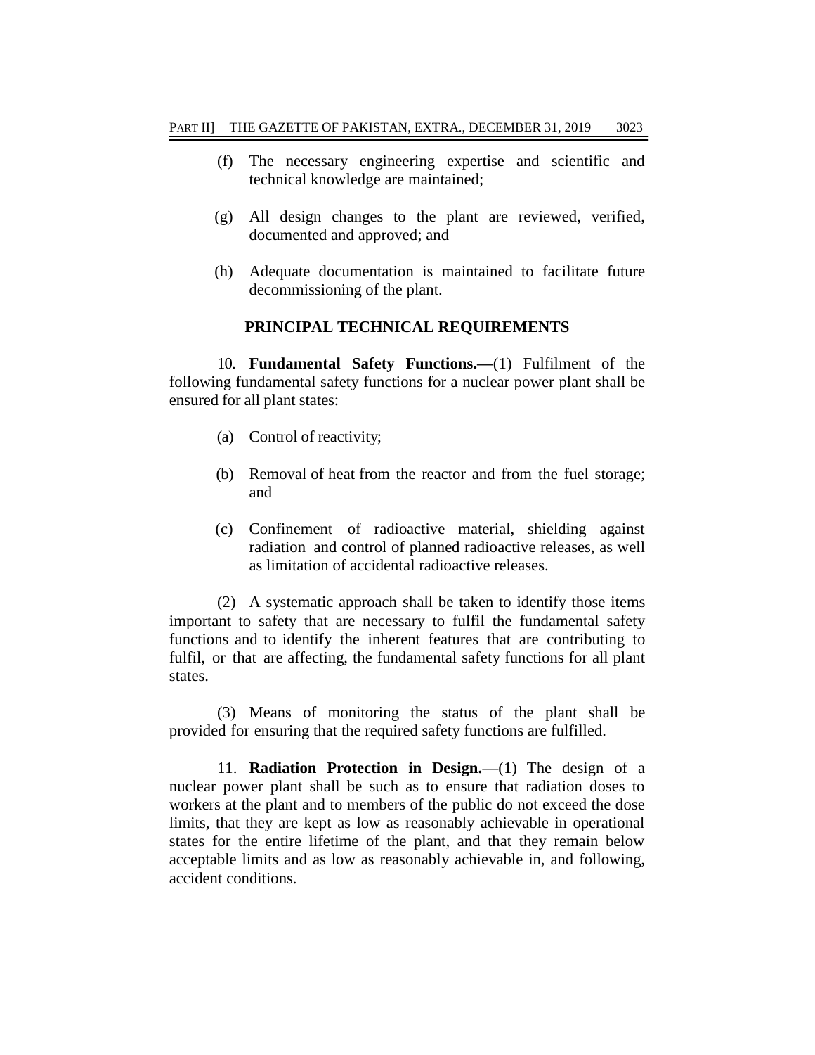(f) The necessary engineering expertise and scientific and technical knowledge are maintained;

(g) All design changes to the plant are reviewed, verified, documented and approved; and

(h) Adequate documentation is maintained to facilitate future decommissioning of the plant.

## PRINCIPAL TECHNICAL REQUIREMENTS

10. **Fundamental Safety Functions.—**(1) Fulfilment of the following fundamental safety functions for a nuclear power plant shall be ensured for all plant states:

(a) Control of reactivity;

(b) Removal of heat from the reactor and from the fuel storage; and

(c) Confinement of radioactive material, shielding against radiation and control of planned radioactive releases, as well as limitation of accidental radioactive releases.

(2) A systematic approach shall be taken to identify those items important to safety that are necessary to fulfil the fundamental safety functions and to identify the inherent features that are contributing to fulfil, or that are affecting, the fundamental safety functions for all plant states.

(3) Means of monitoring the status of the plant shall be provided for ensuring that the required safety functions are fulfilled.

11. **Radiation Protection in Design.—**(1) The design of a nuclear power plant shall be such as to ensure that radiation doses to workers at the plant and to members of the public do not exceed the dose limits, that they are kept as low as reasonably achievable in operational states for the entire lifetime of the plant, and that they remain below acceptable limits and as low as reasonably achievable in, and following, accident conditions.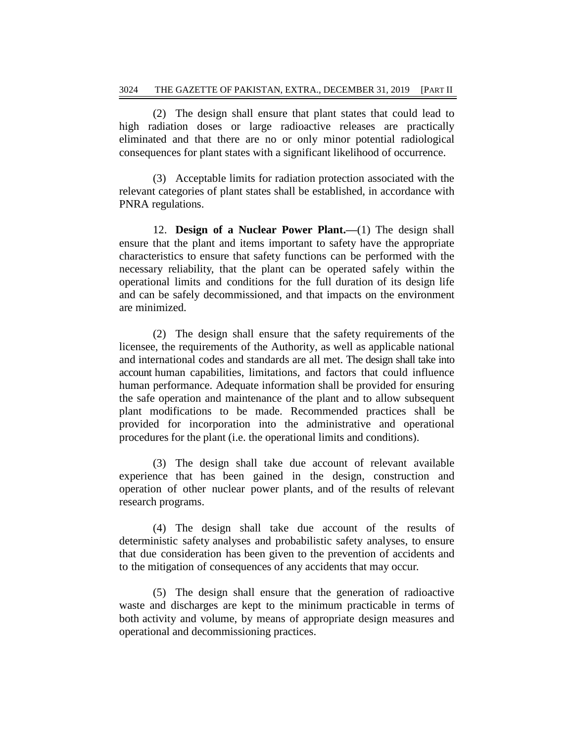(2) The design shall ensure that plant states that could lead to high radiation doses or large radioactive releases are practically eliminated and that there are no or only minor potential radiological consequences for plant states with a significant likelihood of occurrence.

(3) Acceptable limits for radiation protection associated with the relevant categories of plant states shall be established, in accordance with PNRA regulations.

12. **Design of a Nuclear Power Plant.—**(1) The design shall ensure that the plant and items important to safety have the appropriate characteristics to ensure that safety functions can be performed with the necessary reliability, that the plant can be operated safely within the operational limits and conditions for the full duration of its design life and can be safely decommissioned, and that impacts on the environment are minimized.

(2) The design shall ensure that the safety requirements of the licensee, the requirements of the Authority, as well as applicable national and international codes and standards are all met. The design shall take into account human capabilities, limitations, and factors that could influence human performance. Adequate information shall be provided for ensuring the safe operation and maintenance of the plant and to allow subsequent plant modifications to be made. Recommended practices shall be provided for incorporation into the administrative and operational procedures for the plant (i.e. the operational limits and conditions).

(3) The design shall take due account of relevant available experience that has been gained in the design, construction and operation of other nuclear power plants, and of the results of relevant research programs.

(4) The design shall take due account of the results of deterministic safety analyses and probabilistic safety analyses, to ensure that due consideration has been given to the prevention of accidents and to the mitigation of consequences of any accidents that may occur.

(5) The design shall ensure that the generation of radioactive waste and discharges are kept to the minimum practicable in terms of both activity and volume, by means of appropriate design measures and operational and decommissioning practices.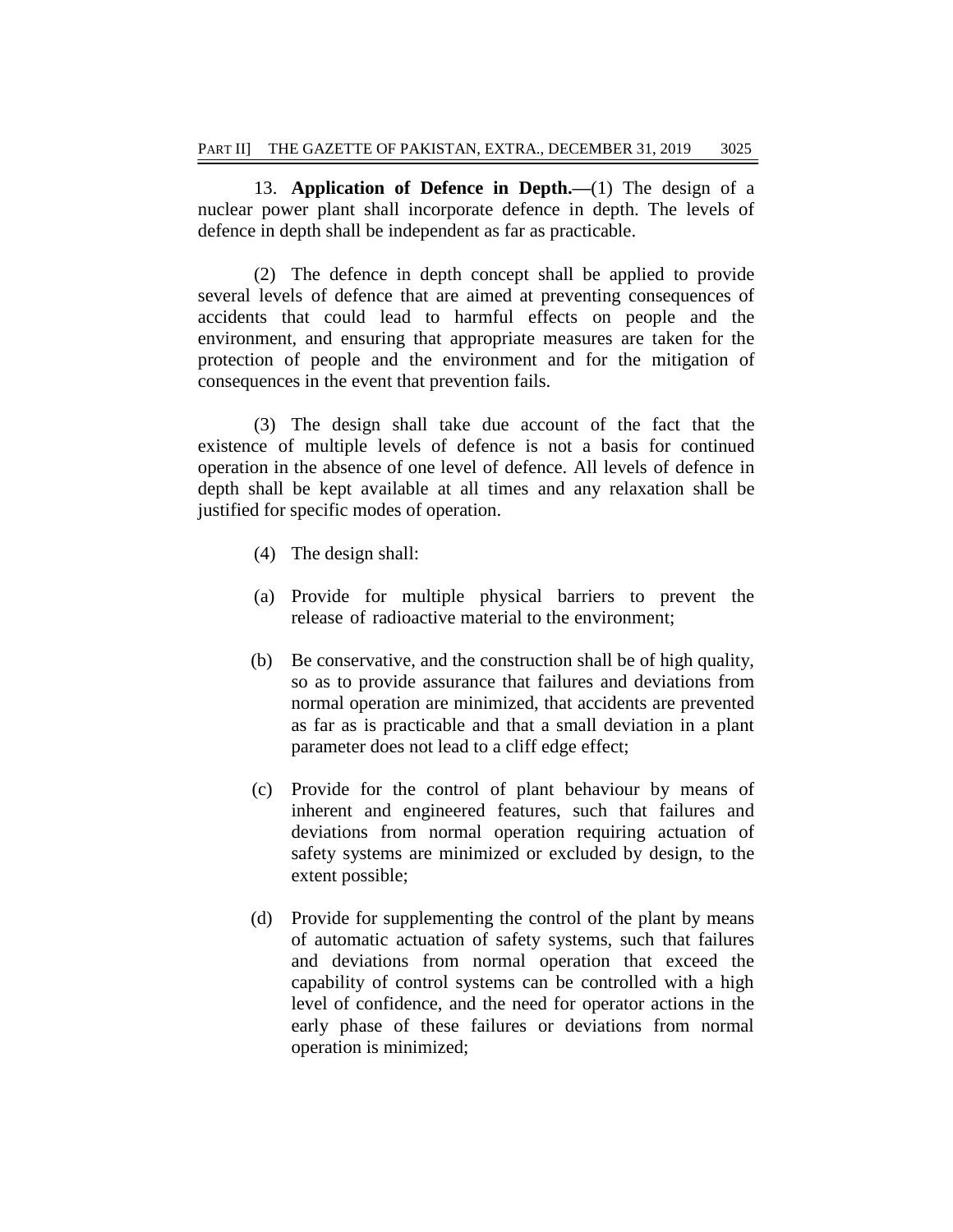13. **Application of Defence in Depth.—**(1) The design of a nuclear power plant shall incorporate defence in depth. The levels of defence in depth shall be independent as far as practicable.

(2) The defence in depth concept shall be applied to provide several levels of defence that are aimed at preventing consequences of accidents that could lead to harmful effects on people and the environment, and ensuring that appropriate measures are taken for the protection of people and the environment and for the mitigation of consequences in the event that prevention fails.

(3) The design shall take due account of the fact that the existence of multiple levels of defence is not a basis for continued operation in the absence of one level of defence. All levels of defence in depth shall be kept available at all times and any relaxation shall be justified for specific modes of operation.

(4) The design shall:

(a) Provide for multiple physical barriers to prevent the release of radioactive material to the environment;

(b) Be conservative, and the construction shall be of high quality, so as to provide assurance that failures and deviations from normal operation are minimized, that accidents are prevented as far as is practicable and that a small deviation in a plant parameter does not lead to a cliff edge effect;

(c) Provide for the control of plant behaviour by means of inherent and engineered features, such that failures and deviations from normal operation requiring actuation of safety systems are minimized or excluded by design, to the extent possible;

(d) Provide for supplementing the control of the plant by means of automatic actuation of safety systems, such that failures and deviations from normal operation that exceed the capability of control systems can be controlled with a high level of confidence, and the need for operator actions in the early phase of these failures or deviations from normal operation is minimized;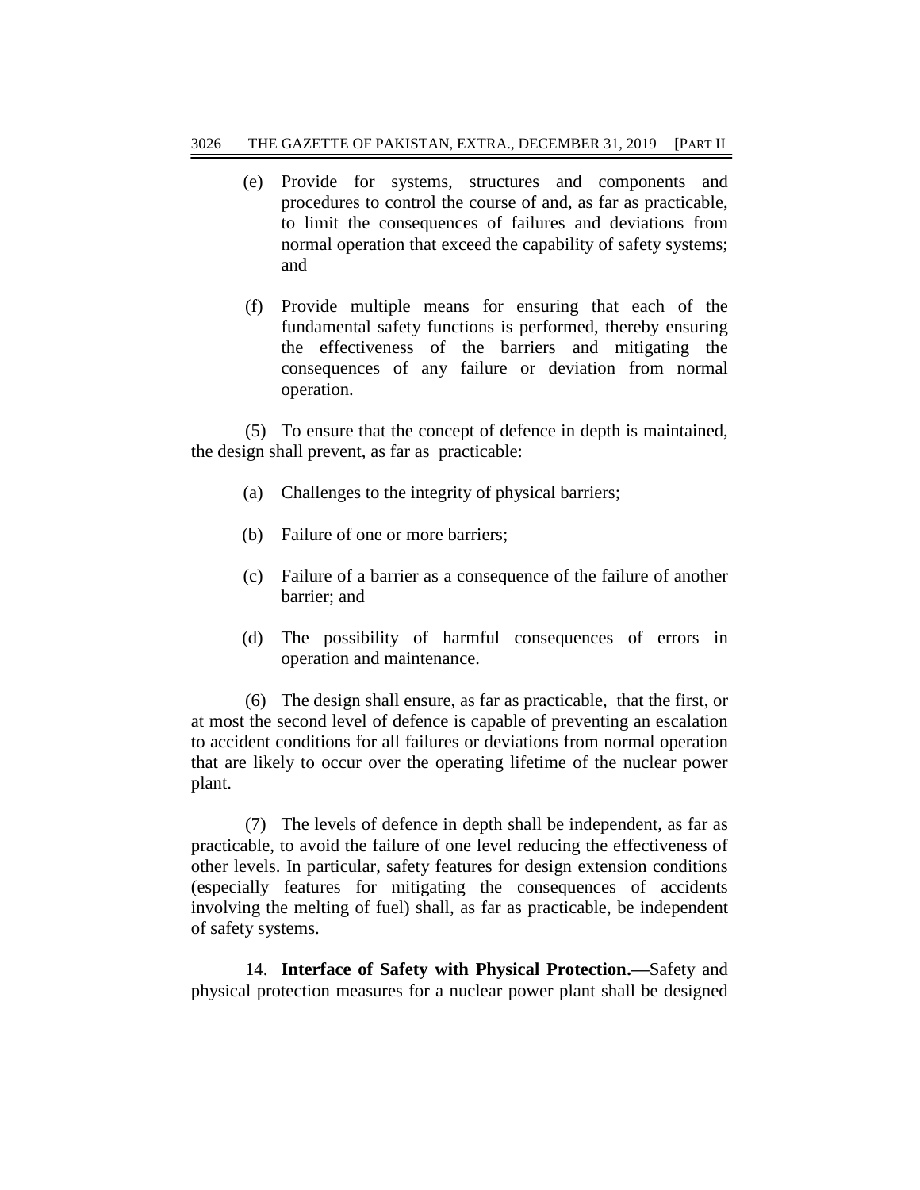(e) Provide for systems, structures and components and procedures to control the course of and, as far as practicable, to limit the consequences of failures and deviations from normal operation that exceed the capability of safety systems; and

(f) Provide multiple means for ensuring that each of the fundamental safety functions is performed, thereby ensuring the effectiveness of the barriers and mitigating the consequences of any failure or deviation from normal operation.

(5) To ensure that the concept of defence in depth is maintained, the design shall prevent, as far as practicable:

(a) Challenges to the integrity of physical barriers;

(b) Failure of one or more barriers;

(c) Failure of a barrier as a consequence of the failure of another barrier; and

(d) The possibility of harmful consequences of errors in operation and maintenance.

(6) The design shall ensure, as far as practicable, that the first, or at most the second level of defence is capable of preventing an escalation to accident conditions for all failures or deviations from normal operation that are likely to occur over the operating lifetime of the nuclear power plant.

(7) The levels of defence in depth shall be independent, as far as practicable, to avoid the failure of one level reducing the effectiveness of other levels. In particular, safety features for design extension conditions (especially features for mitigating the consequences of accidents involving the melting of fuel) shall, as far as practicable, be independent of safety systems.

14. **Interface of Safety with Physical Protection.—**Safety and physical protection measures for a nuclear power plant shall be designed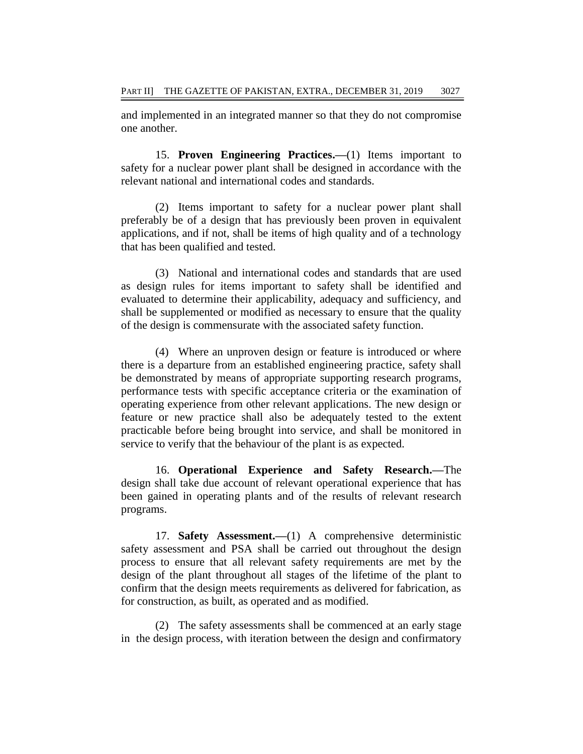and implemented in an integrated manner so that they do not compromise one another.

15. **Proven Engineering Practices.—**(1) Items important to safety for a nuclear power plant shall be designed in accordance with the relevant national and international codes and standards.

(2) Items important to safety for a nuclear power plant shall preferably be of a design that has previously been proven in equivalent applications, and if not, shall be items of high quality and of a technology that has been qualified and tested.

(3) National and international codes and standards that are used as design rules for items important to safety shall be identified and evaluated to determine their applicability, adequacy and sufficiency, and shall be supplemented or modified as necessary to ensure that the quality of the design is commensurate with the associated safety function.

(4) Where an unproven design or feature is introduced or where there is a departure from an established engineering practice, safety shall be demonstrated by means of appropriate supporting research programs, performance tests with specific acceptance criteria or the examination of operating experience from other relevant applications. The new design or feature or new practice shall also be adequately tested to the extent practicable before being brought into service, and shall be monitored in service to verify that the behaviour of the plant is as expected.

16. **Operational Experience and Safety Research.—**The design shall take due account of relevant operational experience that has been gained in operating plants and of the results of relevant research programs.

17. **Safety Assessment.—**(1) A comprehensive deterministic safety assessment and PSA shall be carried out throughout the design process to ensure that all relevant safety requirements are met by the design of the plant throughout all stages of the lifetime of the plant to confirm that the design meets requirements as delivered for fabrication, as for construction, as built, as operated and as modified.

(2) The safety assessments shall be commenced at an early stage in the design process, with iteration between the design and confirmatory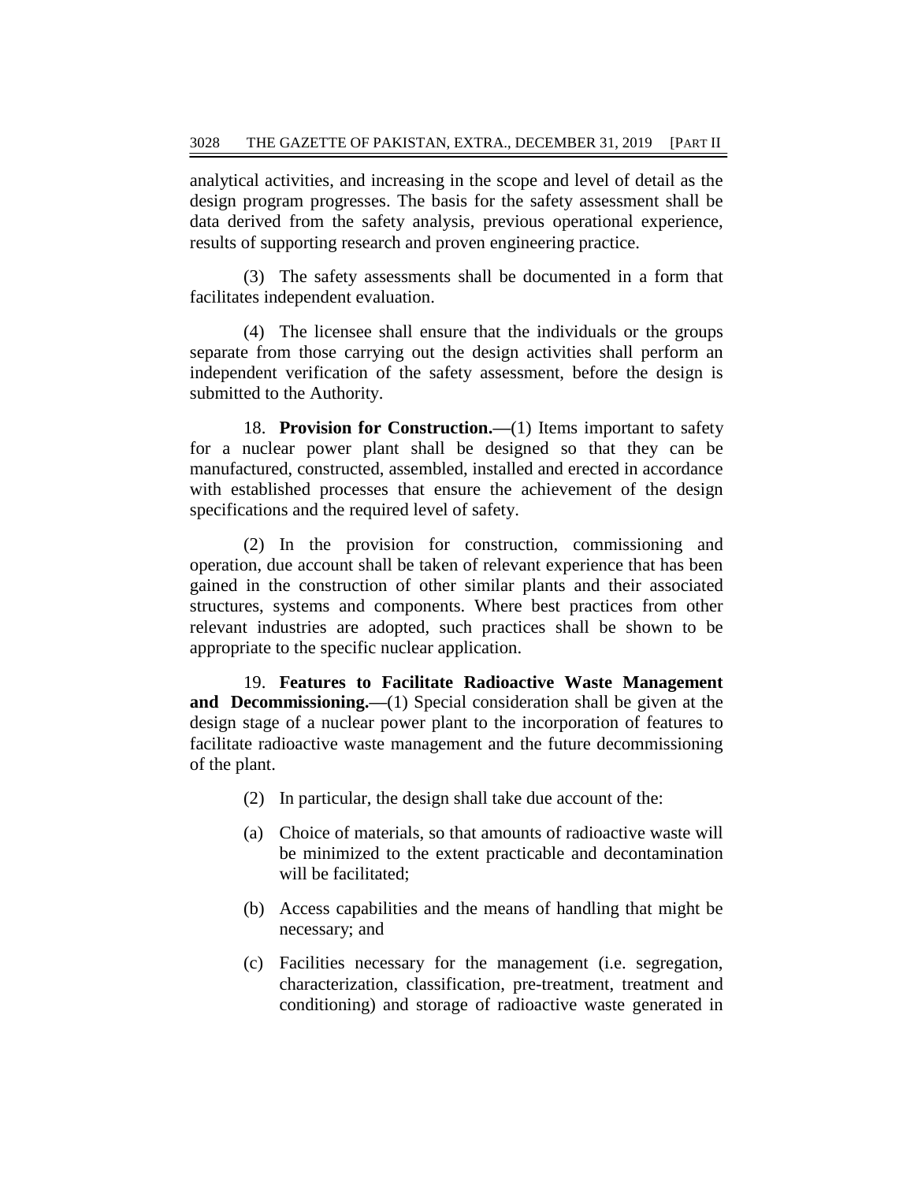analytical activities, and increasing in the scope and level of detail as the design program progresses. The basis for the safety assessment shall be data derived from the safety analysis, previous operational experience, results of supporting research and proven engineering practice.

(3) The safety assessments shall be documented in a form that facilitates independent evaluation.

(4) The licensee shall ensure that the individuals or the groups separate from those carrying out the design activities shall perform an independent verification of the safety assessment, before the design is submitted to the Authority.

18. **Provision for Construction.—**(1) Items important to safety for a nuclear power plant shall be designed so that they can be manufactured, constructed, assembled, installed and erected in accordance with established processes that ensure the achievement of the design specifications and the required level of safety.

(2) In the provision for construction, commissioning and operation, due account shall be taken of relevant experience that has been gained in the construction of other similar plants and their associated structures, systems and components. Where best practices from other relevant industries are adopted, such practices shall be shown to be appropriate to the specific nuclear application.

19. **Features to Facilitate Radioactive Waste Management and Decommissioning.—**(1) Special consideration shall be given at the design stage of a nuclear power plant to the incorporation of features to facilitate radioactive waste management and the future decommissioning of the plant.

(2) In particular, the design shall take due account of the:

(a) Choice of materials, so that amounts of radioactive waste will be minimized to the extent practicable and decontamination will be facilitated;

(b) Access capabilities and the means of handling that might be necessary; and

(c) Facilities necessary for the management (i.e. segregation, characterization, classification, pre-treatment, treatment and conditioning) and storage of radioactive waste generated in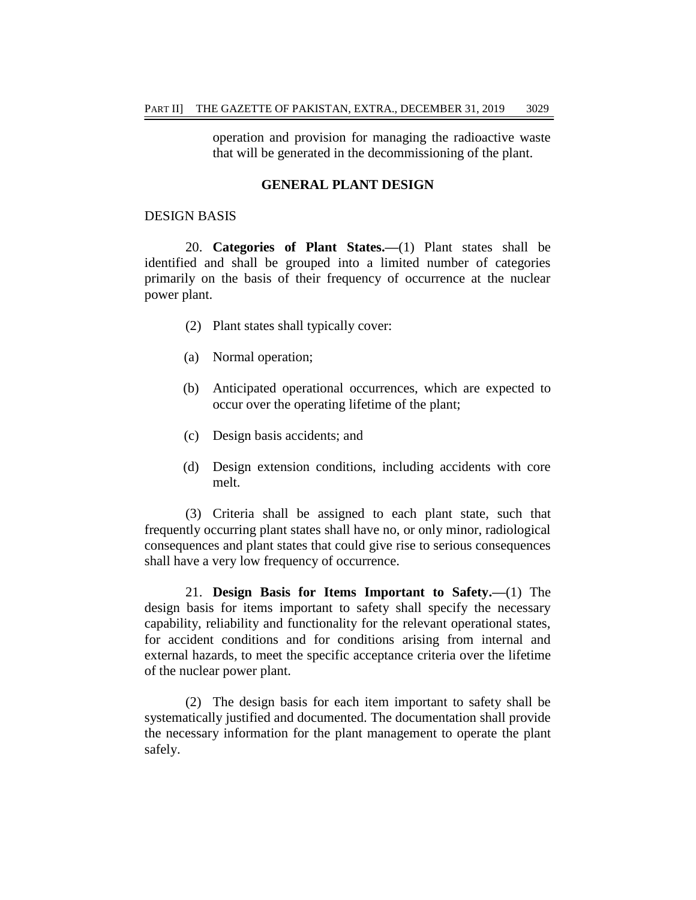operation and provision for managing the radioactive waste that will be generated in the decommissioning of the plant.

## GENERAL PLANT DESIGN

### DESIGN BASIS

20. **Categories of Plant States.—**(1) Plant states shall be identified and shall be grouped into a limited number of categories primarily on the basis of their frequency of occurrence at the nuclear power plant.

(2) Plant states shall typically cover:

(a) Normal operation;

(b) Anticipated operational occurrences, which are expected to occur over the operating lifetime of the plant;

(c) Design basis accidents; and

(d) Design extension conditions, including accidents with core melt.

(3) Criteria shall be assigned to each plant state, such that frequently occurring plant states shall have no, or only minor, radiological consequences and plant states that could give rise to serious consequences shall have a very low frequency of occurrence.

21. **Design Basis for Items Important to Safety.—**(1) The design basis for items important to safety shall specify the necessary capability, reliability and functionality for the relevant operational states, for accident conditions and for conditions arising from internal and external hazards, to meet the specific acceptance criteria over the lifetime of the nuclear power plant.

(2) The design basis for each item important to safety shall be systematically justified and documented. The documentation shall provide the necessary information for the plant management to operate the plant safely.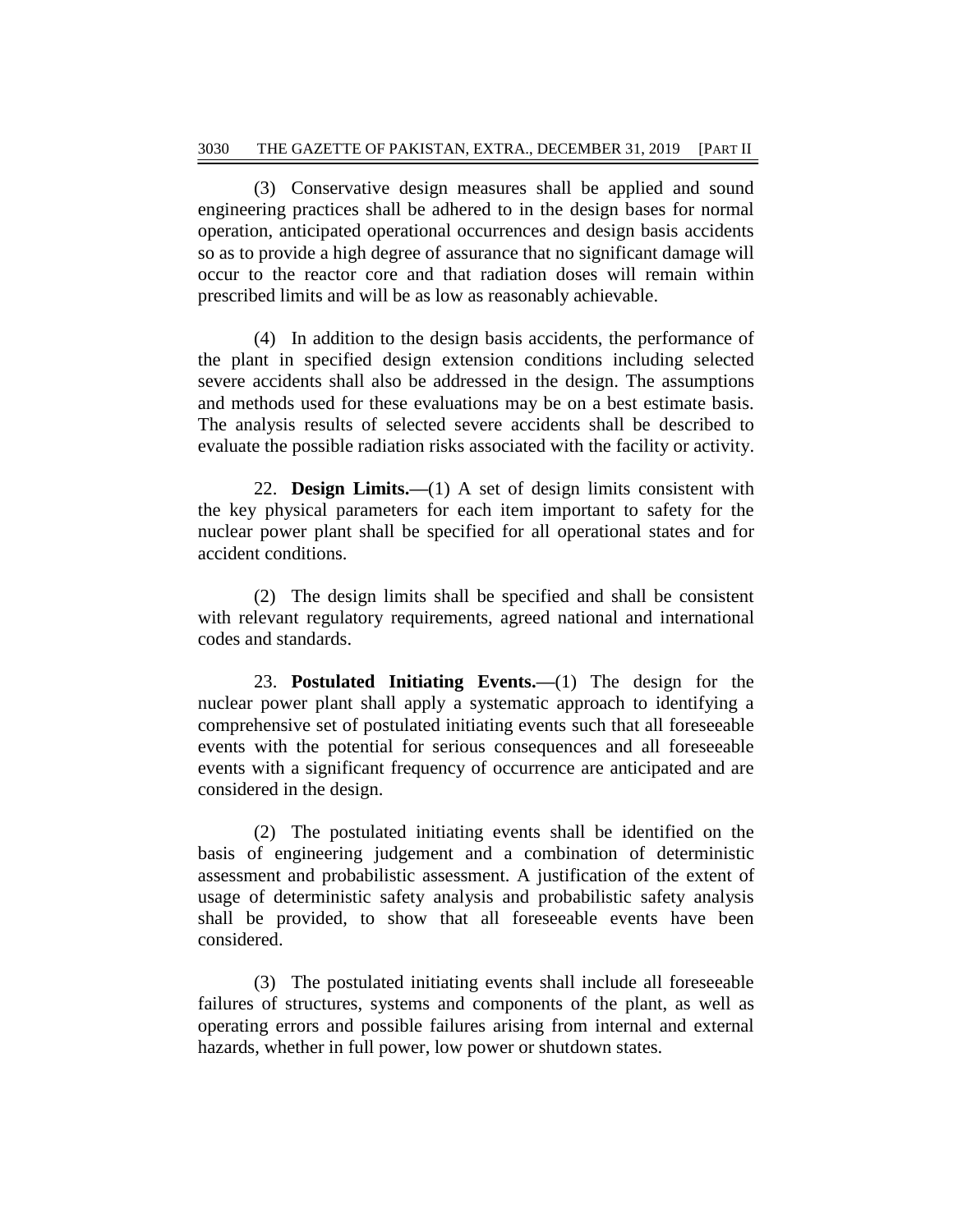(3) Conservative design measures shall be applied and sound engineering practices shall be adhered to in the design bases for normal operation, anticipated operational occurrences and design basis accidents so as to provide a high degree of assurance that no significant damage will occur to the reactor core and that radiation doses will remain within prescribed limits and will be as low as reasonably achievable.

(4) In addition to the design basis accidents, the performance of the plant in specified design extension conditions including selected severe accidents shall also be addressed in the design. The assumptions and methods used for these evaluations may be on a best estimate basis. The analysis results of selected severe accidents shall be described to evaluate the possible radiation risks associated with the facility or activity.

22. **Design Limits.—**(1) A set of design limits consistent with the key physical parameters for each item important to safety for the nuclear power plant shall be specified for all operational states and for accident conditions.

(2) The design limits shall be specified and shall be consistent with relevant regulatory requirements, agreed national and international codes and standards.

23. **Postulated Initiating Events.—**(1) The design for the nuclear power plant shall apply a systematic approach to identifying a comprehensive set of postulated initiating events such that all foreseeable events with the potential for serious consequences and all foreseeable events with a significant frequency of occurrence are anticipated and are considered in the design.

(2) The postulated initiating events shall be identified on the basis of engineering judgement and a combination of deterministic assessment and probabilistic assessment. A justification of the extent of usage of deterministic safety analysis and probabilistic safety analysis shall be provided, to show that all foreseeable events have been considered.

(3) The postulated initiating events shall include all foreseeable failures of structures, systems and components of the plant, as well as operating errors and possible failures arising from internal and external hazards, whether in full power, low power or shutdown states.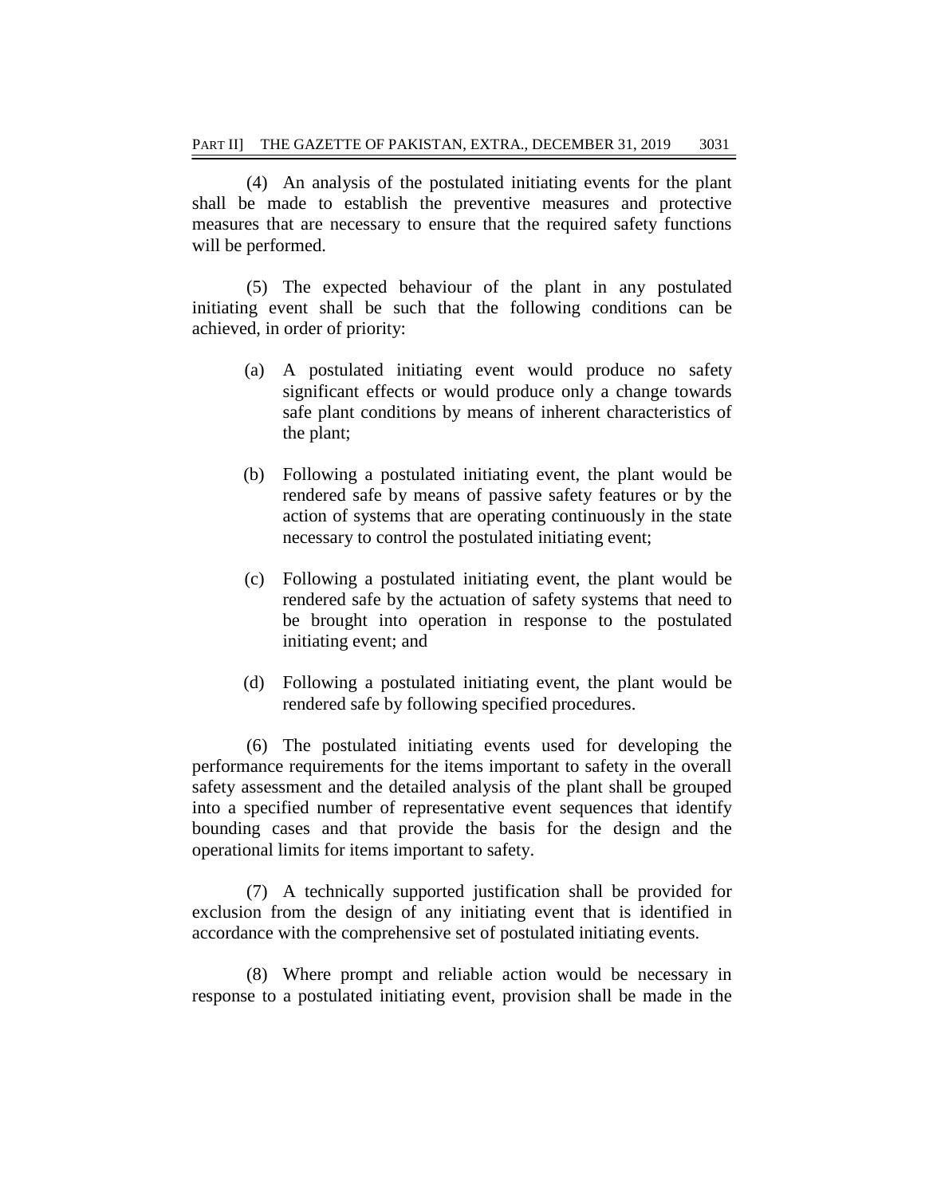(4) An analysis of the postulated initiating events for the plant shall be made to establish the preventive measures and protective measures that are necessary to ensure that the required safety functions will be performed.

(5) The expected behaviour of the plant in any postulated initiating event shall be such that the following conditions can be achieved, in order of priority:

(a) A postulated initiating event would produce no safety significant effects or would produce only a change towards safe plant conditions by means of inherent characteristics of the plant;

(b) Following a postulated initiating event, the plant would be rendered safe by means of passive safety features or by the action of systems that are operating continuously in the state necessary to control the postulated initiating event;

(c) Following a postulated initiating event, the plant would be rendered safe by the actuation of safety systems that need to be brought into operation in response to the postulated initiating event; and

(d) Following a postulated initiating event, the plant would be rendered safe by following specified procedures.

(6) The postulated initiating events used for developing the performance requirements for the items important to safety in the overall safety assessment and the detailed analysis of the plant shall be grouped into a specified number of representative event sequences that identify bounding cases and that provide the basis for the design and the operational limits for items important to safety.

(7) A technically supported justification shall be provided for exclusion from the design of any initiating event that is identified in accordance with the comprehensive set of postulated initiating events.

(8) Where prompt and reliable action would be necessary in response to a postulated initiating event, provision shall be made in the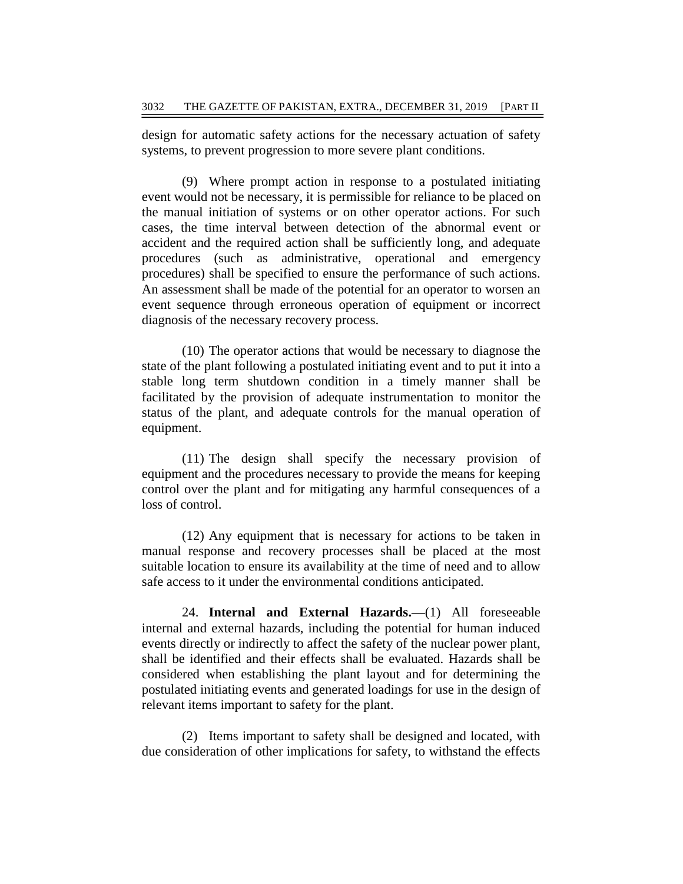design for automatic safety actions for the necessary actuation of safety systems, to prevent progression to more severe plant conditions.

(9) Where prompt action in response to a postulated initiating event would not be necessary, it is permissible for reliance to be placed on the manual initiation of systems or on other operator actions. For such cases, the time interval between detection of the abnormal event or accident and the required action shall be sufficiently long, and adequate procedures (such as administrative, operational and emergency procedures) shall be specified to ensure the performance of such actions. An assessment shall be made of the potential for an operator to worsen an event sequence through erroneous operation of equipment or incorrect diagnosis of the necessary recovery process.

(10) The operator actions that would be necessary to diagnose the state of the plant following a postulated initiating event and to put it into a stable long term shutdown condition in a timely manner shall be facilitated by the provision of adequate instrumentation to monitor the status of the plant, and adequate controls for the manual operation of equipment.

(11) The design shall specify the necessary provision of equipment and the procedures necessary to provide the means for keeping control over the plant and for mitigating any harmful consequences of a loss of control.

(12) Any equipment that is necessary for actions to be taken in manual response and recovery processes shall be placed at the most suitable location to ensure its availability at the time of need and to allow safe access to it under the environmental conditions anticipated.

24. **Internal and External Hazards.—**(1) All foreseeable internal and external hazards, including the potential for human induced events directly or indirectly to affect the safety of the nuclear power plant, shall be identified and their effects shall be evaluated. Hazards shall be considered when establishing the plant layout and for determining the postulated initiating events and generated loadings for use in the design of relevant items important to safety for the plant.

(2) Items important to safety shall be designed and located, with due consideration of other implications for safety, to withstand the effects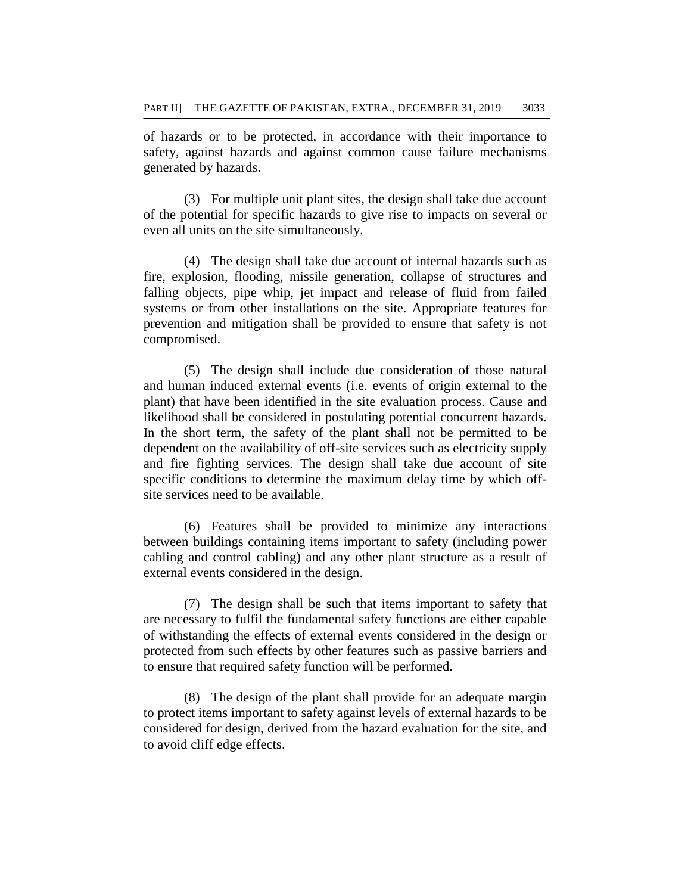of hazards or to be protected, in accordance with their importance to safety, against hazards and against common cause failure mechanisms generated by hazards.

(3) For multiple unit plant sites, the design shall take due account of the potential for specific hazards to give rise to impacts on several or even all units on the site simultaneously.

(4) The design shall take due account of internal hazards such as fire, explosion, flooding, missile generation, collapse of structures and falling objects, pipe whip, jet impact and release of fluid from failed systems or from other installations on the site. Appropriate features for prevention and mitigation shall be provided to ensure that safety is not compromised.

(5) The design shall include due consideration of those natural and human induced external events (i.e. events of origin external to the plant) that have been identified in the site evaluation process. Cause and likelihood shall be considered in postulating potential concurrent hazards. In the short term, the safety of the plant shall not be permitted to be dependent on the availability of off-site services such as electricity supply and fire fighting services. The design shall take due account of site specific conditions to determine the maximum delay time by which off-site services need to be available.

(6) Features shall be provided to minimize any interactions between buildings containing items important to safety (including power cabling and control cabling) and any other plant structure as a result of external events considered in the design.

(7) The design shall be such that items important to safety that are necessary to fulfil the fundamental safety functions are either capable of withstanding the effects of external events considered in the design or protected from such effects by other features such as passive barriers and to ensure that required safety function will be performed.

(8) The design of the plant shall provide for an adequate margin to protect items important to safety against levels of external hazards to be considered for design, derived from the hazard evaluation for the site, and to avoid cliff edge effects.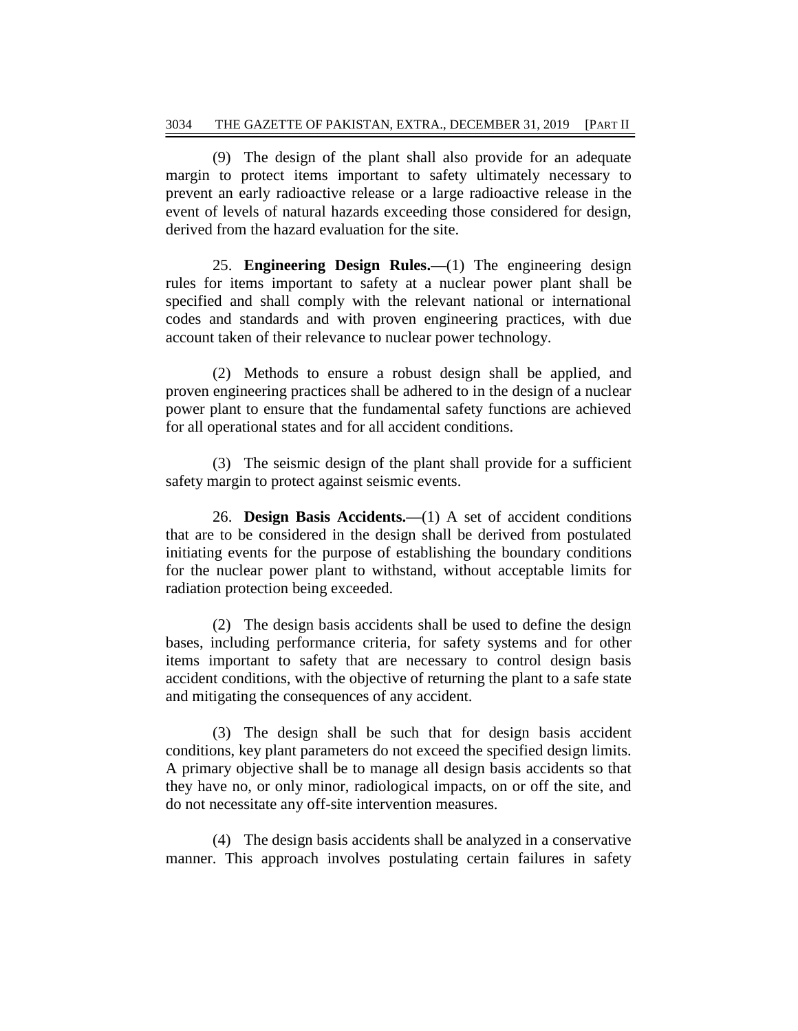(9) The design of the plant shall also provide for an adequate margin to protect items important to safety ultimately necessary to prevent an early radioactive release or a large radioactive release in the event of levels of natural hazards exceeding those considered for design, derived from the hazard evaluation for the site.

25. **Engineering Design Rules.—**(1) The engineering design rules for items important to safety at a nuclear power plant shall be specified and shall comply with the relevant national or international codes and standards and with proven engineering practices, with due account taken of their relevance to nuclear power technology.

(2) Methods to ensure a robust design shall be applied, and proven engineering practices shall be adhered to in the design of a nuclear power plant to ensure that the fundamental safety functions are achieved for all operational states and for all accident conditions.

(3) The seismic design of the plant shall provide for a sufficient safety margin to protect against seismic events.

26. **Design Basis Accidents.—**(1) A set of accident conditions that are to be considered in the design shall be derived from postulated initiating events for the purpose of establishing the boundary conditions for the nuclear power plant to withstand, without acceptable limits for radiation protection being exceeded.

(2) The design basis accidents shall be used to define the design bases, including performance criteria, for safety systems and for other items important to safety that are necessary to control design basis accident conditions, with the objective of returning the plant to a safe state and mitigating the consequences of any accident.

(3) The design shall be such that for design basis accident conditions, key plant parameters do not exceed the specified design limits. A primary objective shall be to manage all design basis accidents so that they have no, or only minor, radiological impacts, on or off the site, and do not necessitate any off-site intervention measures.

(4) The design basis accidents shall be analyzed in a conservative manner. This approach involves postulating certain failures in safety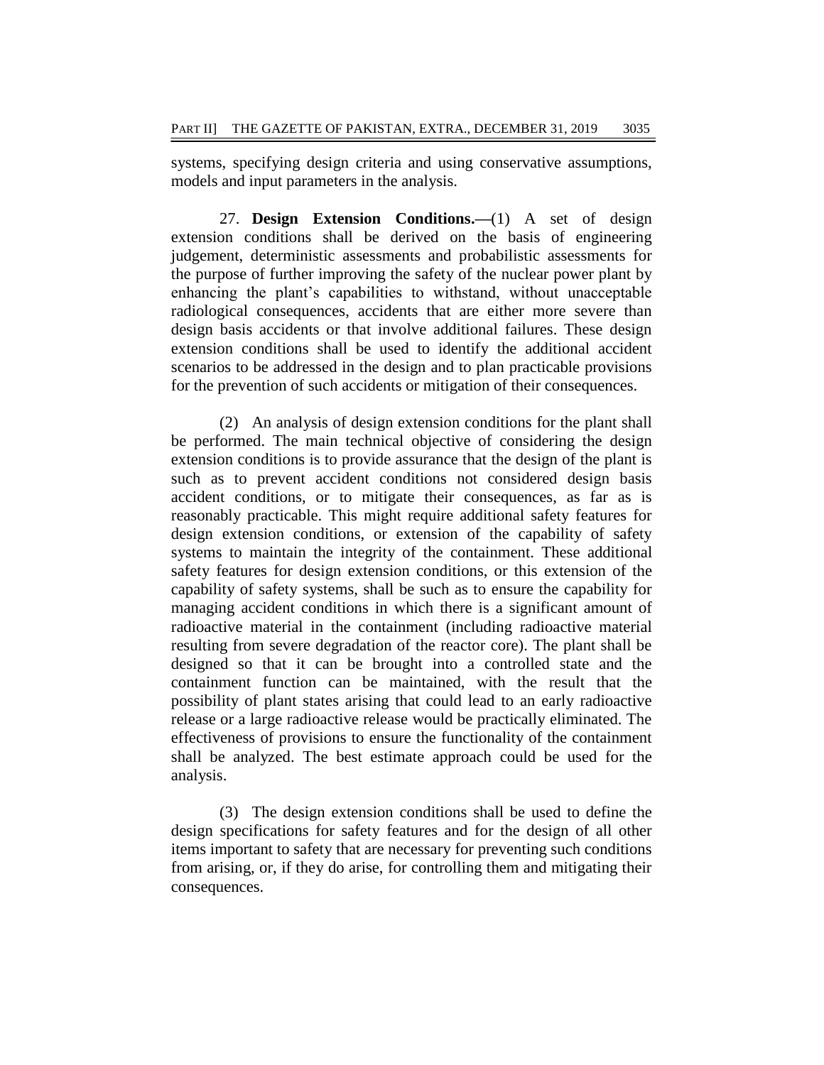systems, specifying design criteria and using conservative assumptions, models and input parameters in the analysis.

27. **Design Extension Conditions.**—(1) A set of design extension conditions shall be derived on the basis of engineering judgement, deterministic assessments and probabilistic assessments for the purpose of further improving the safety of the nuclear power plant by enhancing the plant's capabilities to withstand, without unacceptable radiological consequences, accidents that are either more severe than design basis accidents or that involve additional failures. These design extension conditions shall be used to identify the additional accident scenarios to be addressed in the design and to plan practicable provisions for the prevention of such accidents or mitigation of their consequences.

(2) An analysis of design extension conditions for the plant shall be performed. The main technical objective of considering the design extension conditions is to provide assurance that the design of the plant is such as to prevent accident conditions not considered design basis accident conditions, or to mitigate their consequences, as far as is reasonably practicable. This might require additional safety features for design extension conditions, or extension of the capability of safety systems to maintain the integrity of the containment. These additional safety features for design extension conditions, or this extension of the capability of safety systems, shall be such as to ensure the capability for managing accident conditions in which there is a significant amount of radioactive material in the containment (including radioactive material resulting from severe degradation of the reactor core). The plant shall be designed so that it can be brought into a controlled state and the containment function can be maintained, with the result that the possibility of plant states arising that could lead to an early radioactive release or a large radioactive release would be practically eliminated. The effectiveness of provisions to ensure the functionality of the containment shall be analyzed. The best estimate approach could be used for the analysis.

(3) The design extension conditions shall be used to define the design specifications for safety features and for the design of all other items important to safety that are necessary for preventing such conditions from arising, or, if they do arise, for controlling them and mitigating their consequences.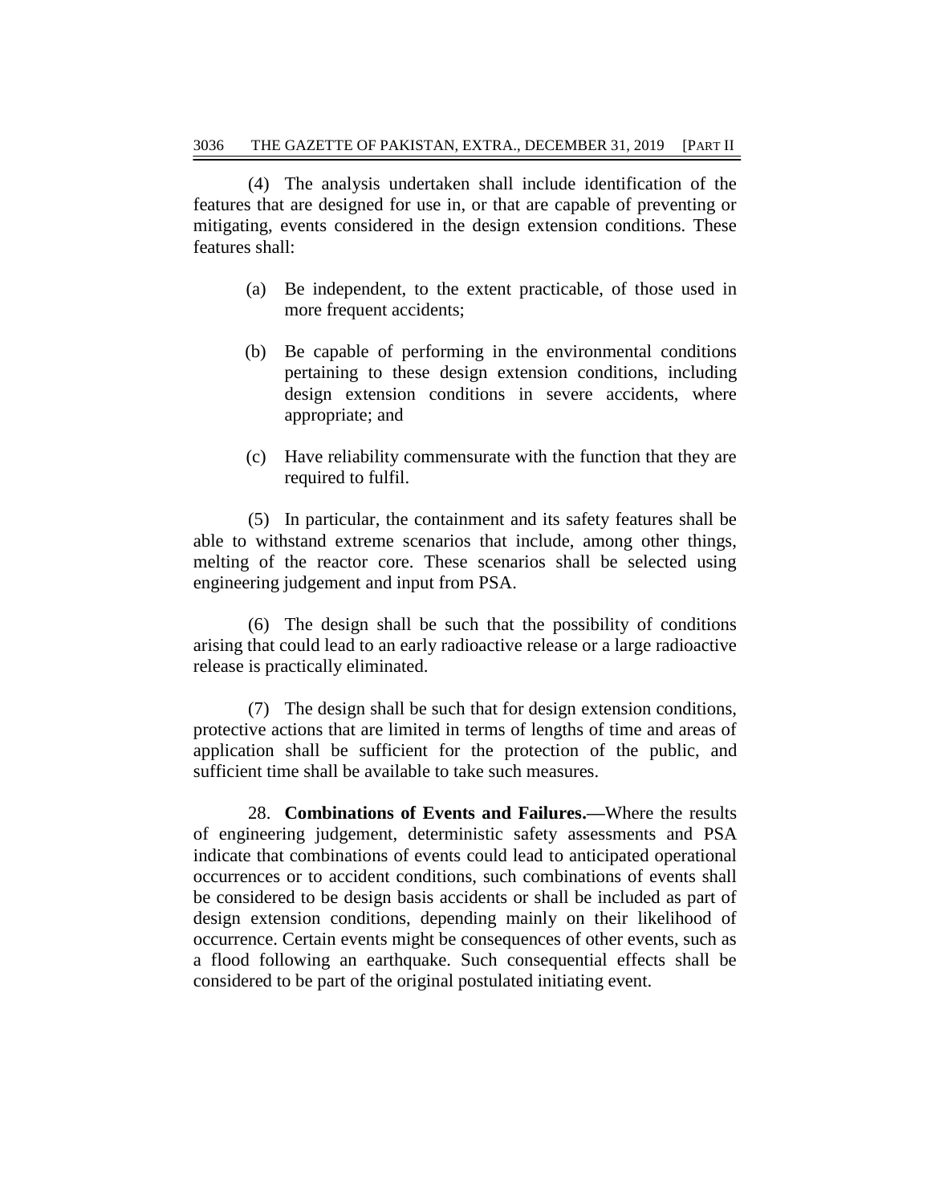(4) The analysis undertaken shall include identification of the features that are designed for use in, or that are capable of preventing or mitigating, events considered in the design extension conditions. These features shall:

(a) Be independent, to the extent practicable, of those used in more frequent accidents;

(b) Be capable of performing in the environmental conditions pertaining to these design extension conditions, including design extension conditions in severe accidents, where appropriate; and

(c) Have reliability commensurate with the function that they are required to fulfil.

(5) In particular, the containment and its safety features shall be able to withstand extreme scenarios that include, among other things, melting of the reactor core. These scenarios shall be selected using engineering judgement and input from PSA.

(6) The design shall be such that the possibility of conditions arising that could lead to an early radioactive release or a large radioactive release is practically eliminated.

(7) The design shall be such that for design extension conditions, protective actions that are limited in terms of lengths of time and areas of application shall be sufficient for the protection of the public, and sufficient time shall be available to take such measures.

28. **Combinations of Events and Failures.—**Where the results of engineering judgement, deterministic safety assessments and PSA indicate that combinations of events could lead to anticipated operational occurrences or to accident conditions, such combinations of events shall be considered to be design basis accidents or shall be included as part of design extension conditions, depending mainly on their likelihood of occurrence. Certain events might be consequences of other events, such as a flood following an earthquake. Such consequential effects shall be considered to be part of the original postulated initiating event.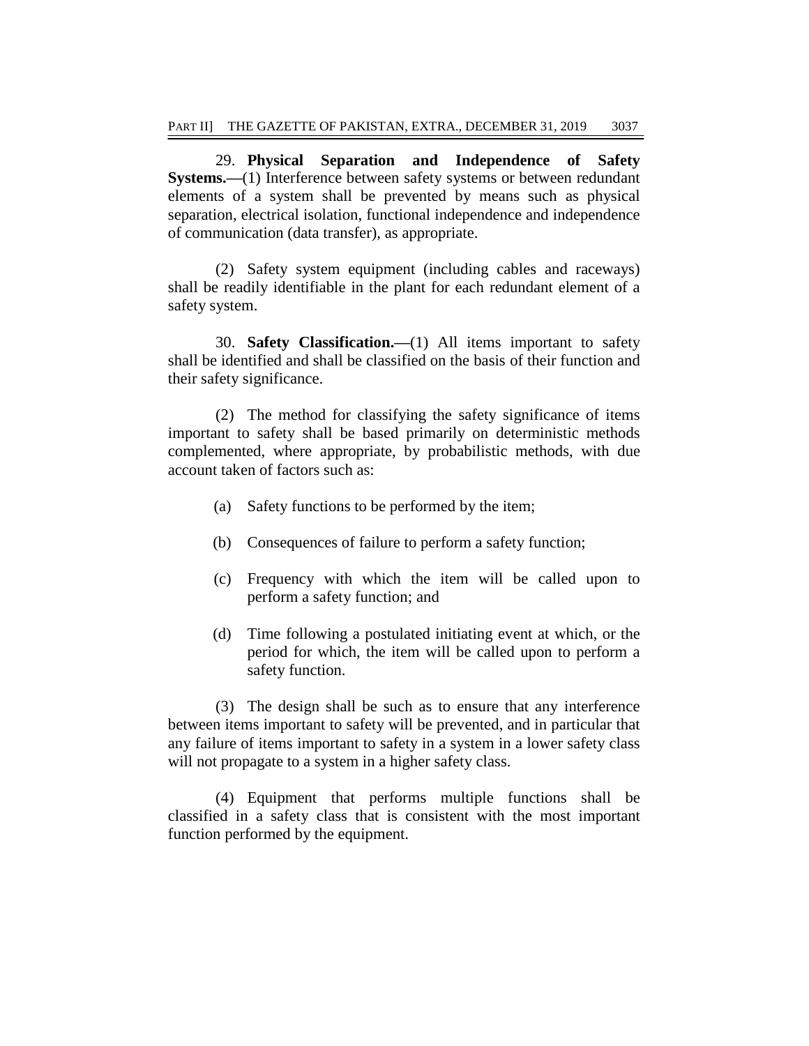29. **Physical Separation and Independence of Safety Systems.—**(1) Interference between safety systems or between redundant elements of a system shall be prevented by means such as physical separation, electrical isolation, functional independence and independence of communication (data transfer), as appropriate.

(2) Safety system equipment (including cables and raceways) shall be readily identifiable in the plant for each redundant element of a safety system.

30. **Safety Classification.—**(1) All items important to safety shall be identified and shall be classified on the basis of their function and their safety significance.

(2) The method for classifying the safety significance of items important to safety shall be based primarily on deterministic methods complemented, where appropriate, by probabilistic methods, with due account taken of factors such as:

(a) Safety functions to be performed by the item;

(b) Consequences of failure to perform a safety function;

(c) Frequency with which the item will be called upon to perform a safety function; and

(d) Time following a postulated initiating event at which, or the period for which, the item will be called upon to perform a safety function.

(3) The design shall be such as to ensure that any interference between items important to safety will be prevented, and in particular that any failure of items important to safety in a system in a lower safety class will not propagate to a system in a higher safety class.

(4) Equipment that performs multiple functions shall be classified in a safety class that is consistent with the most important function performed by the equipment.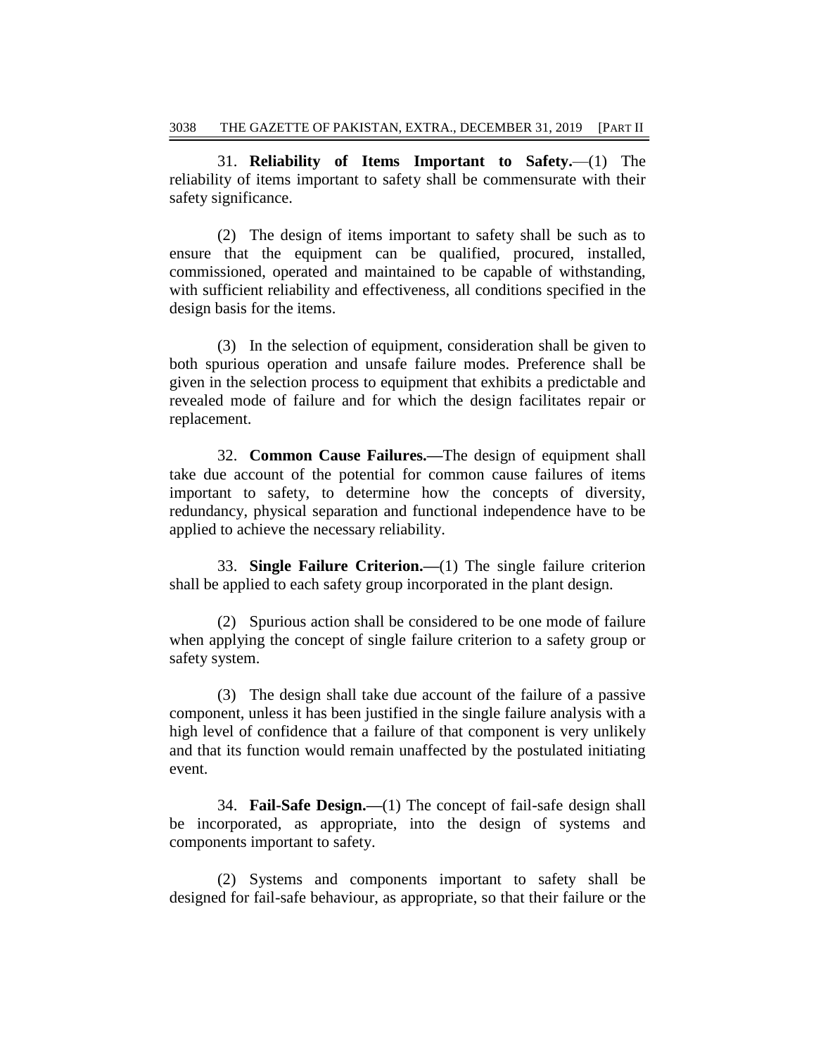31. **Reliability of Items Important to Safety.**—(1) The reliability of items important to safety shall be commensurate with their safety significance.

(2) The design of items important to safety shall be such as to ensure that the equipment can be qualified, procured, installed, commissioned, operated and maintained to be capable of withstanding, with sufficient reliability and effectiveness, all conditions specified in the design basis for the items.

(3) In the selection of equipment, consideration shall be given to both spurious operation and unsafe failure modes. Preference shall be given in the selection process to equipment that exhibits a predictable and revealed mode of failure and for which the design facilitates repair or replacement.

32. **Common Cause Failures.—**The design of equipment shall take due account of the potential for common cause failures of items important to safety, to determine how the concepts of diversity, redundancy, physical separation and functional independence have to be applied to achieve the necessary reliability.

33. **Single Failure Criterion.—**(1) The single failure criterion shall be applied to each safety group incorporated in the plant design.

(2) Spurious action shall be considered to be one mode of failure when applying the concept of single failure criterion to a safety group or safety system.

(3) The design shall take due account of the failure of a passive component, unless it has been justified in the single failure analysis with a high level of confidence that a failure of that component is very unlikely and that its function would remain unaffected by the postulated initiating event.

34. **Fail-Safe Design.—**(1) The concept of fail-safe design shall be incorporated, as appropriate, into the design of systems and components important to safety.

(2) Systems and components important to safety shall be designed for fail-safe behaviour, as appropriate, so that their failure or the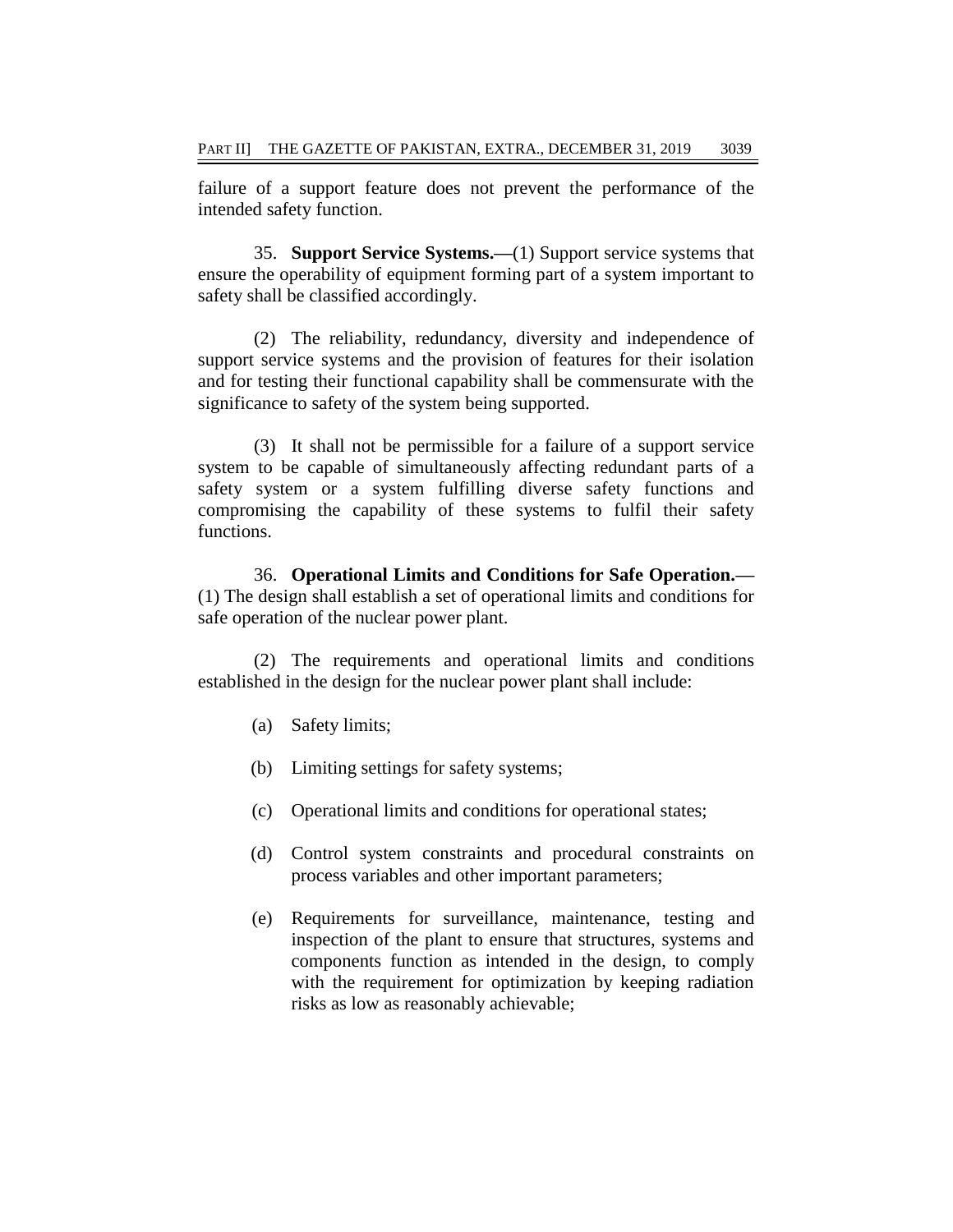failure of a support feature does not prevent the performance of the intended safety function.

35. **Support Service Systems.—**(1) Support service systems that ensure the operability of equipment forming part of a system important to safety shall be classified accordingly.

(2) The reliability, redundancy, diversity and independence of support service systems and the provision of features for their isolation and for testing their functional capability shall be commensurate with the significance to safety of the system being supported.

(3) It shall not be permissible for a failure of a support service system to be capable of simultaneously affecting redundant parts of a safety system or a system fulfilling diverse safety functions and compromising the capability of these systems to fulfil their safety functions.

36. **Operational Limits and Conditions for Safe Operation.—** (1) The design shall establish a set of operational limits and conditions for safe operation of the nuclear power plant.

(2) The requirements and operational limits and conditions established in the design for the nuclear power plant shall include:

(a) Safety limits;

(b) Limiting settings for safety systems;

(c) Operational limits and conditions for operational states;

(d) Control system constraints and procedural constraints on process variables and other important parameters;

(e) Requirements for surveillance, maintenance, testing and inspection of the plant to ensure that structures, systems and components function as intended in the design, to comply with the requirement for optimization by keeping radiation risks as low as reasonably achievable;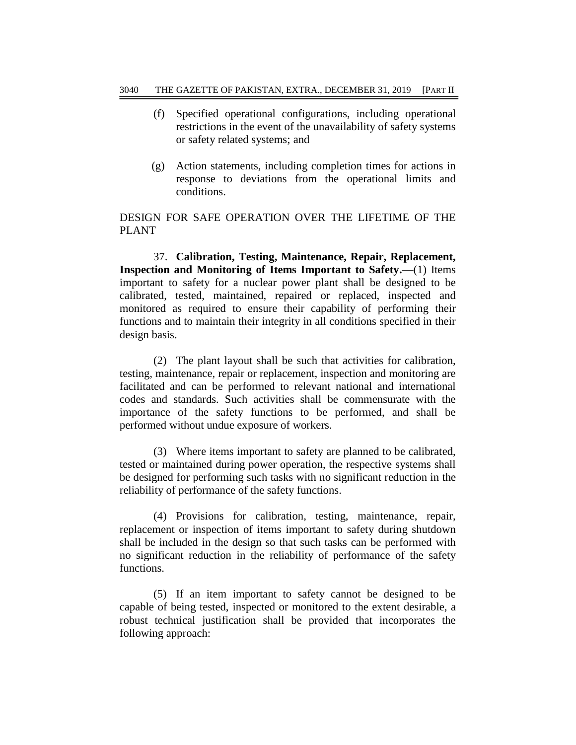(f) Specified operational configurations, including operational restrictions in the event of the unavailability of safety systems or safety related systems; and

(g) Action statements, including completion times for actions in response to deviations from the operational limits and conditions.

## DESIGN FOR SAFE OPERATION OVER THE LIFETIME OF THE PLANT

37. **Calibration, Testing, Maintenance, Repair, Replacement, Inspection and Monitoring of Items Important to Safety.**—(1) Items important to safety for a nuclear power plant shall be designed to be calibrated, tested, maintained, repaired or replaced, inspected and monitored as required to ensure their capability of performing their functions and to maintain their integrity in all conditions specified in their design basis.

(2) The plant layout shall be such that activities for calibration, testing, maintenance, repair or replacement, inspection and monitoring are facilitated and can be performed to relevant national and international codes and standards. Such activities shall be commensurate with the importance of the safety functions to be performed, and shall be performed without undue exposure of workers.

(3) Where items important to safety are planned to be calibrated, tested or maintained during power operation, the respective systems shall be designed for performing such tasks with no significant reduction in the reliability of performance of the safety functions.

(4) Provisions for calibration, testing, maintenance, repair, replacement or inspection of items important to safety during shutdown shall be included in the design so that such tasks can be performed with no significant reduction in the reliability of performance of the safety functions.

(5) If an item important to safety cannot be designed to be capable of being tested, inspected or monitored to the extent desirable, a robust technical justification shall be provided that incorporates the following approach: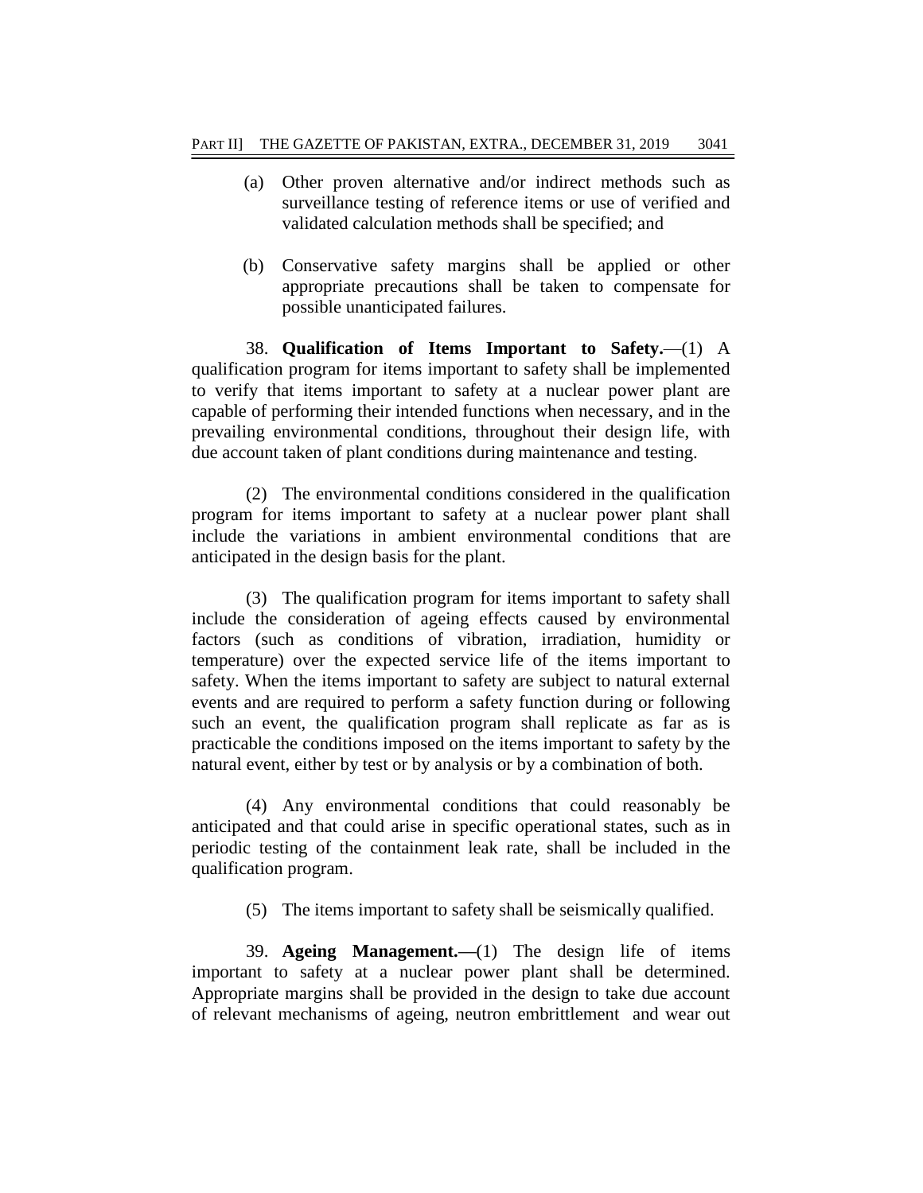(a) Other proven alternative and/or indirect methods such as surveillance testing of reference items or use of verified and validated calculation methods shall be specified; and

(b) Conservative safety margins shall be applied or other appropriate precautions shall be taken to compensate for possible unanticipated failures.

38. **Qualification of Items Important to Safety.**—(1) A qualification program for items important to safety shall be implemented to verify that items important to safety at a nuclear power plant are capable of performing their intended functions when necessary, and in the prevailing environmental conditions, throughout their design life, with due account taken of plant conditions during maintenance and testing.

(2) The environmental conditions considered in the qualification program for items important to safety at a nuclear power plant shall include the variations in ambient environmental conditions that are anticipated in the design basis for the plant.

(3) The qualification program for items important to safety shall include the consideration of ageing effects caused by environmental factors (such as conditions of vibration, irradiation, humidity or temperature) over the expected service life of the items important to safety. When the items important to safety are subject to natural external events and are required to perform a safety function during or following such an event, the qualification program shall replicate as far as is practicable the conditions imposed on the items important to safety by the natural event, either by test or by analysis or by a combination of both.

(4) Any environmental conditions that could reasonably be anticipated and that could arise in specific operational states, such as in periodic testing of the containment leak rate, shall be included in the qualification program.

(5) The items important to safety shall be seismically qualified.

39. **Ageing Management.—**(1) The design life of items important to safety at a nuclear power plant shall be determined. Appropriate margins shall be provided in the design to take due account of relevant mechanisms of ageing, neutron embrittlement and wear out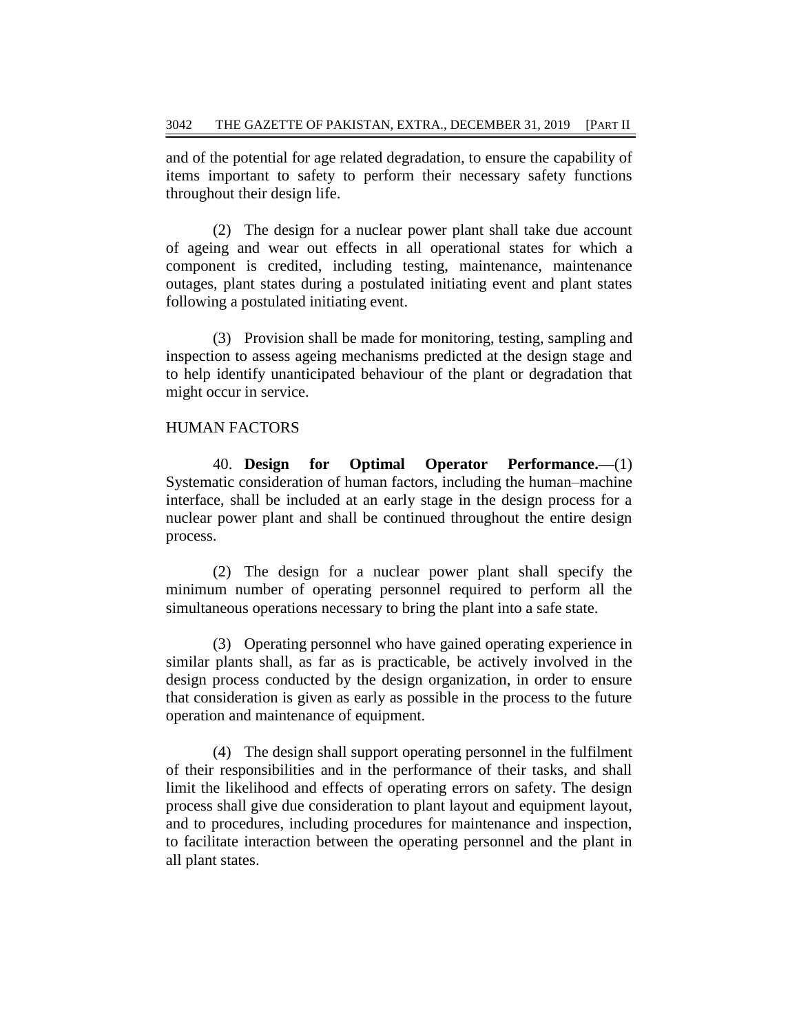and of the potential for age related degradation, to ensure the capability of items important to safety to perform their necessary safety functions throughout their design life.

(2) The design for a nuclear power plant shall take due account of ageing and wear out effects in all operational states for which a component is credited, including testing, maintenance, maintenance outages, plant states during a postulated initiating event and plant states following a postulated initiating event.

(3) Provision shall be made for monitoring, testing, sampling and inspection to assess ageing mechanisms predicted at the design stage and to help identify unanticipated behaviour of the plant or degradation that might occur in service.

HUMAN FACTORS

40. **Design for Optimal Operator Performance.—**(1) Systematic consideration of human factors, including the human–machine interface, shall be included at an early stage in the design process for a nuclear power plant and shall be continued throughout the entire design process.

(2) The design for a nuclear power plant shall specify the minimum number of operating personnel required to perform all the simultaneous operations necessary to bring the plant into a safe state.

(3) Operating personnel who have gained operating experience in similar plants shall, as far as is practicable, be actively involved in the design process conducted by the design organization, in order to ensure that consideration is given as early as possible in the process to the future operation and maintenance of equipment.

(4) The design shall support operating personnel in the fulfilment of their responsibilities and in the performance of their tasks, and shall limit the likelihood and effects of operating errors on safety. The design process shall give due consideration to plant layout and equipment layout, and to procedures, including procedures for maintenance and inspection, to facilitate interaction between the operating personnel and the plant in all plant states.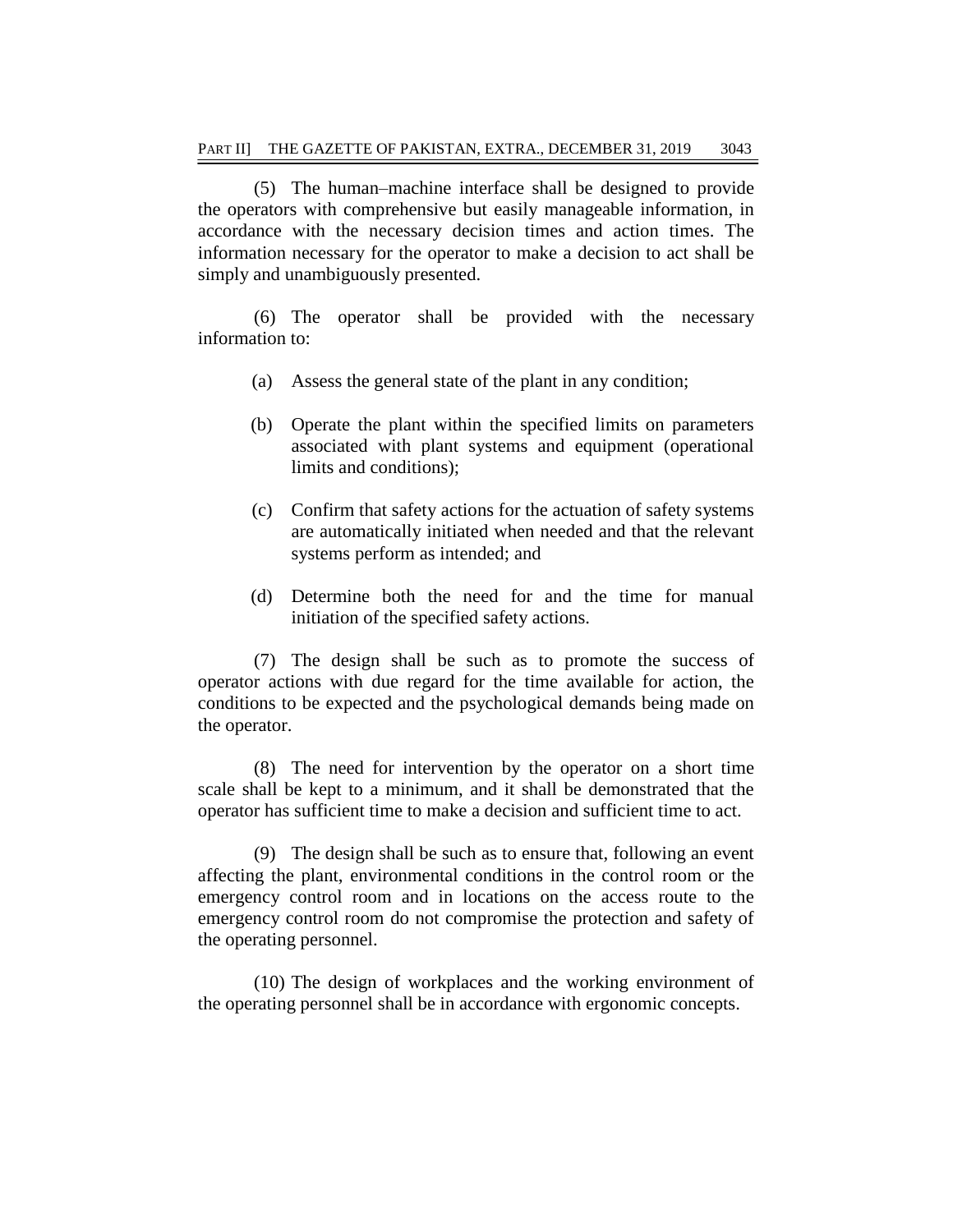(5) The human–machine interface shall be designed to provide the operators with comprehensive but easily manageable information, in accordance with the necessary decision times and action times. The information necessary for the operator to make a decision to act shall be simply and unambiguously presented.

(6) The operator shall be provided with the necessary information to:

(a) Assess the general state of the plant in any condition;

(b) Operate the plant within the specified limits on parameters associated with plant systems and equipment (operational limits and conditions);

(c) Confirm that safety actions for the actuation of safety systems are automatically initiated when needed and that the relevant systems perform as intended; and

(d) Determine both the need for and the time for manual initiation of the specified safety actions.

(7) The design shall be such as to promote the success of operator actions with due regard for the time available for action, the conditions to be expected and the psychological demands being made on the operator.

(8) The need for intervention by the operator on a short time scale shall be kept to a minimum, and it shall be demonstrated that the operator has sufficient time to make a decision and sufficient time to act.

(9) The design shall be such as to ensure that, following an event affecting the plant, environmental conditions in the control room or the emergency control room and in locations on the access route to the emergency control room do not compromise the protection and safety of the operating personnel.

(10) The design of workplaces and the working environment of the operating personnel shall be in accordance with ergonomic concepts.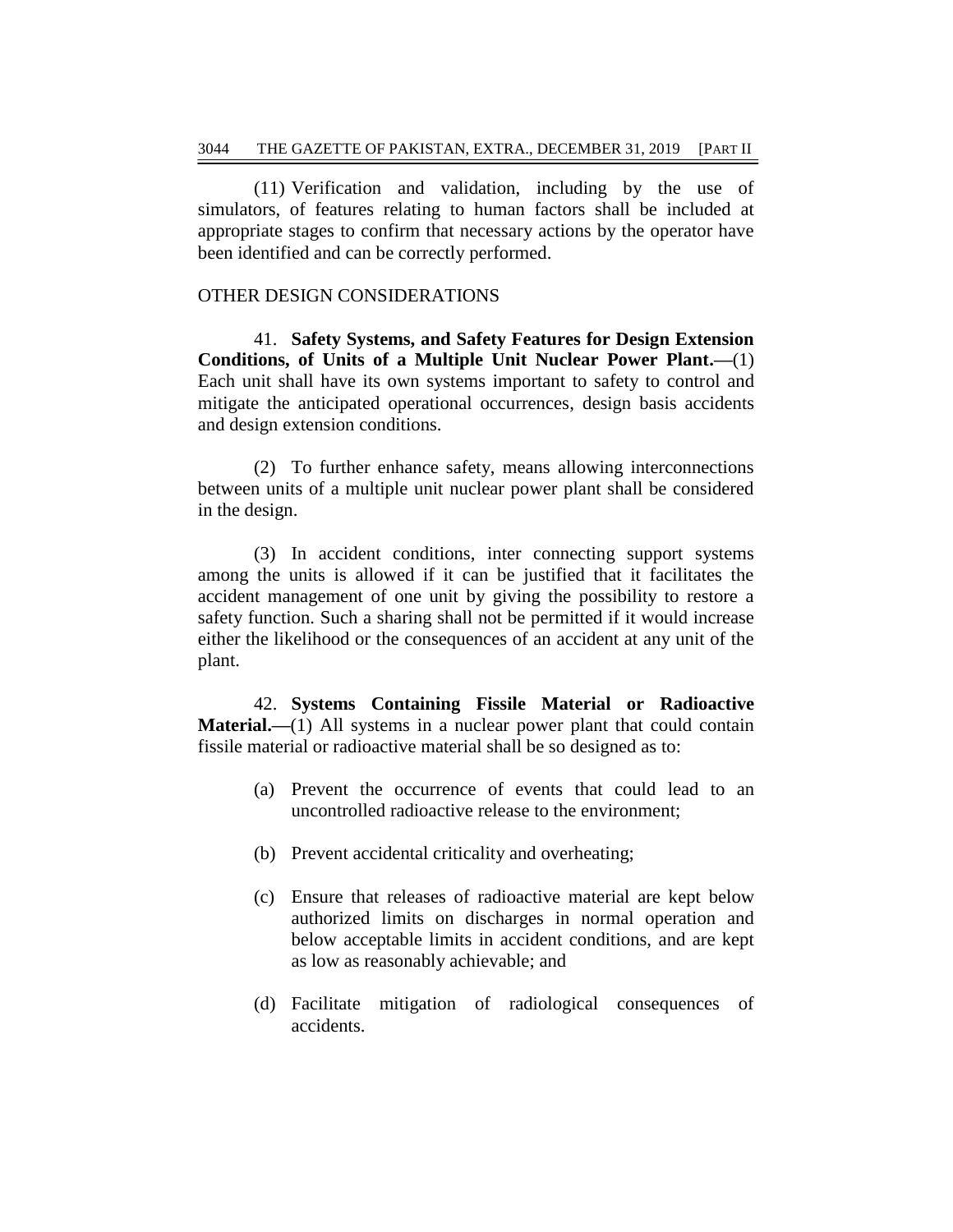(11) Verification and validation, including by the use of simulators, of features relating to human factors shall be included at appropriate stages to confirm that necessary actions by the operator have been identified and can be correctly performed.

OTHER DESIGN CONSIDERATIONS

41. **Safety Systems, and Safety Features for Design Extension Conditions, of Units of a Multiple Unit Nuclear Power Plant.—**(1) Each unit shall have its own systems important to safety to control and mitigate the anticipated operational occurrences, design basis accidents and design extension conditions.

(2) To further enhance safety, means allowing interconnections between units of a multiple unit nuclear power plant shall be considered in the design.

(3) In accident conditions, inter connecting support systems among the units is allowed if it can be justified that it facilitates the accident management of one unit by giving the possibility to restore a safety function. Such a sharing shall not be permitted if it would increase either the likelihood or the consequences of an accident at any unit of the plant.

42. **Systems Containing Fissile Material or Radioactive Material.—**(1) All systems in a nuclear power plant that could contain fissile material or radioactive material shall be so designed as to:

(a) Prevent the occurrence of events that could lead to an uncontrolled radioactive release to the environment;

(b) Prevent accidental criticality and overheating;

(c) Ensure that releases of radioactive material are kept below authorized limits on discharges in normal operation and below acceptable limits in accident conditions, and are kept as low as reasonably achievable; and

(d) Facilitate mitigation of radiological consequences of accidents.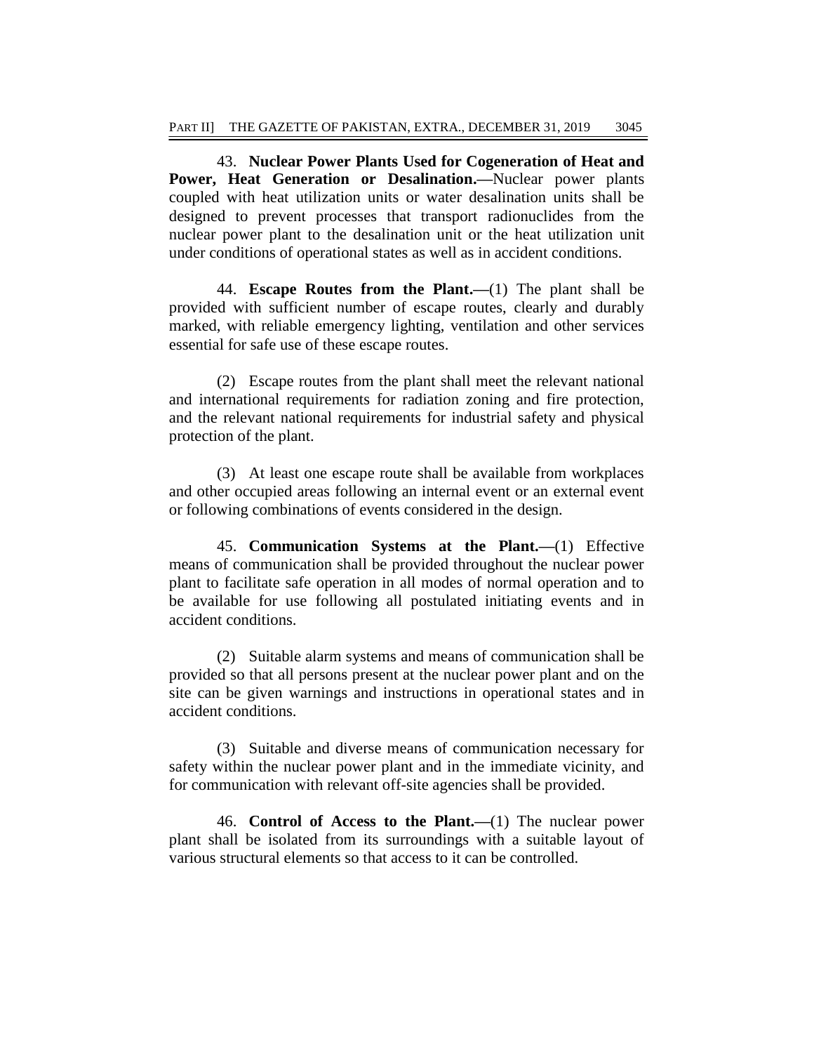43. **Nuclear Power Plants Used for Cogeneration of Heat and Power, Heat Generation or Desalination.—**Nuclear power plants coupled with heat utilization units or water desalination units shall be designed to prevent processes that transport radionuclides from the nuclear power plant to the desalination unit or the heat utilization unit under conditions of operational states as well as in accident conditions.

44. **Escape Routes from the Plant.—**(1) The plant shall be provided with sufficient number of escape routes, clearly and durably marked, with reliable emergency lighting, ventilation and other services essential for safe use of these escape routes.

(2) Escape routes from the plant shall meet the relevant national and international requirements for radiation zoning and fire protection, and the relevant national requirements for industrial safety and physical protection of the plant.

(3) At least one escape route shall be available from workplaces and other occupied areas following an internal event or an external event or following combinations of events considered in the design.

45. **Communication Systems at the Plant.—**(1) Effective means of communication shall be provided throughout the nuclear power plant to facilitate safe operation in all modes of normal operation and to be available for use following all postulated initiating events and in accident conditions.

(2) Suitable alarm systems and means of communication shall be provided so that all persons present at the nuclear power plant and on the site can be given warnings and instructions in operational states and in accident conditions.

(3) Suitable and diverse means of communication necessary for safety within the nuclear power plant and in the immediate vicinity, and for communication with relevant off-site agencies shall be provided.

46. **Control of Access to the Plant.—**(1) The nuclear power plant shall be isolated from its surroundings with a suitable layout of various structural elements so that access to it can be controlled.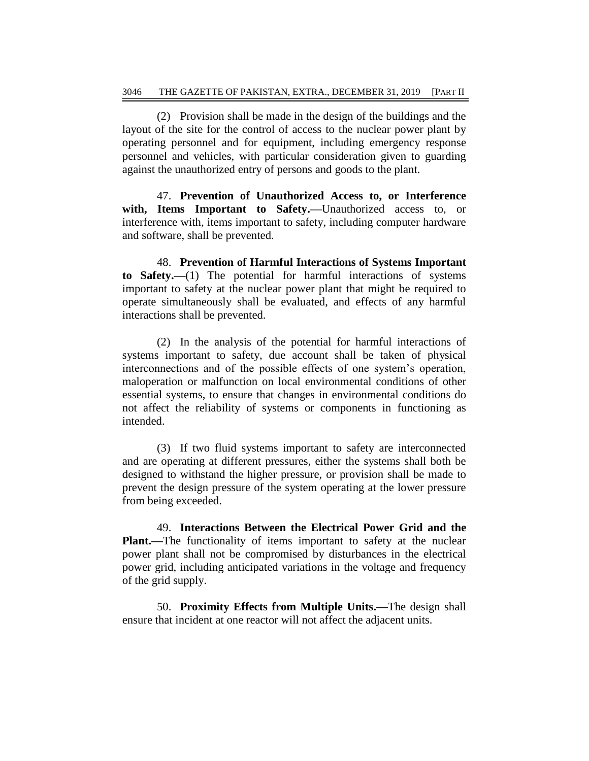(2) Provision shall be made in the design of the buildings and the layout of the site for the control of access to the nuclear power plant by operating personnel and for equipment, including emergency response personnel and vehicles, with particular consideration given to guarding against the unauthorized entry of persons and goods to the plant.

47. **Prevention of Unauthorized Access to, or Interference with, Items Important to Safety.—**Unauthorized access to, or interference with, items important to safety, including computer hardware and software, shall be prevented.

48. **Prevention of Harmful Interactions of Systems Important to Safety.—**(1) The potential for harmful interactions of systems important to safety at the nuclear power plant that might be required to operate simultaneously shall be evaluated, and effects of any harmful interactions shall be prevented.

(2) In the analysis of the potential for harmful interactions of systems important to safety, due account shall be taken of physical interconnections and of the possible effects of one system's operation, maloperation or malfunction on local environmental conditions of other essential systems, to ensure that changes in environmental conditions do not affect the reliability of systems or components in functioning as intended.

(3) If two fluid systems important to safety are interconnected and are operating at different pressures, either the systems shall both be designed to withstand the higher pressure, or provision shall be made to prevent the design pressure of the system operating at the lower pressure from being exceeded.

49. **Interactions Between the Electrical Power Grid and the Plant.—**The functionality of items important to safety at the nuclear power plant shall not be compromised by disturbances in the electrical power grid, including anticipated variations in the voltage and frequency of the grid supply.

50. **Proximity Effects from Multiple Units.—**The design shall ensure that incident at one reactor will not affect the adjacent units.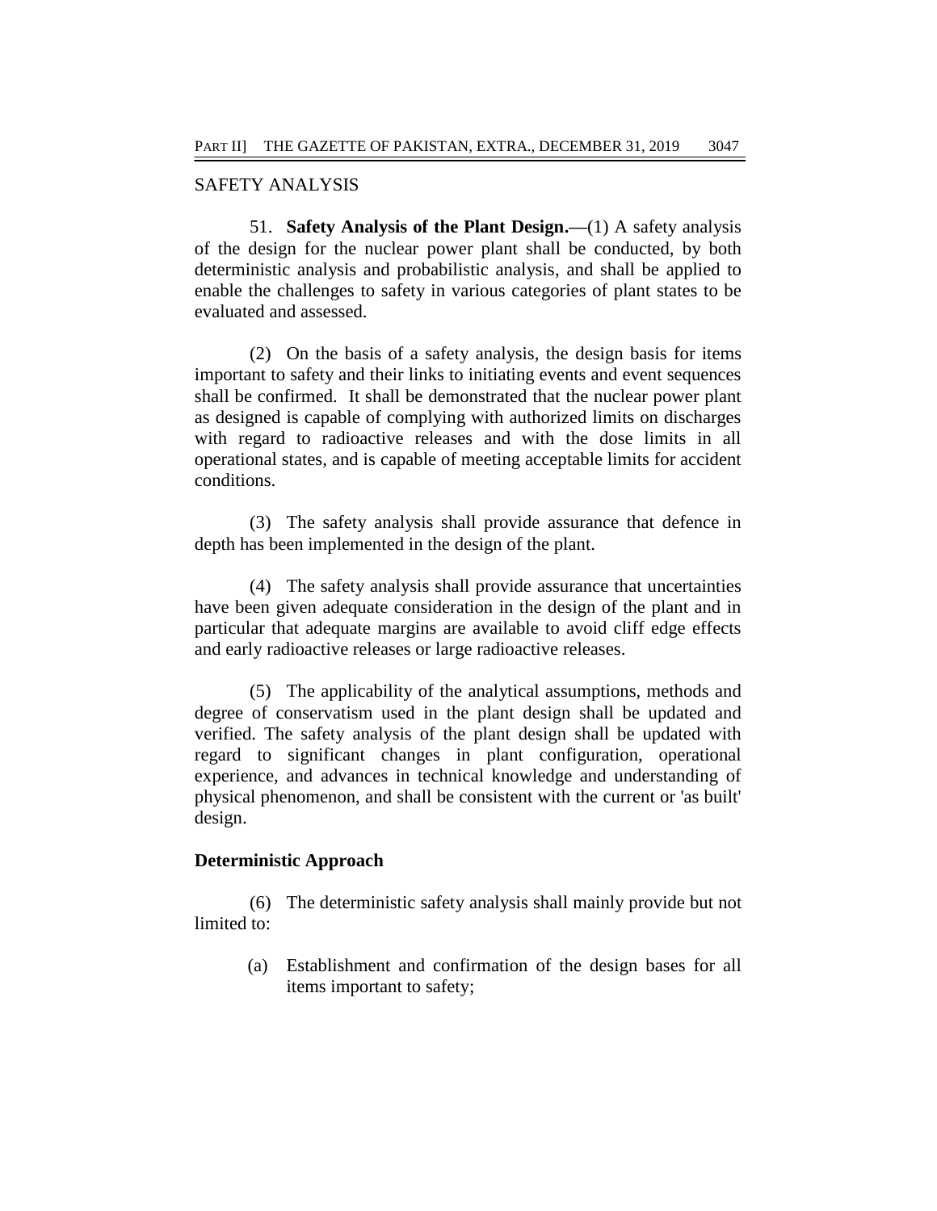## SAFETY ANALYSIS

51. **Safety Analysis of the Plant Design.—**(1) A safety analysis of the design for the nuclear power plant shall be conducted, by both deterministic analysis and probabilistic analysis, and shall be applied to enable the challenges to safety in various categories of plant states to be evaluated and assessed.

(2) On the basis of a safety analysis, the design basis for items important to safety and their links to initiating events and event sequences shall be confirmed. It shall be demonstrated that the nuclear power plant as designed is capable of complying with authorized limits on discharges with regard to radioactive releases and with the dose limits in all operational states, and is capable of meeting acceptable limits for accident conditions.

(3) The safety analysis shall provide assurance that defence in depth has been implemented in the design of the plant.

(4) The safety analysis shall provide assurance that uncertainties have been given adequate consideration in the design of the plant and in particular that adequate margins are available to avoid cliff edge effects and early radioactive releases or large radioactive releases.

(5) The applicability of the analytical assumptions, methods and degree of conservatism used in the plant design shall be updated and verified. The safety analysis of the plant design shall be updated with regard to significant changes in plant configuration, operational experience, and advances in technical knowledge and understanding of physical phenomenon, and shall be consistent with the current or 'as built' design.

### Deterministic Approach

(6) The deterministic safety analysis shall mainly provide but not limited to:

(a) Establishment and confirmation of the design bases for all items important to safety;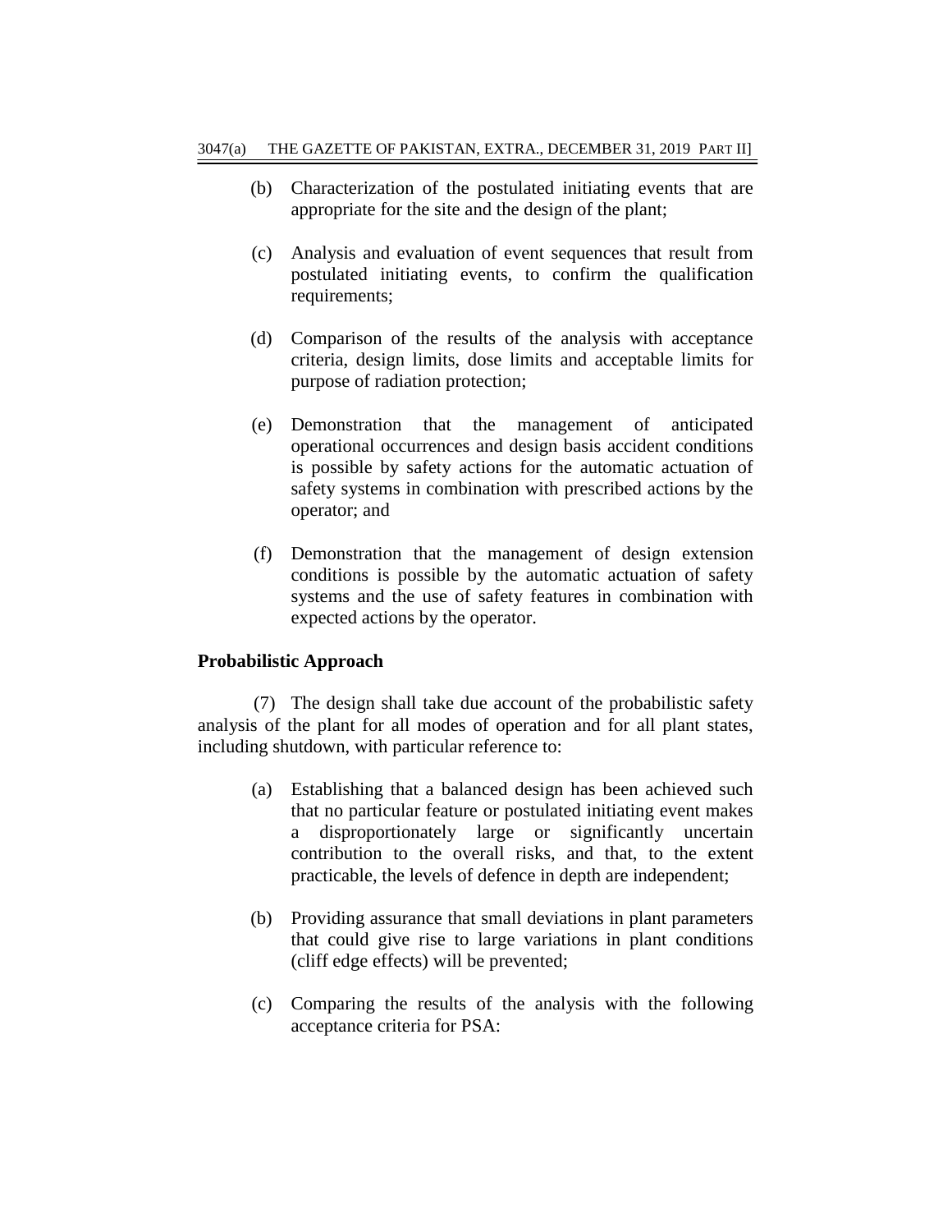(b) Characterization of the postulated initiating events that are appropriate for the site and the design of the plant;

(c) Analysis and evaluation of event sequences that result from postulated initiating events, to confirm the qualification requirements;

(d) Comparison of the results of the analysis with acceptance criteria, design limits, dose limits and acceptable limits for purpose of radiation protection;

(e) Demonstration that the management of anticipated operational occurrences and design basis accident conditions is possible by safety actions for the automatic actuation of safety systems in combination with prescribed actions by the operator; and

(f) Demonstration that the management of design extension conditions is possible by the automatic actuation of safety systems and the use of safety features in combination with expected actions by the operator.

**Probabilistic Approach**

(7) The design shall take due account of the probabilistic safety analysis of the plant for all modes of operation and for all plant states, including shutdown, with particular reference to:

(a) Establishing that a balanced design has been achieved such that no particular feature or postulated initiating event makes a disproportionately large or significantly uncertain contribution to the overall risks, and that, to the extent practicable, the levels of defence in depth are independent;

(b) Providing assurance that small deviations in plant parameters that could give rise to large variations in plant conditions (cliff edge effects) will be prevented;

(c) Comparing the results of the analysis with the following acceptance criteria for PSA: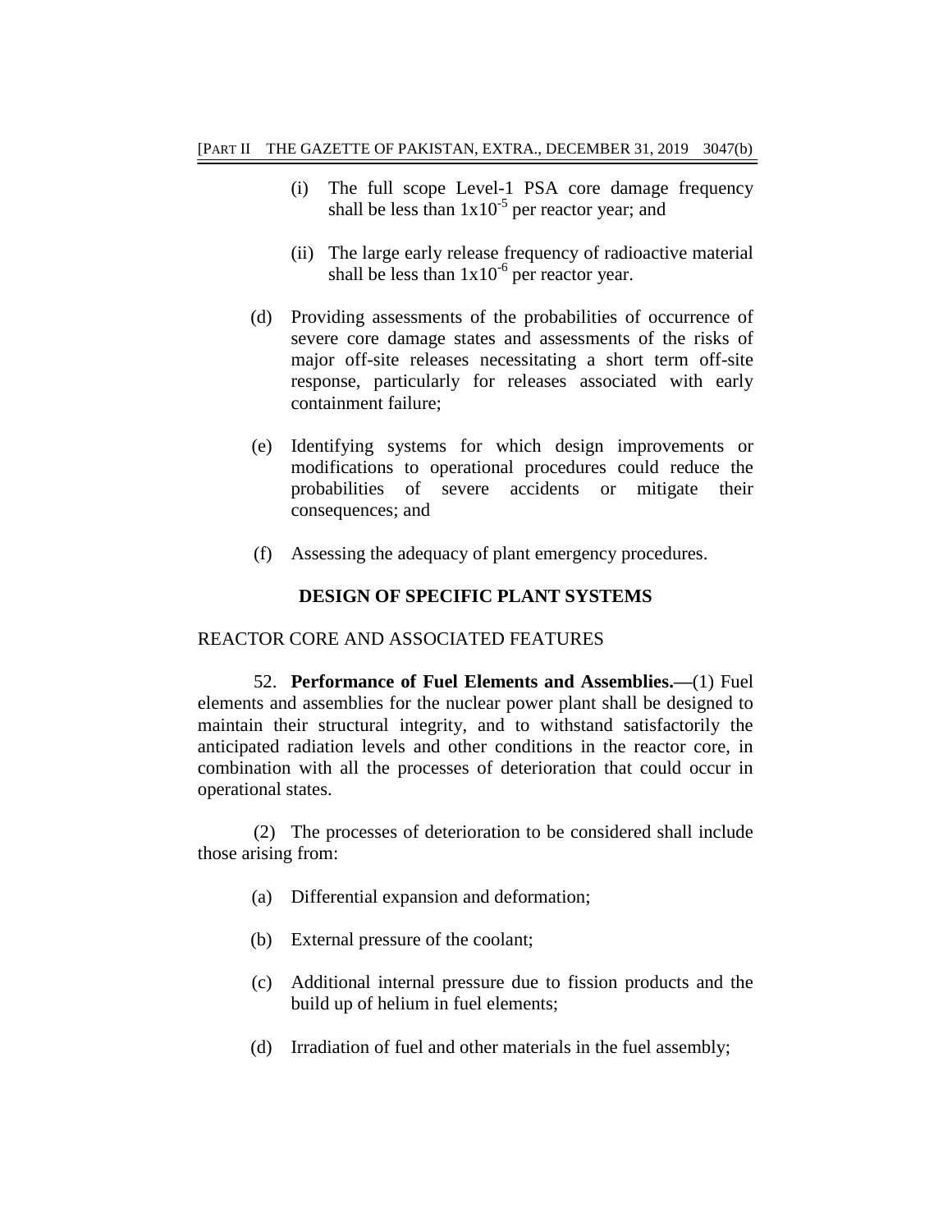(i) The full scope Level-1 PSA core damage frequency shall be less than $1x10^{-5}$ per reactor year; and

(ii) The large early release frequency of radioactive material shall be less than $1x10^{-6}$ per reactor year.

(d) Providing assessments of the probabilities of occurrence of severe core damage states and assessments of the risks of major off-site releases necessitating a short term off-site response, particularly for releases associated with early containment failure;

(e) Identifying systems for which design improvements or modifications to operational procedures could reduce the probabilities of severe accidents or mitigate their consequences; and

(f) Assessing the adequacy of plant emergency procedures.

## DESIGN OF SPECIFIC PLANT SYSTEMS

### REACTOR CORE AND ASSOCIATED FEATURES

52. **Performance of Fuel Elements and Assemblies.—**(1) Fuel elements and assemblies for the nuclear power plant shall be designed to maintain their structural integrity, and to withstand satisfactorily the anticipated radiation levels and other conditions in the reactor core, in combination with all the processes of deterioration that could occur in operational states.

(2) The processes of deterioration to be considered shall include those arising from:

(a) Differential expansion and deformation;

(b) External pressure of the coolant;

(c) Additional internal pressure due to fission products and the build up of helium in fuel elements;

(d) Irradiation of fuel and other materials in the fuel assembly;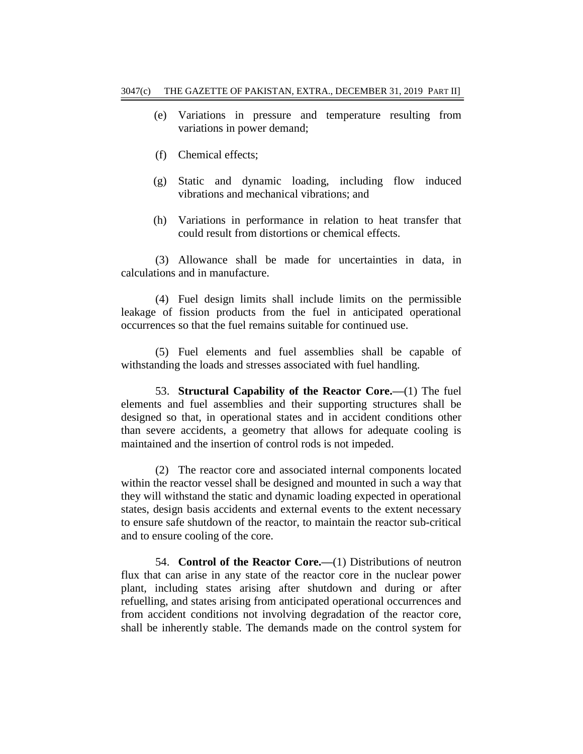(e) Variations in pressure and temperature resulting from variations in power demand;

(f) Chemical effects;

(g) Static and dynamic loading, including flow induced vibrations and mechanical vibrations; and

(h) Variations in performance in relation to heat transfer that could result from distortions or chemical effects.

(3) Allowance shall be made for uncertainties in data, in calculations and in manufacture.

(4) Fuel design limits shall include limits on the permissible leakage of fission products from the fuel in anticipated operational occurrences so that the fuel remains suitable for continued use.

(5) Fuel elements and fuel assemblies shall be capable of withstanding the loads and stresses associated with fuel handling.

53. **Structural Capability of the Reactor Core.—**(1) The fuel elements and fuel assemblies and their supporting structures shall be designed so that, in operational states and in accident conditions other than severe accidents, a geometry that allows for adequate cooling is maintained and the insertion of control rods is not impeded.

(2) The reactor core and associated internal components located within the reactor vessel shall be designed and mounted in such a way that they will withstand the static and dynamic loading expected in operational states, design basis accidents and external events to the extent necessary to ensure safe shutdown of the reactor, to maintain the reactor sub-critical and to ensure cooling of the core.

54. **Control of the Reactor Core.—**(1) Distributions of neutron flux that can arise in any state of the reactor core in the nuclear power plant, including states arising after shutdown and during or after refuelling, and states arising from anticipated operational occurrences and from accident conditions not involving degradation of the reactor core, shall be inherently stable. The demands made on the control system for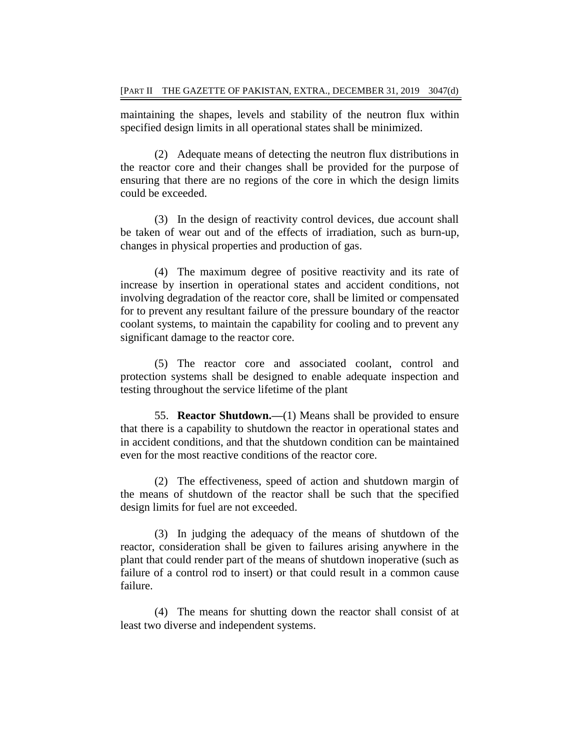maintaining the shapes, levels and stability of the neutron flux within specified design limits in all operational states shall be minimized.

(2) Adequate means of detecting the neutron flux distributions in the reactor core and their changes shall be provided for the purpose of ensuring that there are no regions of the core in which the design limits could be exceeded.

(3) In the design of reactivity control devices, due account shall be taken of wear out and of the effects of irradiation, such as burn-up, changes in physical properties and production of gas.

(4) The maximum degree of positive reactivity and its rate of increase by insertion in operational states and accident conditions, not involving degradation of the reactor core, shall be limited or compensated for to prevent any resultant failure of the pressure boundary of the reactor coolant systems, to maintain the capability for cooling and to prevent any significant damage to the reactor core.

(5) The reactor core and associated coolant, control and protection systems shall be designed to enable adequate inspection and testing throughout the service lifetime of the plant

55. **Reactor Shutdown.—**(1) Means shall be provided to ensure that there is a capability to shutdown the reactor in operational states and in accident conditions, and that the shutdown condition can be maintained even for the most reactive conditions of the reactor core.

(2) The effectiveness, speed of action and shutdown margin of the means of shutdown of the reactor shall be such that the specified design limits for fuel are not exceeded.

(3) In judging the adequacy of the means of shutdown of the reactor, consideration shall be given to failures arising anywhere in the plant that could render part of the means of shutdown inoperative (such as failure of a control rod to insert) or that could result in a common cause failure.

(4) The means for shutting down the reactor shall consist of at least two diverse and independent systems.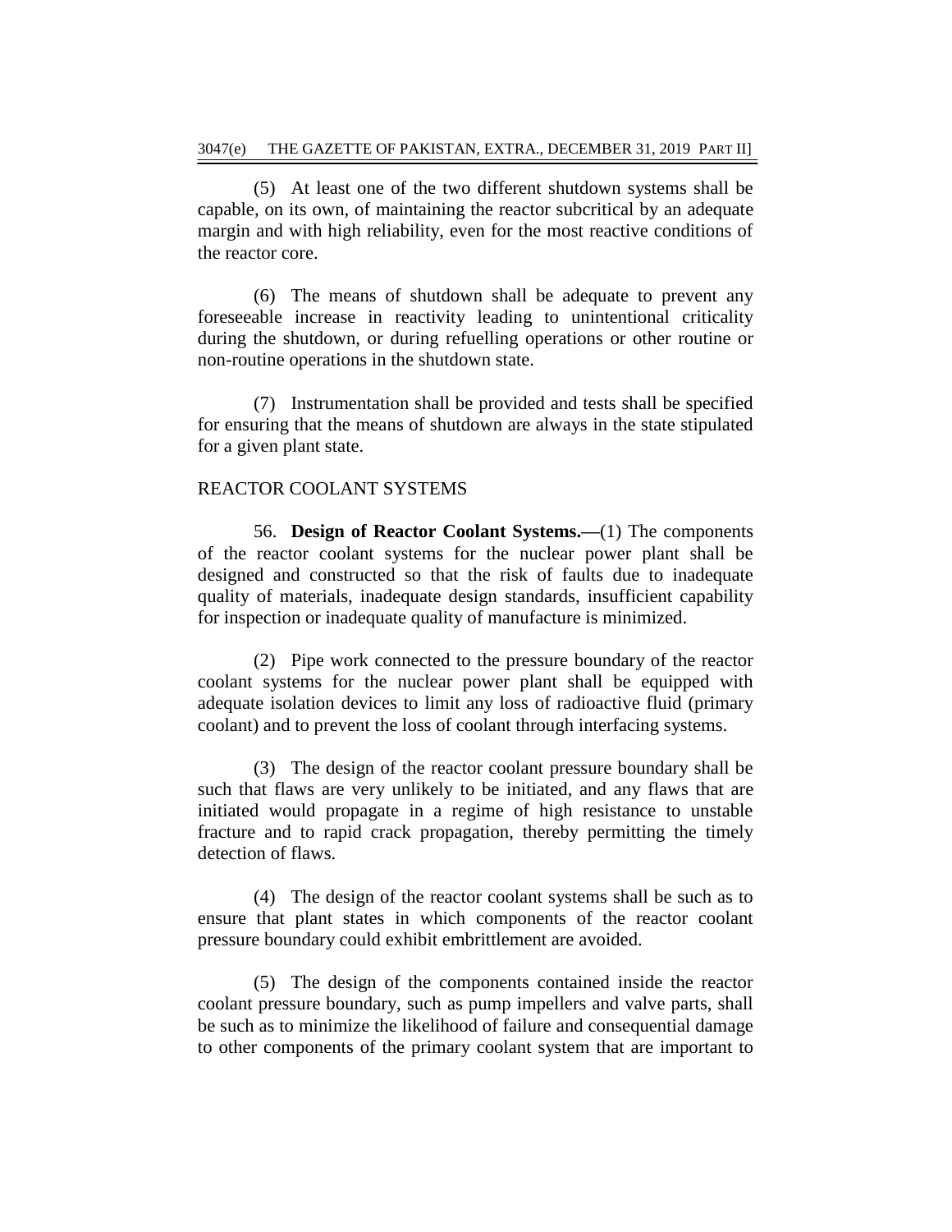(5) At least one of the two different shutdown systems shall be capable, on its own, of maintaining the reactor subcritical by an adequate margin and with high reliability, even for the most reactive conditions of the reactor core.

(6) The means of shutdown shall be adequate to prevent any foreseeable increase in reactivity leading to unintentional criticality during the shutdown, or during refuelling operations or other routine or non-routine operations in the shutdown state.

(7) Instrumentation shall be provided and tests shall be specified for ensuring that the means of shutdown are always in the state stipulated for a given plant state.

## REACTOR COOLANT SYSTEMS

56. **Design of Reactor Coolant Systems.—**(1) The components of the reactor coolant systems for the nuclear power plant shall be designed and constructed so that the risk of faults due to inadequate quality of materials, inadequate design standards, insufficient capability for inspection or inadequate quality of manufacture is minimized.

(2) Pipe work connected to the pressure boundary of the reactor coolant systems for the nuclear power plant shall be equipped with adequate isolation devices to limit any loss of radioactive fluid (primary coolant) and to prevent the loss of coolant through interfacing systems.

(3) The design of the reactor coolant pressure boundary shall be such that flaws are very unlikely to be initiated, and any flaws that are initiated would propagate in a regime of high resistance to unstable fracture and to rapid crack propagation, thereby permitting the timely detection of flaws.

(4) The design of the reactor coolant systems shall be such as to ensure that plant states in which components of the reactor coolant pressure boundary could exhibit embrittlement are avoided.

(5) The design of the components contained inside the reactor coolant pressure boundary, such as pump impellers and valve parts, shall be such as to minimize the likelihood of failure and consequential damage to other components of the primary coolant system that are important to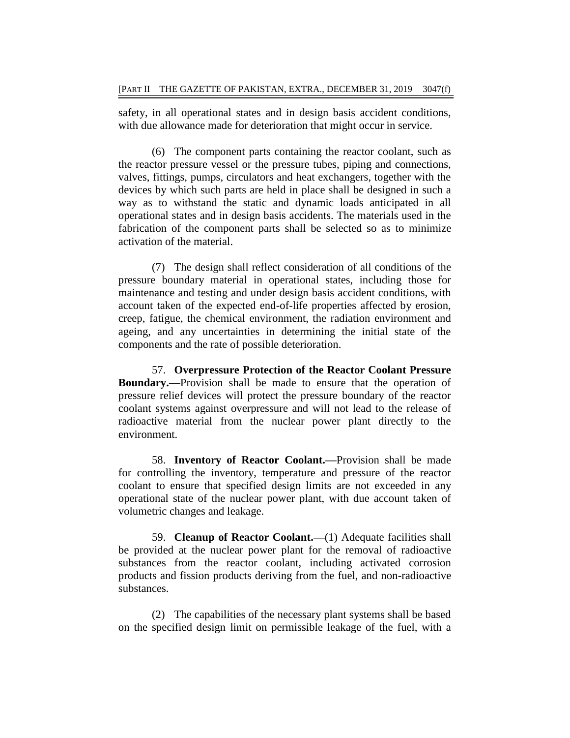safety, in all operational states and in design basis accident conditions, with due allowance made for deterioration that might occur in service.

(6) The component parts containing the reactor coolant, such as the reactor pressure vessel or the pressure tubes, piping and connections, valves, fittings, pumps, circulators and heat exchangers, together with the devices by which such parts are held in place shall be designed in such a way as to withstand the static and dynamic loads anticipated in all operational states and in design basis accidents. The materials used in the fabrication of the component parts shall be selected so as to minimize activation of the material.

(7) The design shall reflect consideration of all conditions of the pressure boundary material in operational states, including those for maintenance and testing and under design basis accident conditions, with account taken of the expected end-of-life properties affected by erosion, creep, fatigue, the chemical environment, the radiation environment and ageing, and any uncertainties in determining the initial state of the components and the rate of possible deterioration.

57. **Overpressure Protection of the Reactor Coolant Pressure Boundary.—**Provision shall be made to ensure that the operation of pressure relief devices will protect the pressure boundary of the reactor coolant systems against overpressure and will not lead to the release of radioactive material from the nuclear power plant directly to the environment.

58. **Inventory of Reactor Coolant.—**Provision shall be made for controlling the inventory, temperature and pressure of the reactor coolant to ensure that specified design limits are not exceeded in any operational state of the nuclear power plant, with due account taken of volumetric changes and leakage.

59. **Cleanup of Reactor Coolant.—**(1) Adequate facilities shall be provided at the nuclear power plant for the removal of radioactive substances from the reactor coolant, including activated corrosion products and fission products deriving from the fuel, and non-radioactive substances.

(2) The capabilities of the necessary plant systems shall be based on the specified design limit on permissible leakage of the fuel, with a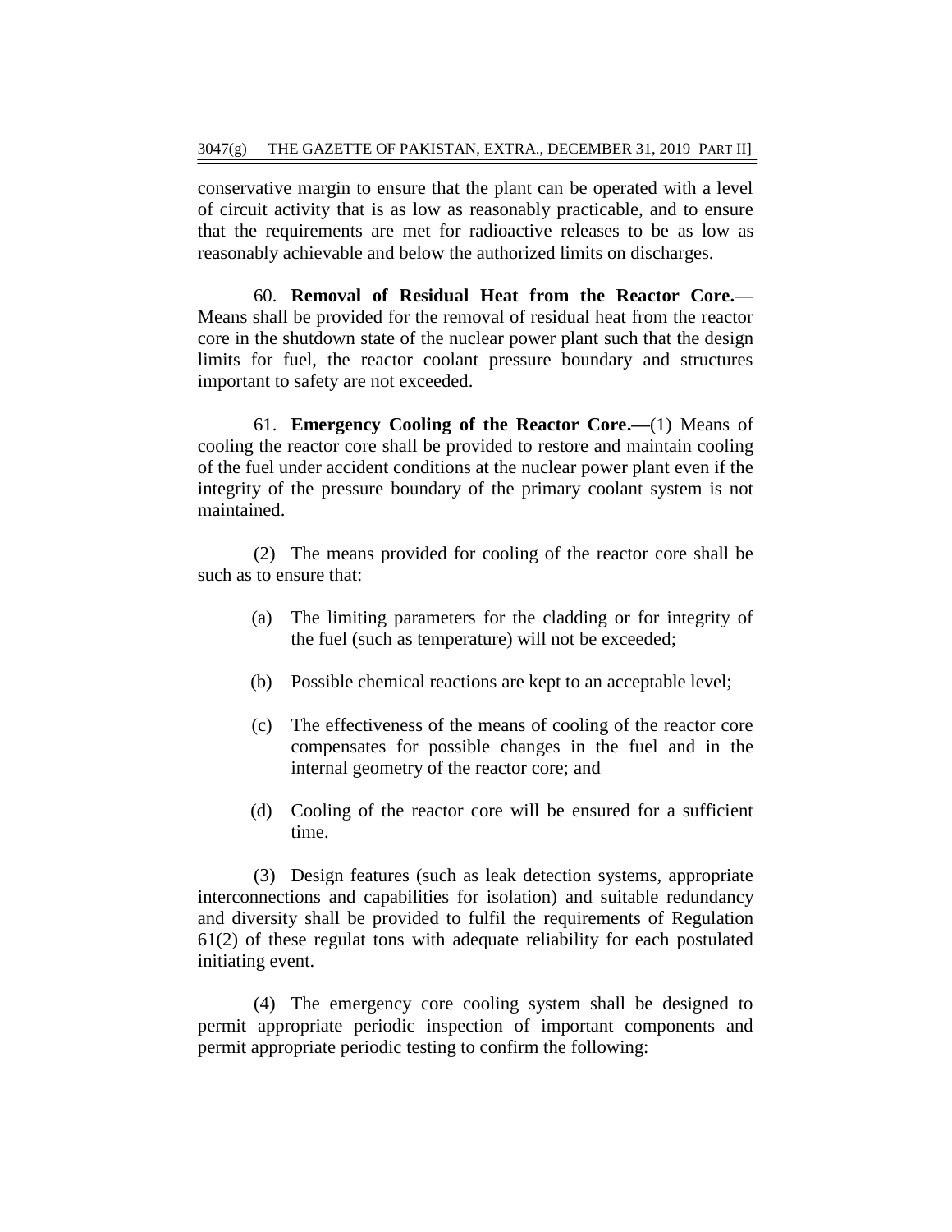conservative margin to ensure that the plant can be operated with a level of circuit activity that is as low as reasonably practicable, and to ensure that the requirements are met for radioactive releases to be as low as reasonably achievable and below the authorized limits on discharges.

60. **Removal of Residual Heat from the Reactor Core.—** Means shall be provided for the removal of residual heat from the reactor core in the shutdown state of the nuclear power plant such that the design limits for fuel, the reactor coolant pressure boundary and structures important to safety are not exceeded.

61. **Emergency Cooling of the Reactor Core.—**(1) Means of cooling the reactor core shall be provided to restore and maintain cooling of the fuel under accident conditions at the nuclear power plant even if the integrity of the pressure boundary of the primary coolant system is not maintained.

(2) The means provided for cooling of the reactor core shall be such as to ensure that:

(a) The limiting parameters for the cladding or for integrity of the fuel (such as temperature) will not be exceeded;

(b) Possible chemical reactions are kept to an acceptable level;

(c) The effectiveness of the means of cooling of the reactor core compensates for possible changes in the fuel and in the internal geometry of the reactor core; and

(d) Cooling of the reactor core will be ensured for a sufficient time.

(3) Design features (such as leak detection systems, appropriate interconnections and capabilities for isolation) and suitable redundancy and diversity shall be provided to fulfil the requirements of Regulation 61(2) of these regulat tons with adequate reliability for each postulated initiating event.

(4) The emergency core cooling system shall be designed to permit appropriate periodic inspection of important components and permit appropriate periodic testing to confirm the following: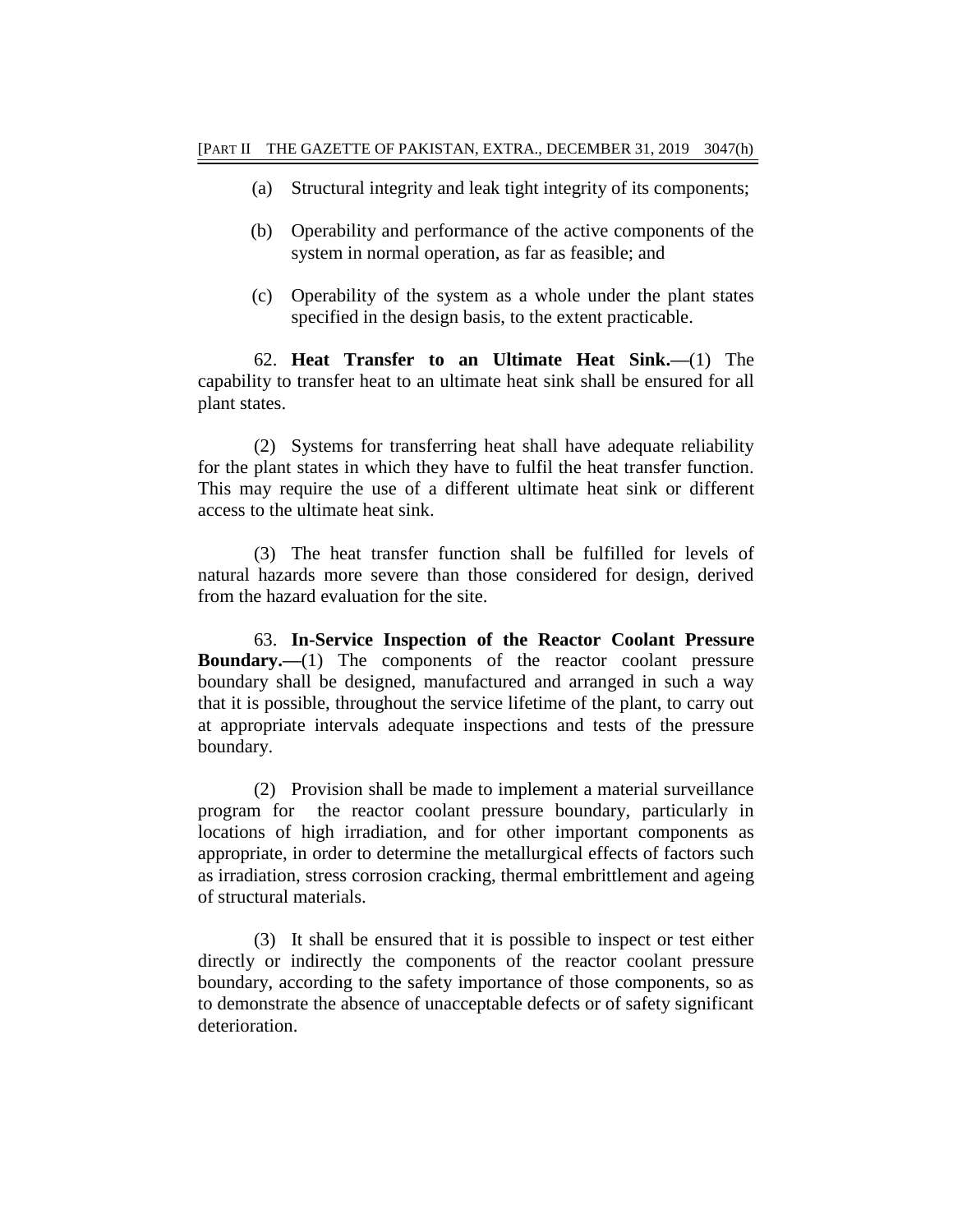(a) Structural integrity and leak tight integrity of its components;

(b) Operability and performance of the active components of the system in normal operation, as far as feasible; and

(c) Operability of the system as a whole under the plant states specified in the design basis, to the extent practicable.

62. **Heat Transfer to an Ultimate Heat Sink.—**(1) The capability to transfer heat to an ultimate heat sink shall be ensured for all plant states.

(2) Systems for transferring heat shall have adequate reliability for the plant states in which they have to fulfil the heat transfer function. This may require the use of a different ultimate heat sink or different access to the ultimate heat sink.

(3) The heat transfer function shall be fulfilled for levels of natural hazards more severe than those considered for design, derived from the hazard evaluation for the site.

63. **In-Service Inspection of the Reactor Coolant Pressure Boundary.—**(1) The components of the reactor coolant pressure boundary shall be designed, manufactured and arranged in such a way that it is possible, throughout the service lifetime of the plant, to carry out at appropriate intervals adequate inspections and tests of the pressure boundary.

(2) Provision shall be made to implement a material surveillance program for the reactor coolant pressure boundary, particularly in locations of high irradiation, and for other important components as appropriate, in order to determine the metallurgical effects of factors such as irradiation, stress corrosion cracking, thermal embrittlement and ageing of structural materials.

(3) It shall be ensured that it is possible to inspect or test either directly or indirectly the components of the reactor coolant pressure boundary, according to the safety importance of those components, so as to demonstrate the absence of unacceptable defects or of safety significant deterioration.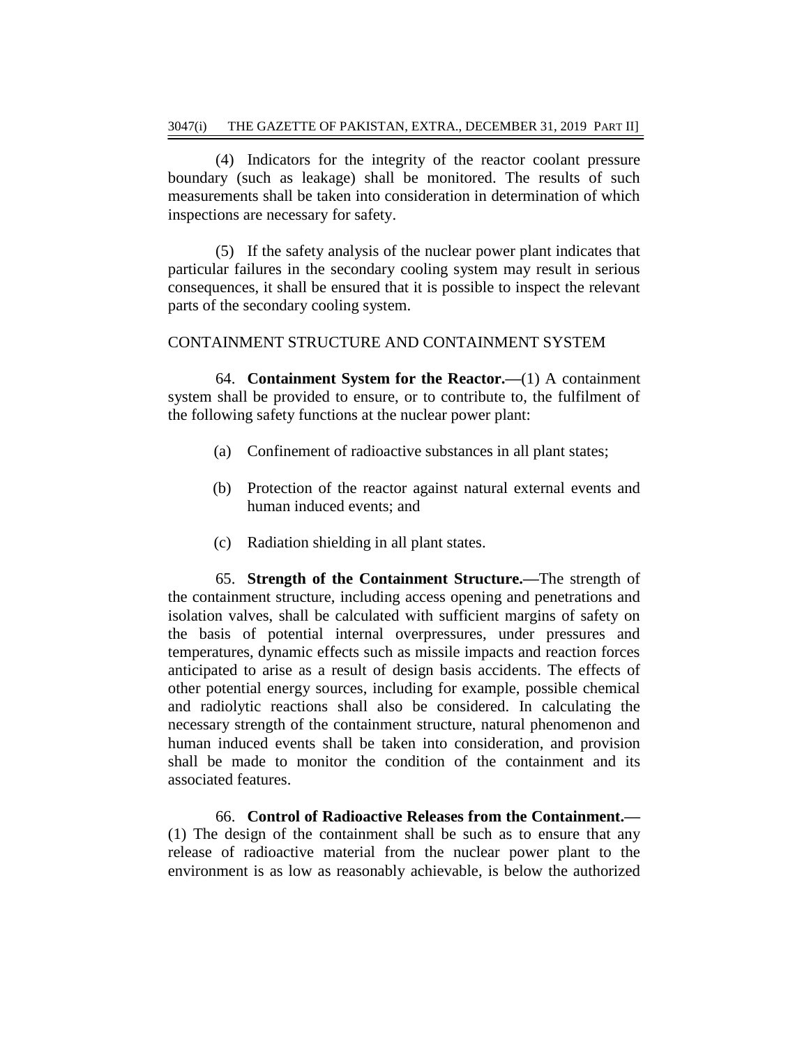(4) Indicators for the integrity of the reactor coolant pressure boundary (such as leakage) shall be monitored. The results of such measurements shall be taken into consideration in determination of which inspections are necessary for safety.

(5) If the safety analysis of the nuclear power plant indicates that particular failures in the secondary cooling system may result in serious consequences, it shall be ensured that it is possible to inspect the relevant parts of the secondary cooling system.

CONTAINMENT STRUCTURE AND CONTAINMENT SYSTEM

64. **Containment System for the Reactor.—**(1) A containment system shall be provided to ensure, or to contribute to, the fulfilment of the following safety functions at the nuclear power plant:

(a) Confinement of radioactive substances in all plant states;

(b) Protection of the reactor against natural external events and human induced events; and

(c) Radiation shielding in all plant states.

65. **Strength of the Containment Structure.—**The strength of the containment structure, including access opening and penetrations and isolation valves, shall be calculated with sufficient margins of safety on the basis of potential internal overpressures, under pressures and temperatures, dynamic effects such as missile impacts and reaction forces anticipated to arise as a result of design basis accidents. The effects of other potential energy sources, including for example, possible chemical and radiolytic reactions shall also be considered. In calculating the necessary strength of the containment structure, natural phenomenon and human induced events shall be taken into consideration, and provision shall be made to monitor the condition of the containment and its associated features.

66. **Control of Radioactive Releases from the Containment.—** (1) The design of the containment shall be such as to ensure that any release of radioactive material from the nuclear power plant to the environment is as low as reasonably achievable, is below the authorized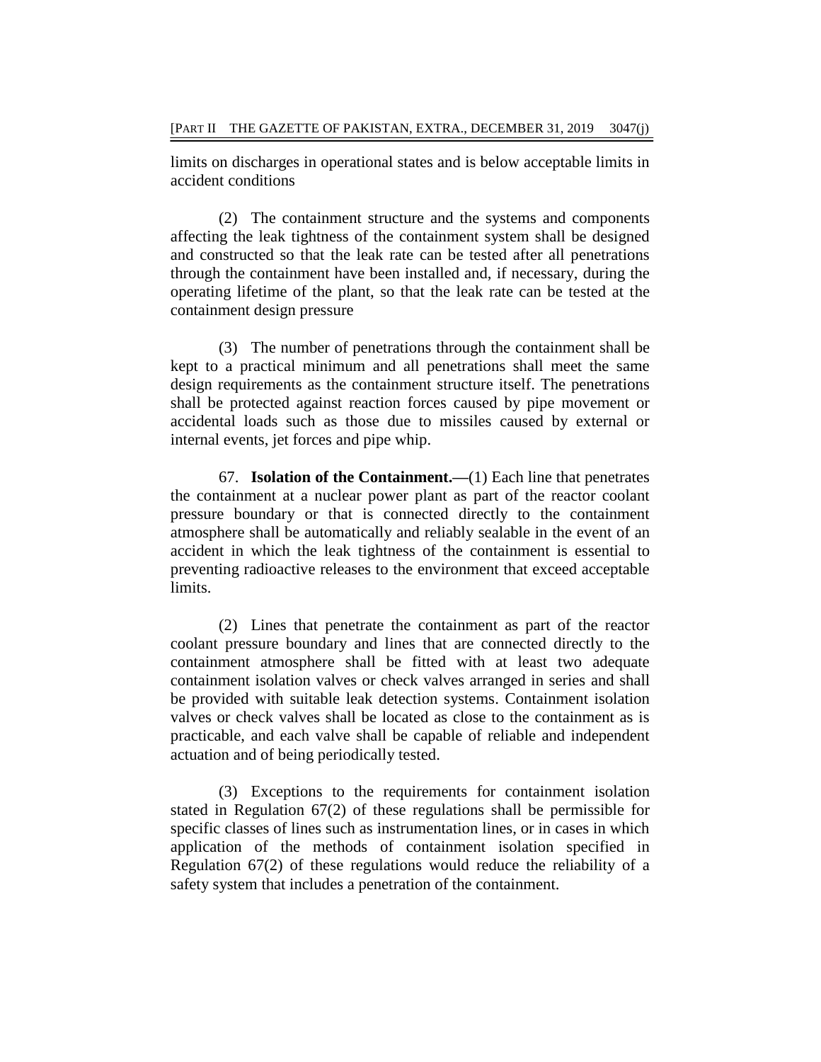limits on discharges in operational states and is below acceptable limits in accident conditions

(2) The containment structure and the systems and components affecting the leak tightness of the containment system shall be designed and constructed so that the leak rate can be tested after all penetrations through the containment have been installed and, if necessary, during the operating lifetime of the plant, so that the leak rate can be tested at the containment design pressure

(3) The number of penetrations through the containment shall be kept to a practical minimum and all penetrations shall meet the same design requirements as the containment structure itself. The penetrations shall be protected against reaction forces caused by pipe movement or accidental loads such as those due to missiles caused by external or internal events, jet forces and pipe whip.

67. **Isolation of the Containment.—**(1) Each line that penetrates the containment at a nuclear power plant as part of the reactor coolant pressure boundary or that is connected directly to the containment atmosphere shall be automatically and reliably sealable in the event of an accident in which the leak tightness of the containment is essential to preventing radioactive releases to the environment that exceed acceptable limits.

(2) Lines that penetrate the containment as part of the reactor coolant pressure boundary and lines that are connected directly to the containment atmosphere shall be fitted with at least two adequate containment isolation valves or check valves arranged in series and shall be provided with suitable leak detection systems. Containment isolation valves or check valves shall be located as close to the containment as is practicable, and each valve shall be capable of reliable and independent actuation and of being periodically tested.

(3) Exceptions to the requirements for containment isolation stated in Regulation 67(2) of these regulations shall be permissible for specific classes of lines such as instrumentation lines, or in cases in which application of the methods of containment isolation specified in Regulation 67(2) of these regulations would reduce the reliability of a safety system that includes a penetration of the containment.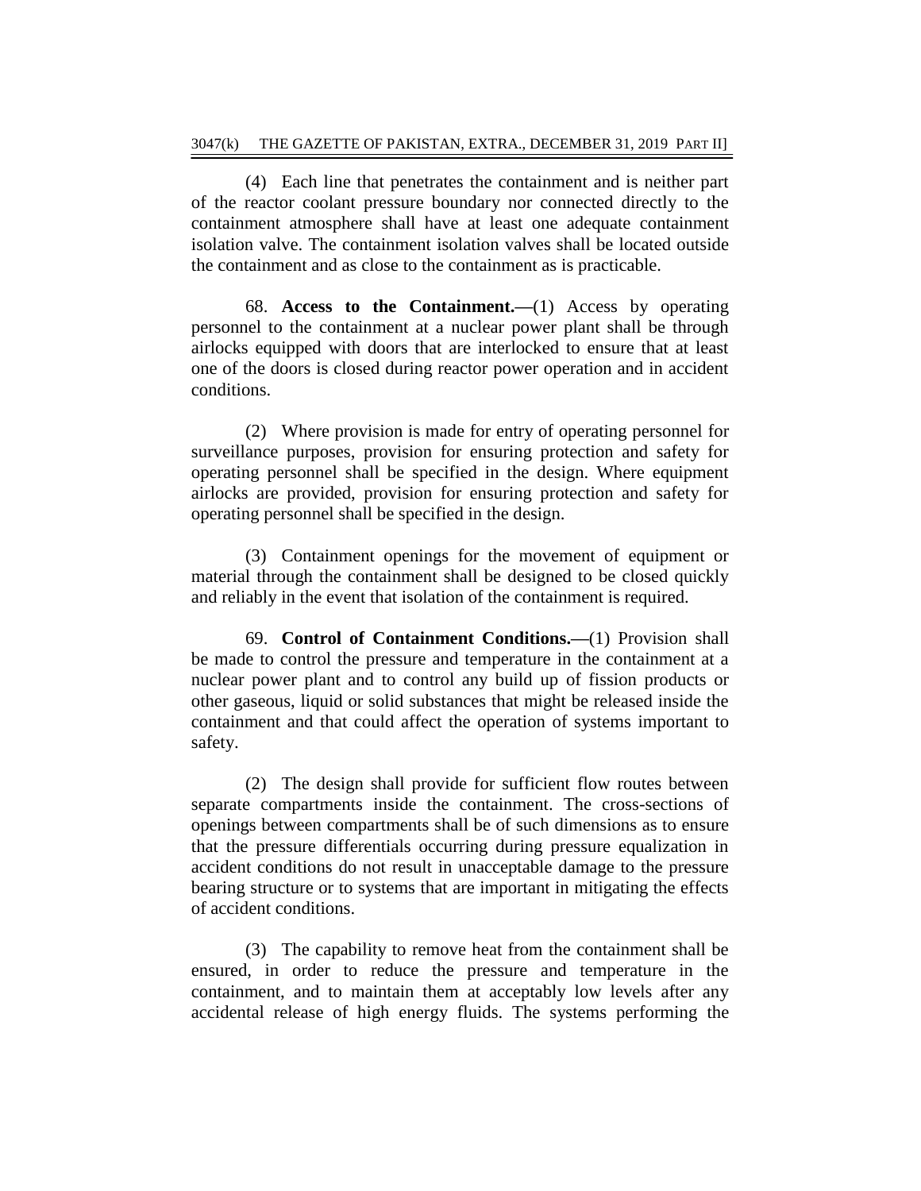(4) Each line that penetrates the containment and is neither part of the reactor coolant pressure boundary nor connected directly to the containment atmosphere shall have at least one adequate containment isolation valve. The containment isolation valves shall be located outside the containment and as close to the containment as is practicable.

68. **Access to the Containment.—**(1) Access by operating personnel to the containment at a nuclear power plant shall be through airlocks equipped with doors that are interlocked to ensure that at least one of the doors is closed during reactor power operation and in accident conditions.

(2) Where provision is made for entry of operating personnel for surveillance purposes, provision for ensuring protection and safety for operating personnel shall be specified in the design. Where equipment airlocks are provided, provision for ensuring protection and safety for operating personnel shall be specified in the design.

(3) Containment openings for the movement of equipment or material through the containment shall be designed to be closed quickly and reliably in the event that isolation of the containment is required.

69. **Control of Containment Conditions.—**(1) Provision shall be made to control the pressure and temperature in the containment at a nuclear power plant and to control any build up of fission products or other gaseous, liquid or solid substances that might be released inside the containment and that could affect the operation of systems important to safety.

(2) The design shall provide for sufficient flow routes between separate compartments inside the containment. The cross-sections of openings between compartments shall be of such dimensions as to ensure that the pressure differentials occurring during pressure equalization in accident conditions do not result in unacceptable damage to the pressure bearing structure or to systems that are important in mitigating the effects of accident conditions.

(3) The capability to remove heat from the containment shall be ensured, in order to reduce the pressure and temperature in the containment, and to maintain them at acceptably low levels after any accidental release of high energy fluids. The systems performing the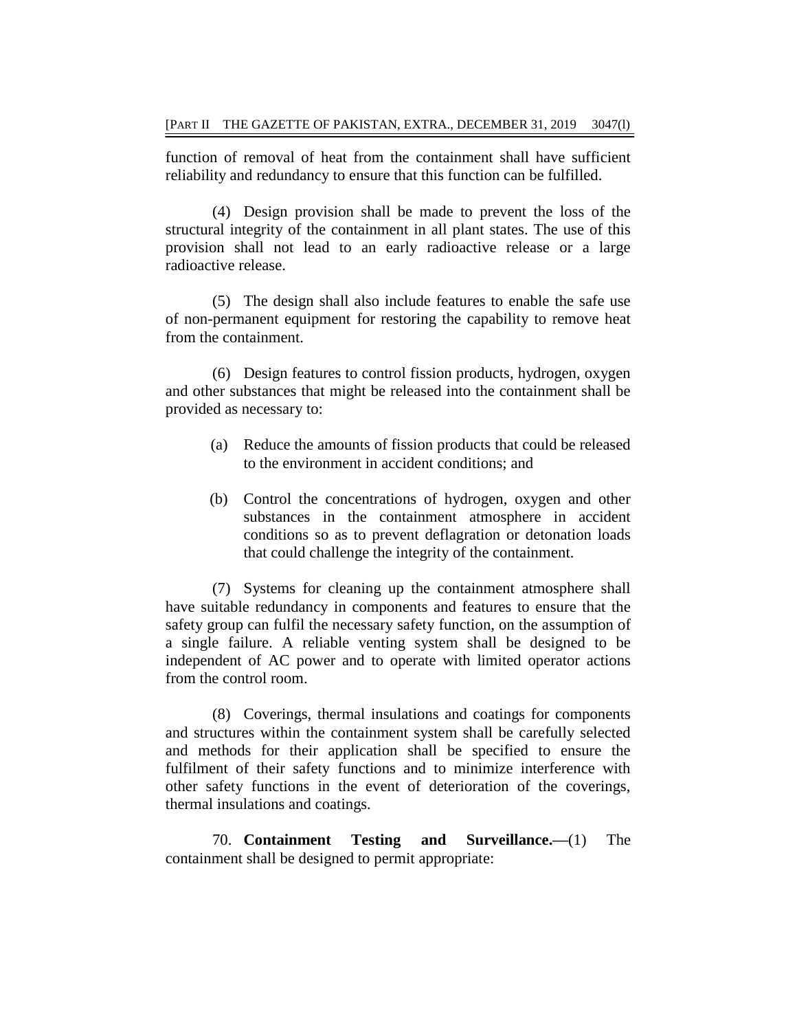function of removal of heat from the containment shall have sufficient reliability and redundancy to ensure that this function can be fulfilled.

(4) Design provision shall be made to prevent the loss of the structural integrity of the containment in all plant states. The use of this provision shall not lead to an early radioactive release or a large radioactive release.

(5) The design shall also include features to enable the safe use of non-permanent equipment for restoring the capability to remove heat from the containment.

(6) Design features to control fission products, hydrogen, oxygen and other substances that might be released into the containment shall be provided as necessary to:

(a) Reduce the amounts of fission products that could be released to the environment in accident conditions; and

(b) Control the concentrations of hydrogen, oxygen and other substances in the containment atmosphere in accident conditions so as to prevent deflagration or detonation loads that could challenge the integrity of the containment.

(7) Systems for cleaning up the containment atmosphere shall have suitable redundancy in components and features to ensure that the safety group can fulfil the necessary safety function, on the assumption of a single failure. A reliable venting system shall be designed to be independent of AC power and to operate with limited operator actions from the control room.

(8) Coverings, thermal insulations and coatings for components and structures within the containment system shall be carefully selected and methods for their application shall be specified to ensure the fulfilment of their safety functions and to minimize interference with other safety functions in the event of deterioration of the coverings, thermal insulations and coatings.

70. **Containment Testing and Surveillance.—**(1) The containment shall be designed to permit appropriate: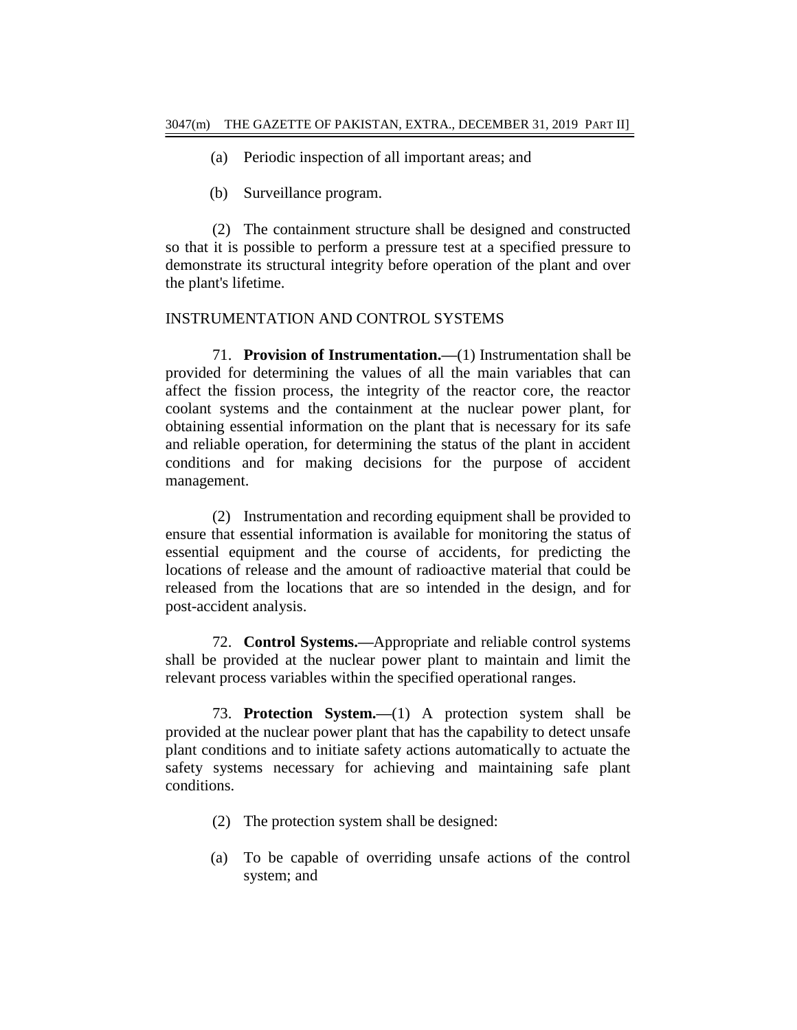(a) Periodic inspection of all important areas; and

(b) Surveillance program.

(2) The containment structure shall be designed and constructed so that it is possible to perform a pressure test at a specified pressure to demonstrate its structural integrity before operation of the plant and over the plant's lifetime.

INSTRUMENTATION AND CONTROL SYSTEMS

71. **Provision of Instrumentation.—**(1) Instrumentation shall be provided for determining the values of all the main variables that can affect the fission process, the integrity of the reactor core, the reactor coolant systems and the containment at the nuclear power plant, for obtaining essential information on the plant that is necessary for its safe and reliable operation, for determining the status of the plant in accident conditions and for making decisions for the purpose of accident management.

(2) Instrumentation and recording equipment shall be provided to ensure that essential information is available for monitoring the status of essential equipment and the course of accidents, for predicting the locations of release and the amount of radioactive material that could be released from the locations that are so intended in the design, and for post-accident analysis.

72. **Control Systems.—**Appropriate and reliable control systems shall be provided at the nuclear power plant to maintain and limit the relevant process variables within the specified operational ranges.

73. **Protection System.—**(1) A protection system shall be provided at the nuclear power plant that has the capability to detect unsafe plant conditions and to initiate safety actions automatically to actuate the safety systems necessary for achieving and maintaining safe plant conditions.

(2) The protection system shall be designed:

(a) To be capable of overriding unsafe actions of the control system; and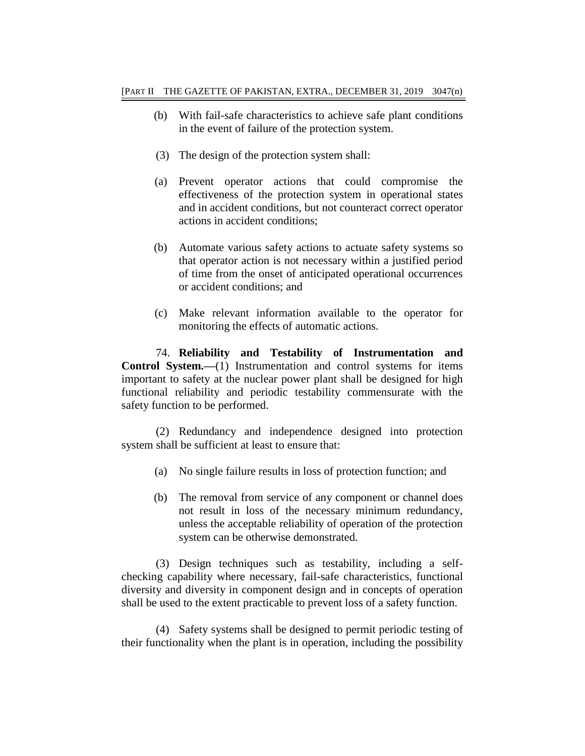(b) With fail-safe characteristics to achieve safe plant conditions in the event of failure of the protection system.

(3) The design of the protection system shall:

(a) Prevent operator actions that could compromise the effectiveness of the protection system in operational states and in accident conditions, but not counteract correct operator actions in accident conditions;

(b) Automate various safety actions to actuate safety systems so that operator action is not necessary within a justified period of time from the onset of anticipated operational occurrences or accident conditions; and

(c) Make relevant information available to the operator for monitoring the effects of automatic actions.

74. **Reliability and Testability of Instrumentation and Control System.**—(1) Instrumentation and control systems for items important to safety at the nuclear power plant shall be designed for high functional reliability and periodic testability commensurate with the safety function to be performed.

(2) Redundancy and independence designed into protection system shall be sufficient at least to ensure that:

(a) No single failure results in loss of protection function; and

(b) The removal from service of any component or channel does not result in loss of the necessary minimum redundancy, unless the acceptable reliability of operation of the protection system can be otherwise demonstrated.

(3) Design techniques such as testability, including a self-checking capability where necessary, fail-safe characteristics, functional diversity and diversity in component design and in concepts of operation shall be used to the extent practicable to prevent loss of a safety function.

(4) Safety systems shall be designed to permit periodic testing of their functionality when the plant is in operation, including the possibility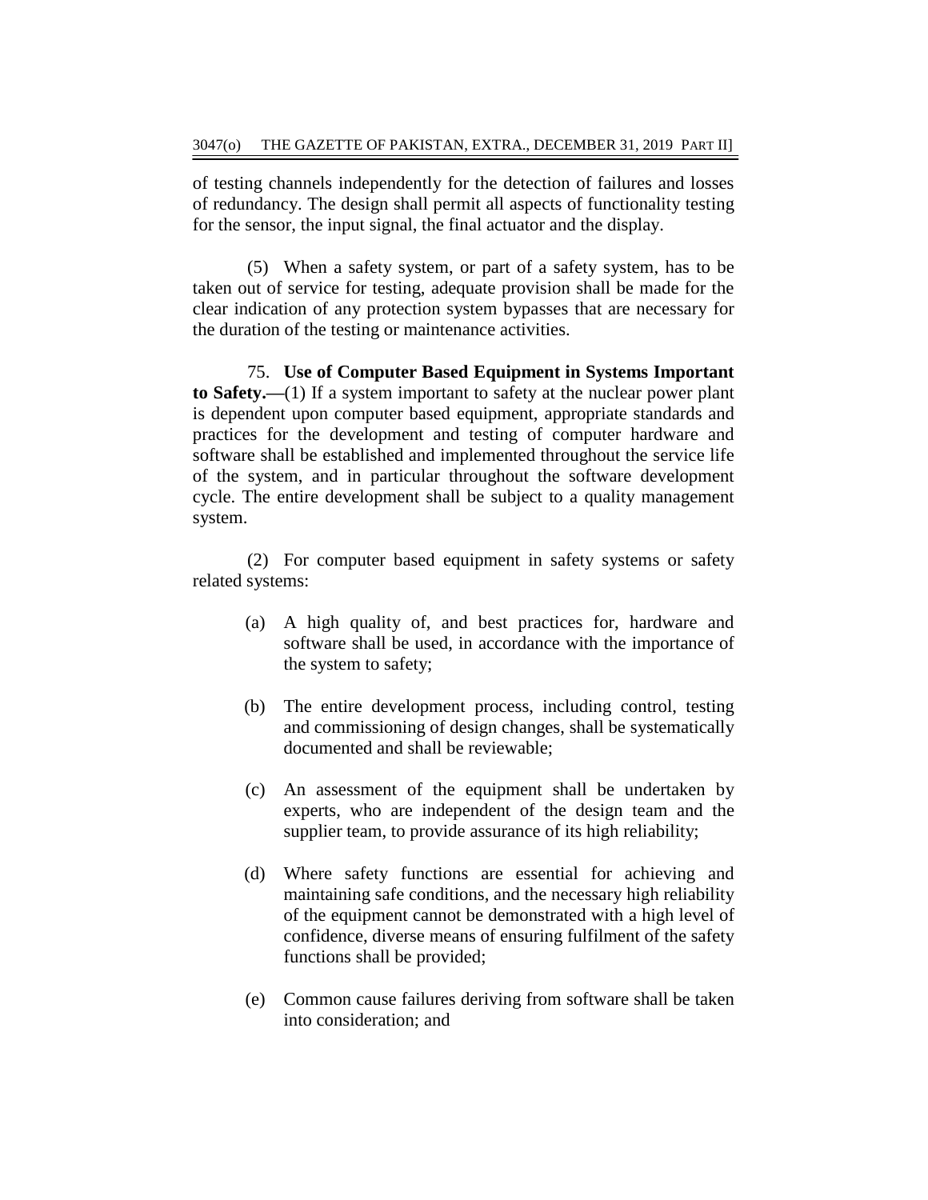of testing channels independently for the detection of failures and losses of redundancy. The design shall permit all aspects of functionality testing for the sensor, the input signal, the final actuator and the display.

(5) When a safety system, or part of a safety system, has to be taken out of service for testing, adequate provision shall be made for the clear indication of any protection system bypasses that are necessary for the duration of the testing or maintenance activities.

75. **Use of Computer Based Equipment in Systems Important to Safety.—**(1) If a system important to safety at the nuclear power plant is dependent upon computer based equipment, appropriate standards and practices for the development and testing of computer hardware and software shall be established and implemented throughout the service life of the system, and in particular throughout the software development cycle. The entire development shall be subject to a quality management system.

(2) For computer based equipment in safety systems or safety related systems:

(a) A high quality of, and best practices for, hardware and software shall be used, in accordance with the importance of the system to safety;

(b) The entire development process, including control, testing and commissioning of design changes, shall be systematically documented and shall be reviewable;

(c) An assessment of the equipment shall be undertaken by experts, who are independent of the design team and the supplier team, to provide assurance of its high reliability;

(d) Where safety functions are essential for achieving and maintaining safe conditions, and the necessary high reliability of the equipment cannot be demonstrated with a high level of confidence, diverse means of ensuring fulfilment of the safety functions shall be provided;

(e) Common cause failures deriving from software shall be taken into consideration; and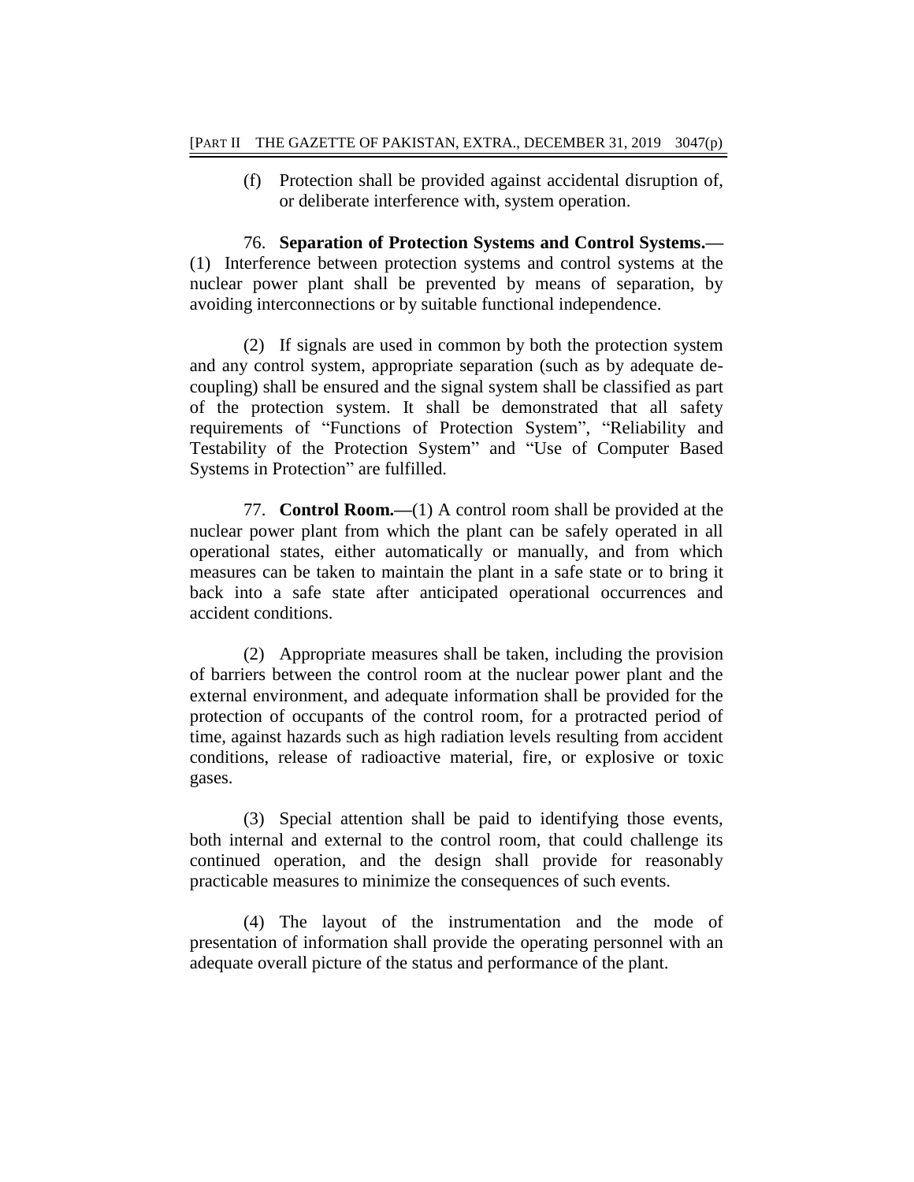(f) Protection shall be provided against accidental disruption of, or deliberate interference with, system operation.

76. **Separation of Protection Systems and Control Systems.—** (1) Interference between protection systems and control systems at the nuclear power plant shall be prevented by means of separation, by avoiding interconnections or by suitable functional independence.

(2) If signals are used in common by both the protection system and any control system, appropriate separation (such as by adequate de-coupling) shall be ensured and the signal system shall be classified as part of the protection system. It shall be demonstrated that all safety requirements of "Functions of Protection System", "Reliability and Testability of the Protection System" and "Use of Computer Based Systems in Protection" are fulfilled.

77. **Control Room.—**(1) A control room shall be provided at the nuclear power plant from which the plant can be safely operated in all operational states, either automatically or manually, and from which measures can be taken to maintain the plant in a safe state or to bring it back into a safe state after anticipated operational occurrences and accident conditions.

(2) Appropriate measures shall be taken, including the provision of barriers between the control room at the nuclear power plant and the external environment, and adequate information shall be provided for the protection of occupants of the control room, for a protracted period of time, against hazards such as high radiation levels resulting from accident conditions, release of radioactive material, fire, or explosive or toxic gases.

(3) Special attention shall be paid to identifying those events, both internal and external to the control room, that could challenge its continued operation, and the design shall provide for reasonably practicable measures to minimize the consequences of such events.

(4) The layout of the instrumentation and the mode of presentation of information shall provide the operating personnel with an adequate overall picture of the status and performance of the plant.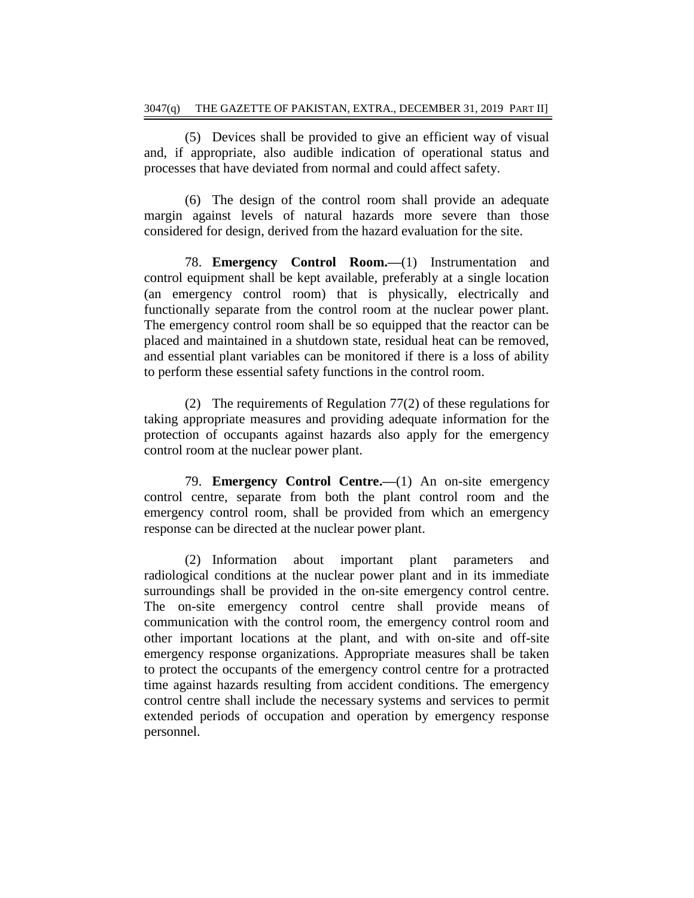(5) Devices shall be provided to give an efficient way of visual and, if appropriate, also audible indication of operational status and processes that have deviated from normal and could affect safety.

(6) The design of the control room shall provide an adequate margin against levels of natural hazards more severe than those considered for design, derived from the hazard evaluation for the site.

78. **Emergency Control Room.—**(1) Instrumentation and control equipment shall be kept available, preferably at a single location (an emergency control room) that is physically, electrically and functionally separate from the control room at the nuclear power plant. The emergency control room shall be so equipped that the reactor can be placed and maintained in a shutdown state, residual heat can be removed, and essential plant variables can be monitored if there is a loss of ability to perform these essential safety functions in the control room.

(2) The requirements of Regulation 77(2) of these regulations for taking appropriate measures and providing adequate information for the protection of occupants against hazards also apply for the emergency control room at the nuclear power plant.

79. **Emergency Control Centre.—**(1) An on-site emergency control centre, separate from both the plant control room and the emergency control room, shall be provided from which an emergency response can be directed at the nuclear power plant.

(2) Information about important plant parameters and radiological conditions at the nuclear power plant and in its immediate surroundings shall be provided in the on-site emergency control centre. The on-site emergency control centre shall provide means of communication with the control room, the emergency control room and other important locations at the plant, and with on-site and off-site emergency response organizations. Appropriate measures shall be taken to protect the occupants of the emergency control centre for a protracted time against hazards resulting from accident conditions. The emergency control centre shall include the necessary systems and services to permit extended periods of occupation and operation by emergency response personnel.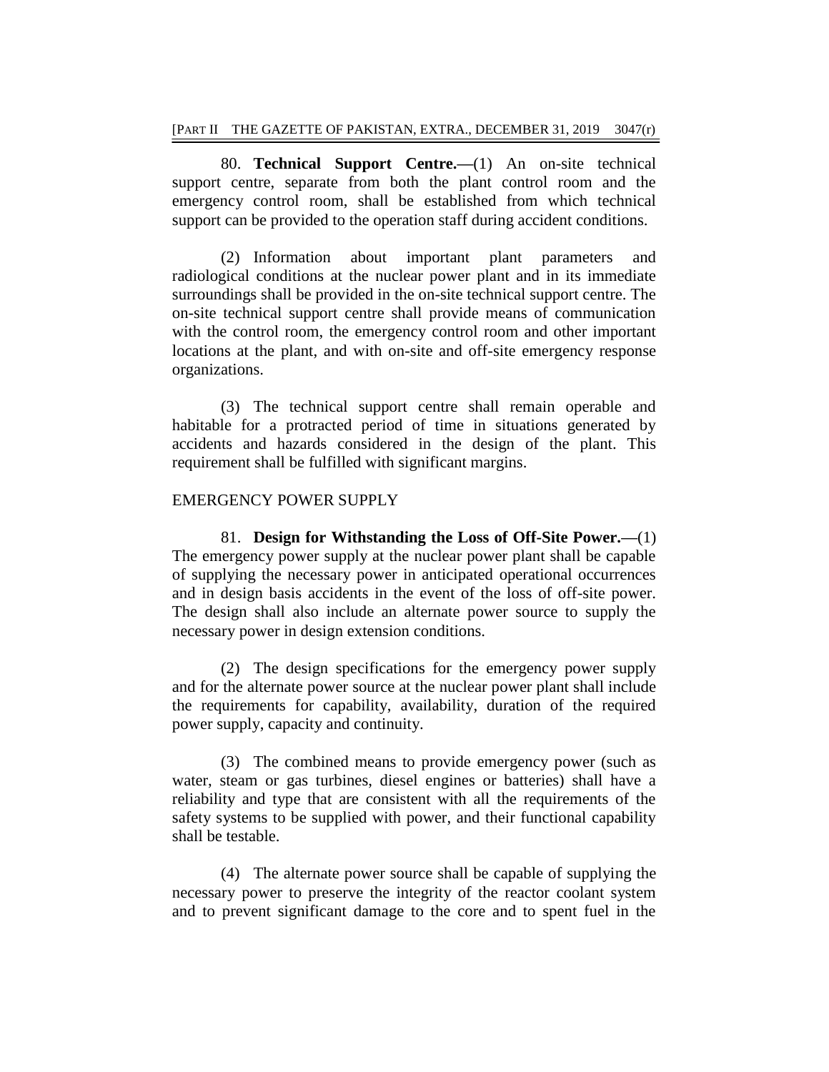80. **Technical Support Centre.—**(1) An on-site technical support centre, separate from both the plant control room and the emergency control room, shall be established from which technical support can be provided to the operation staff during accident conditions.

(2) Information about important plant parameters and radiological conditions at the nuclear power plant and in its immediate surroundings shall be provided in the on-site technical support centre. The on-site technical support centre shall provide means of communication with the control room, the emergency control room and other important locations at the plant, and with on-site and off-site emergency response organizations.

(3) The technical support centre shall remain operable and habitable for a protracted period of time in situations generated by accidents and hazards considered in the design of the plant. This requirement shall be fulfilled with significant margins.

EMERGENCY POWER SUPPLY

81. **Design for Withstanding the Loss of Off-Site Power.—**(1) The emergency power supply at the nuclear power plant shall be capable of supplying the necessary power in anticipated operational occurrences and in design basis accidents in the event of the loss of off-site power. The design shall also include an alternate power source to supply the necessary power in design extension conditions.

(2) The design specifications for the emergency power supply and for the alternate power source at the nuclear power plant shall include the requirements for capability, availability, duration of the required power supply, capacity and continuity.

(3) The combined means to provide emergency power (such as water, steam or gas turbines, diesel engines or batteries) shall have a reliability and type that are consistent with all the requirements of the safety systems to be supplied with power, and their functional capability shall be testable.

(4) The alternate power source shall be capable of supplying the necessary power to preserve the integrity of the reactor coolant system and to prevent significant damage to the core and to spent fuel in the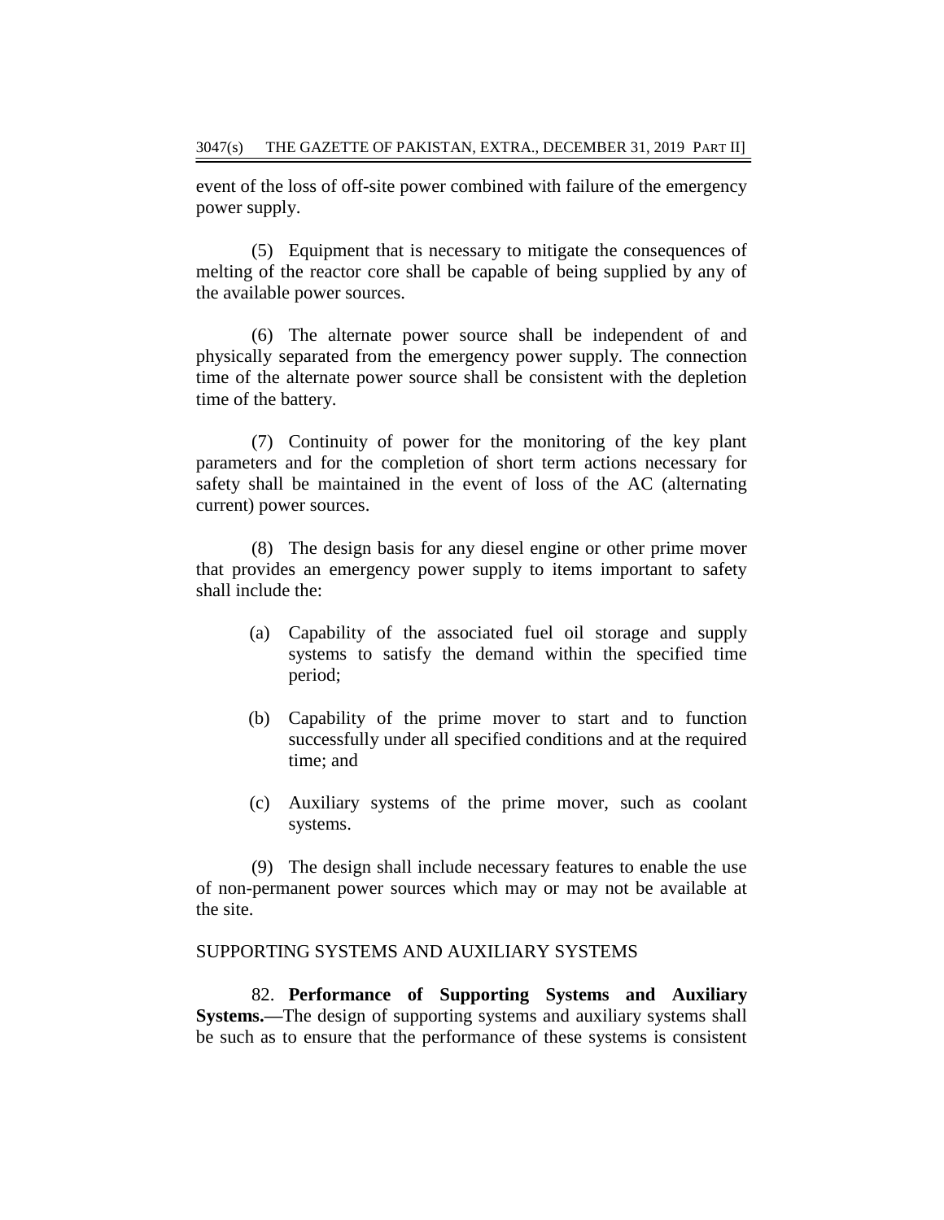event of the loss of off-site power combined with failure of the emergency power supply.

(5) Equipment that is necessary to mitigate the consequences of melting of the reactor core shall be capable of being supplied by any of the available power sources.

(6) The alternate power source shall be independent of and physically separated from the emergency power supply. The connection time of the alternate power source shall be consistent with the depletion time of the battery.

(7) Continuity of power for the monitoring of the key plant parameters and for the completion of short term actions necessary for safety shall be maintained in the event of loss of the AC (alternating current) power sources.

(8) The design basis for any diesel engine or other prime mover that provides an emergency power supply to items important to safety shall include the:

(a) Capability of the associated fuel oil storage and supply systems to satisfy the demand within the specified time period;

(b) Capability of the prime mover to start and to function successfully under all specified conditions and at the required time; and

(c) Auxiliary systems of the prime mover, such as coolant systems.

(9) The design shall include necessary features to enable the use of non-permanent power sources which may or may not be available at the site.

SUPPORTING SYSTEMS AND AUXILIARY SYSTEMS

82. **Performance of Supporting Systems and Auxiliary Systems.—**The design of supporting systems and auxiliary systems shall be such as to ensure that the performance of these systems is consistent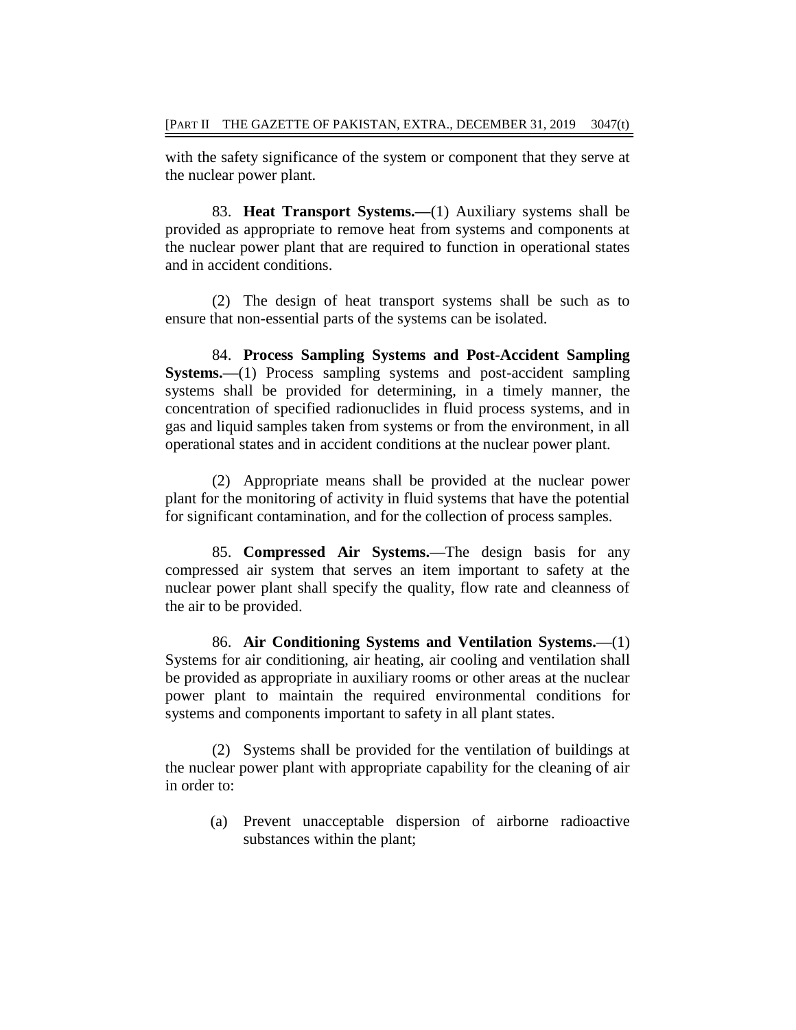with the safety significance of the system or component that they serve at the nuclear power plant.

83. **Heat Transport Systems.—**(1) Auxiliary systems shall be provided as appropriate to remove heat from systems and components at the nuclear power plant that are required to function in operational states and in accident conditions.

(2) The design of heat transport systems shall be such as to ensure that non-essential parts of the systems can be isolated.

84. **Process Sampling Systems and Post-Accident Sampling Systems.—**(1) Process sampling systems and post-accident sampling systems shall be provided for determining, in a timely manner, the concentration of specified radionuclides in fluid process systems, and in gas and liquid samples taken from systems or from the environment, in all operational states and in accident conditions at the nuclear power plant.

(2) Appropriate means shall be provided at the nuclear power plant for the monitoring of activity in fluid systems that have the potential for significant contamination, and for the collection of process samples.

85. **Compressed Air Systems.—**The design basis for any compressed air system that serves an item important to safety at the nuclear power plant shall specify the quality, flow rate and cleanness of the air to be provided.

86. **Air Conditioning Systems and Ventilation Systems.—**(1) Systems for air conditioning, air heating, air cooling and ventilation shall be provided as appropriate in auxiliary rooms or other areas at the nuclear power plant to maintain the required environmental conditions for systems and components important to safety in all plant states.

(2) Systems shall be provided for the ventilation of buildings at the nuclear power plant with appropriate capability for the cleaning of air in order to:

(a) Prevent unacceptable dispersion of airborne radioactive substances within the plant;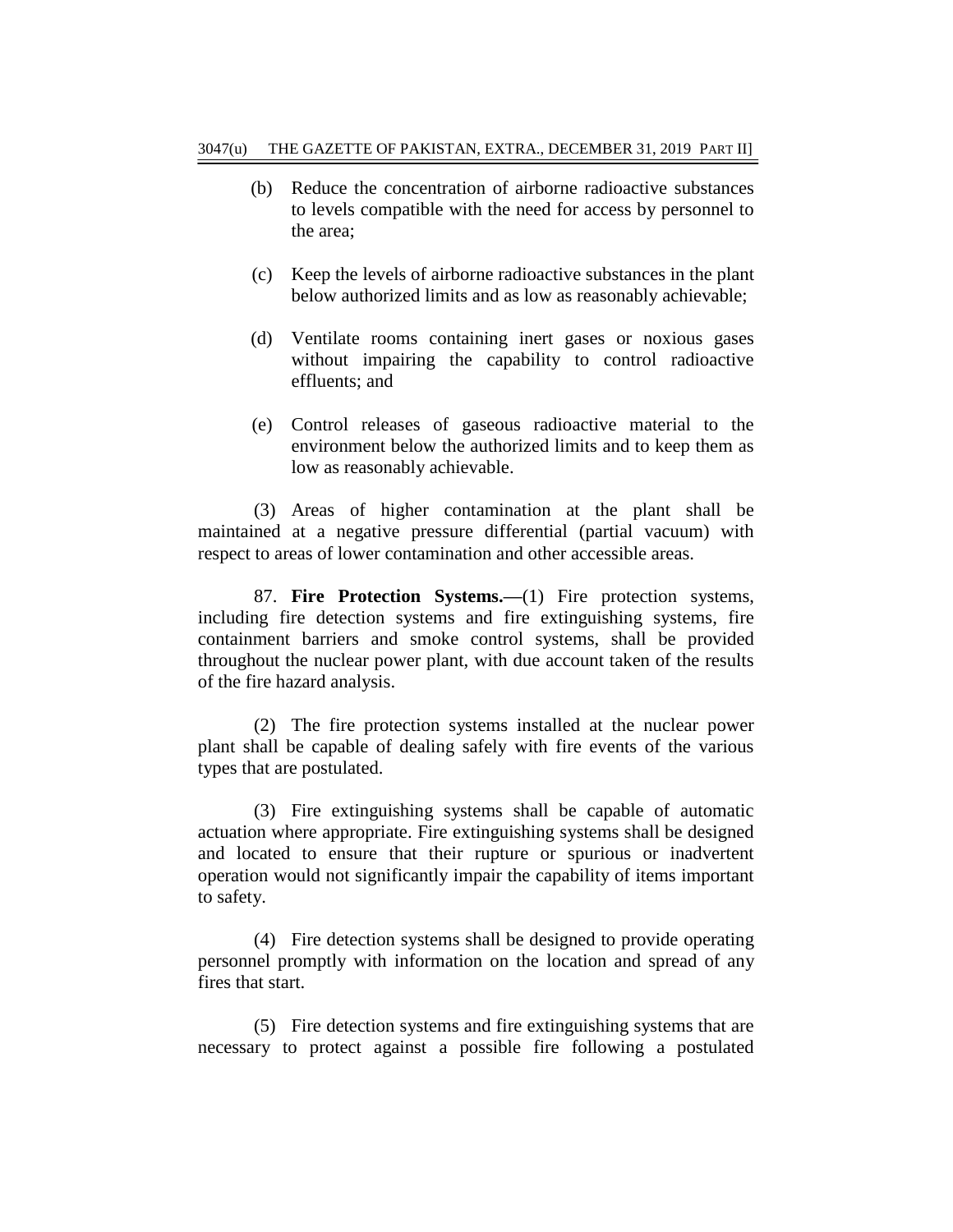(b) Reduce the concentration of airborne radioactive substances to levels compatible with the need for access by personnel to the area;

(c) Keep the levels of airborne radioactive substances in the plant below authorized limits and as low as reasonably achievable;

(d) Ventilate rooms containing inert gases or noxious gases without impairing the capability to control radioactive effluents; and

(e) Control releases of gaseous radioactive material to the environment below the authorized limits and to keep them as low as reasonably achievable.

(3) Areas of higher contamination at the plant shall be maintained at a negative pressure differential (partial vacuum) with respect to areas of lower contamination and other accessible areas.

87. **Fire Protection Systems.—**(1) Fire protection systems, including fire detection systems and fire extinguishing systems, fire containment barriers and smoke control systems, shall be provided throughout the nuclear power plant, with due account taken of the results of the fire hazard analysis.

(2) The fire protection systems installed at the nuclear power plant shall be capable of dealing safely with fire events of the various types that are postulated.

(3) Fire extinguishing systems shall be capable of automatic actuation where appropriate. Fire extinguishing systems shall be designed and located to ensure that their rupture or spurious or inadvertent operation would not significantly impair the capability of items important to safety.

(4) Fire detection systems shall be designed to provide operating personnel promptly with information on the location and spread of any fires that start.

(5) Fire detection systems and fire extinguishing systems that are necessary to protect against a possible fire following a postulated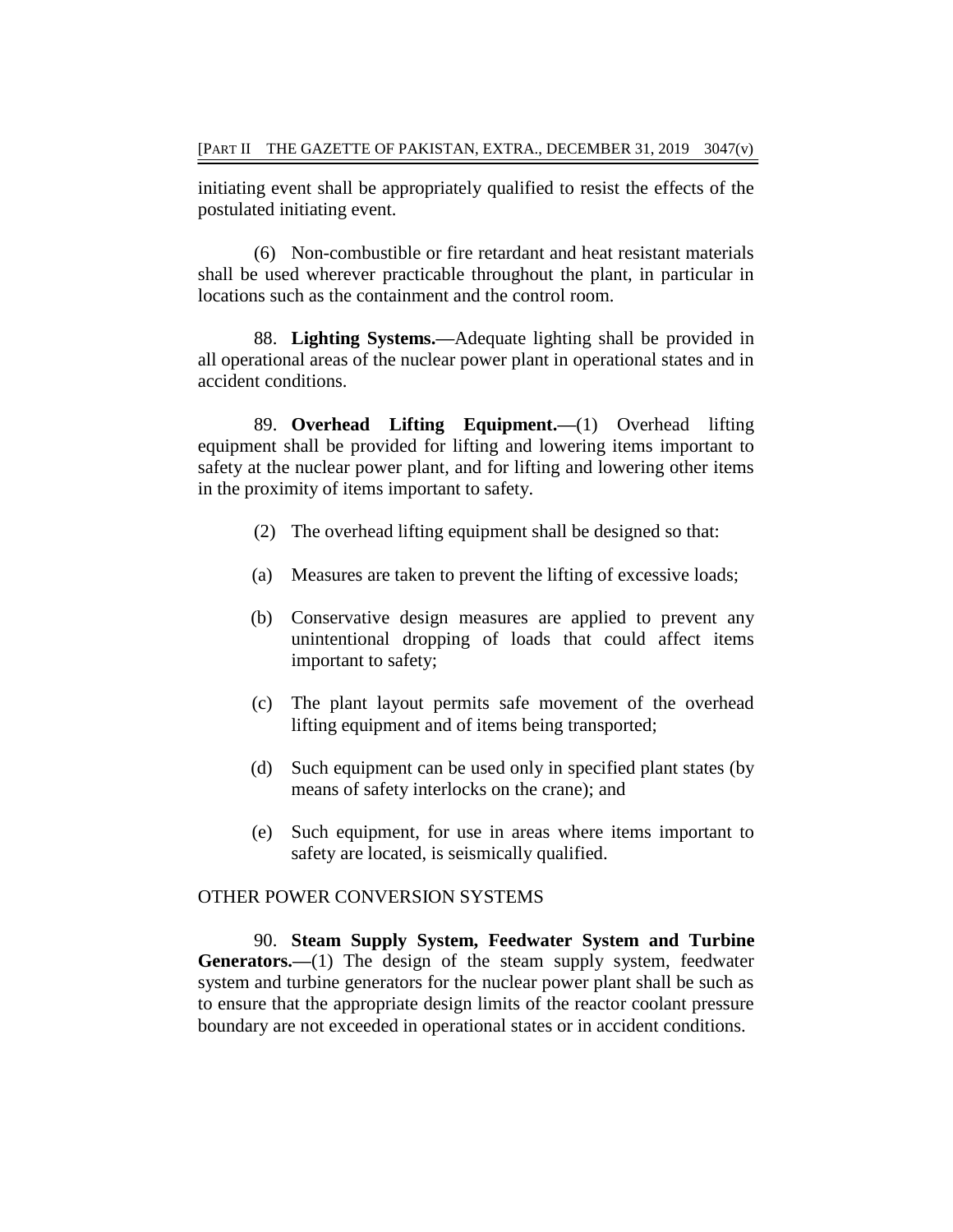initiating event shall be appropriately qualified to resist the effects of the postulated initiating event.

(6) Non-combustible or fire retardant and heat resistant materials shall be used wherever practicable throughout the plant, in particular in locations such as the containment and the control room.

88. **Lighting Systems.—**Adequate lighting shall be provided in all operational areas of the nuclear power plant in operational states and in accident conditions.

89. **Overhead Lifting Equipment.—**(1) Overhead lifting equipment shall be provided for lifting and lowering items important to safety at the nuclear power plant, and for lifting and lowering other items in the proximity of items important to safety.

(2) The overhead lifting equipment shall be designed so that:

(a) Measures are taken to prevent the lifting of excessive loads;

(b) Conservative design measures are applied to prevent any unintentional dropping of loads that could affect items important to safety;

(c) The plant layout permits safe movement of the overhead lifting equipment and of items being transported;

(d) Such equipment can be used only in specified plant states (by means of safety interlocks on the crane); and

(e) Such equipment, for use in areas where items important to safety are located, is seismically qualified.

OTHER POWER CONVERSION SYSTEMS

90. **Steam Supply System, Feedwater System and Turbine Generators.—**(1) The design of the steam supply system, feedwater system and turbine generators for the nuclear power plant shall be such as to ensure that the appropriate design limits of the reactor coolant pressure boundary are not exceeded in operational states or in accident conditions.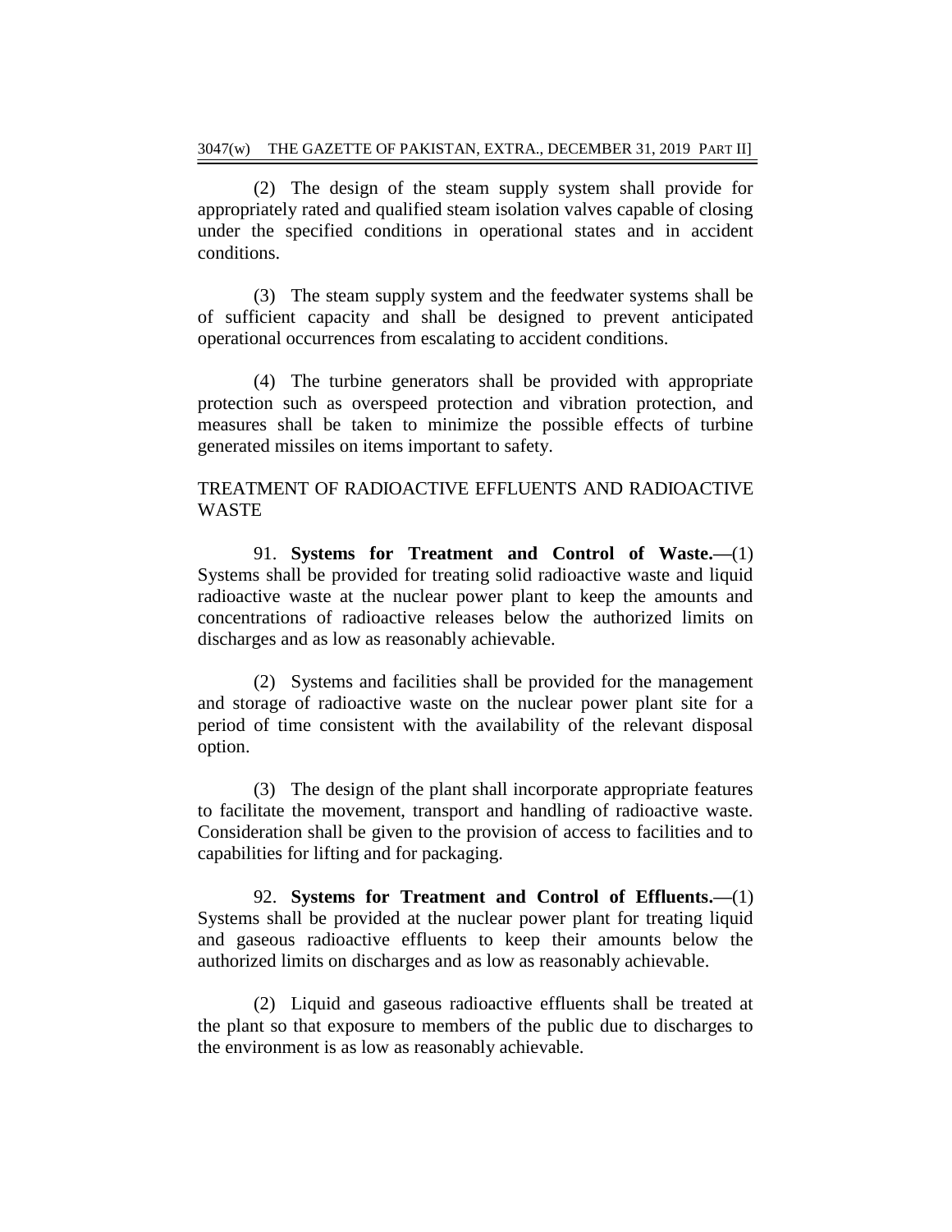(2) The design of the steam supply system shall provide for appropriately rated and qualified steam isolation valves capable of closing under the specified conditions in operational states and in accident conditions.

(3) The steam supply system and the feedwater systems shall be of sufficient capacity and shall be designed to prevent anticipated operational occurrences from escalating to accident conditions.

(4) The turbine generators shall be provided with appropriate protection such as overspeed protection and vibration protection, and measures shall be taken to minimize the possible effects of turbine generated missiles on items important to safety.

TREATMENT OF RADIOACTIVE EFFLUENTS AND RADIOACTIVE WASTE

91. **Systems for Treatment and Control of Waste.—**(1) Systems shall be provided for treating solid radioactive waste and liquid radioactive waste at the nuclear power plant to keep the amounts and concentrations of radioactive releases below the authorized limits on discharges and as low as reasonably achievable.

(2) Systems and facilities shall be provided for the management and storage of radioactive waste on the nuclear power plant site for a period of time consistent with the availability of the relevant disposal option.

(3) The design of the plant shall incorporate appropriate features to facilitate the movement, transport and handling of radioactive waste. Consideration shall be given to the provision of access to facilities and to capabilities for lifting and for packaging.

92. **Systems for Treatment and Control of Effluents.—**(1) Systems shall be provided at the nuclear power plant for treating liquid and gaseous radioactive effluents to keep their amounts below the authorized limits on discharges and as low as reasonably achievable.

(2) Liquid and gaseous radioactive effluents shall be treated at the plant so that exposure to members of the public due to discharges to the environment is as low as reasonably achievable.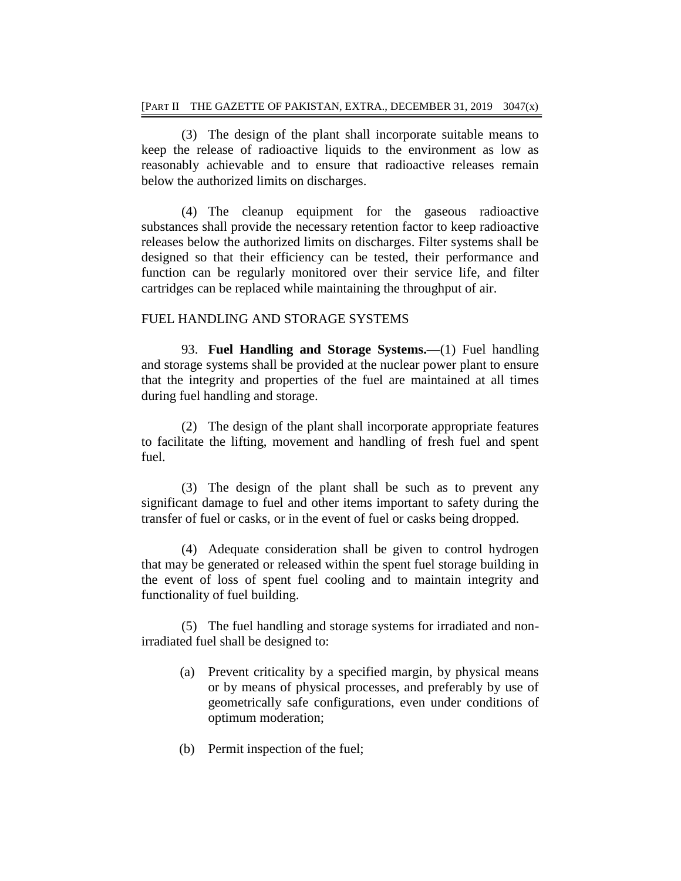(3) The design of the plant shall incorporate suitable means to keep the release of radioactive liquids to the environment as low as reasonably achievable and to ensure that radioactive releases remain below the authorized limits on discharges.

(4) The cleanup equipment for the gaseous radioactive substances shall provide the necessary retention factor to keep radioactive releases below the authorized limits on discharges. Filter systems shall be designed so that their efficiency can be tested, their performance and function can be regularly monitored over their service life, and filter cartridges can be replaced while maintaining the throughput of air.

## FUEL HANDLING AND STORAGE SYSTEMS

93. **Fuel Handling and Storage Systems.**—(1) Fuel handling and storage systems shall be provided at the nuclear power plant to ensure that the integrity and properties of the fuel are maintained at all times during fuel handling and storage.

(2) The design of the plant shall incorporate appropriate features to facilitate the lifting, movement and handling of fresh fuel and spent fuel.

(3) The design of the plant shall be such as to prevent any significant damage to fuel and other items important to safety during the transfer of fuel or casks, or in the event of fuel or casks being dropped.

(4) Adequate consideration shall be given to control hydrogen that may be generated or released within the spent fuel storage building in the event of loss of spent fuel cooling and to maintain integrity and functionality of fuel building.

(5) The fuel handling and storage systems for irradiated and non-irradiated fuel shall be designed to:

(a) Prevent criticality by a specified margin, by physical means or by means of physical processes, and preferably by use of geometrically safe configurations, even under conditions of optimum moderation;

(b) Permit inspection of the fuel;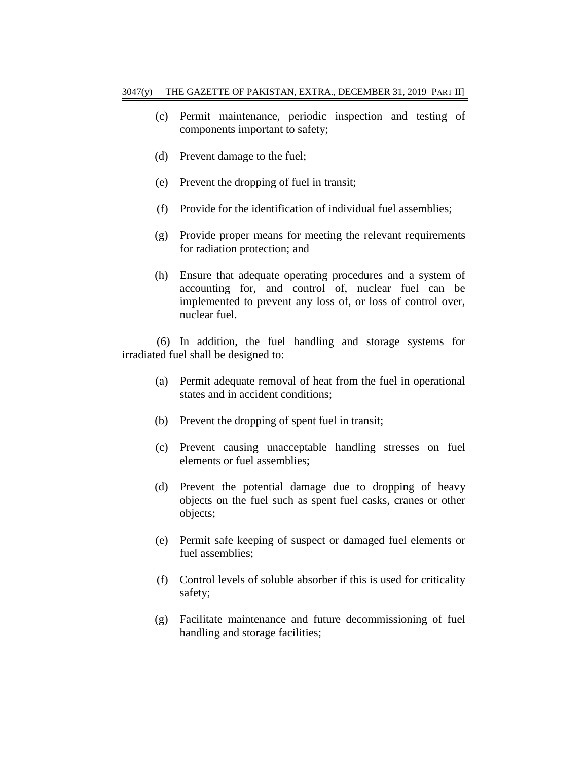(c) Permit maintenance, periodic inspection and testing of components important to safety;

(d) Prevent damage to the fuel;

(e) Prevent the dropping of fuel in transit;

(f) Provide for the identification of individual fuel assemblies;

(g) Provide proper means for meeting the relevant requirements for radiation protection; and

(h) Ensure that adequate operating procedures and a system of accounting for, and control of, nuclear fuel can be implemented to prevent any loss of, or loss of control over, nuclear fuel.

(6) In addition, the fuel handling and storage systems for irradiated fuel shall be designed to:

(a) Permit adequate removal of heat from the fuel in operational states and in accident conditions;

(b) Prevent the dropping of spent fuel in transit;

(c) Prevent causing unacceptable handling stresses on fuel elements or fuel assemblies;

(d) Prevent the potential damage due to dropping of heavy objects on the fuel such as spent fuel casks, cranes or other objects;

(e) Permit safe keeping of suspect or damaged fuel elements or fuel assemblies;

(f) Control levels of soluble absorber if this is used for criticality safety;

(g) Facilitate maintenance and future decommissioning of fuel handling and storage facilities;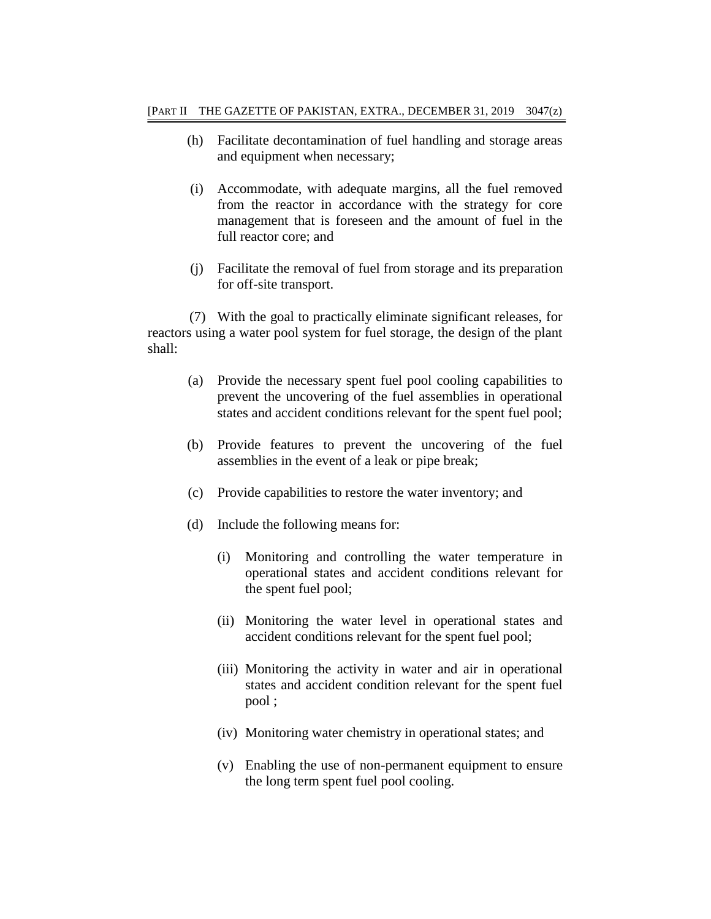(h) Facilitate decontamination of fuel handling and storage areas and equipment when necessary;

(i) Accommodate, with adequate margins, all the fuel removed from the reactor in accordance with the strategy for core management that is foreseen and the amount of fuel in the full reactor core; and

(j) Facilitate the removal of fuel from storage and its preparation for off-site transport.

(7) With the goal to practically eliminate significant releases, for reactors using a water pool system for fuel storage, the design of the plant shall:

(a) Provide the necessary spent fuel pool cooling capabilities to prevent the uncovering of the fuel assemblies in operational states and accident conditions relevant for the spent fuel pool;

(b) Provide features to prevent the uncovering of the fuel assemblies in the event of a leak or pipe break;

(c) Provide capabilities to restore the water inventory; and

(d) Include the following means for:

(i) Monitoring and controlling the water temperature in operational states and accident conditions relevant for the spent fuel pool;

(ii) Monitoring the water level in operational states and accident conditions relevant for the spent fuel pool;

(iii) Monitoring the activity in water and air in operational states and accident condition relevant for the spent fuel pool ;

(iv) Monitoring water chemistry in operational states; and

(v) Enabling the use of non-permanent equipment to ensure the long term spent fuel pool cooling.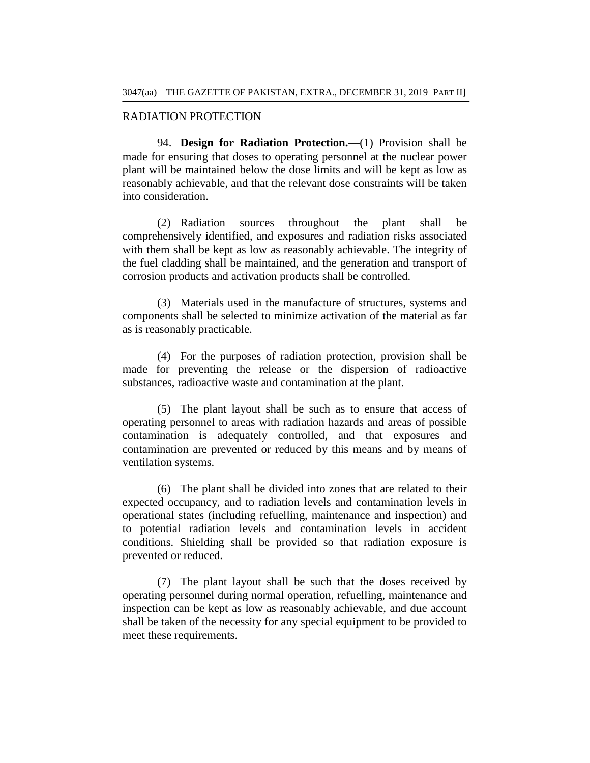## RADIATION PROTECTION

94. **Design for Radiation Protection.**—(1) Provision shall be made for ensuring that doses to operating personnel at the nuclear power plant will be maintained below the dose limits and will be kept as low as reasonably achievable, and that the relevant dose constraints will be taken into consideration.

(2) Radiation sources throughout the plant shall be comprehensively identified, and exposures and radiation risks associated with them shall be kept as low as reasonably achievable. The integrity of the fuel cladding shall be maintained, and the generation and transport of corrosion products and activation products shall be controlled.

(3) Materials used in the manufacture of structures, systems and components shall be selected to minimize activation of the material as far as is reasonably practicable.

(4) For the purposes of radiation protection, provision shall be made for preventing the release or the dispersion of radioactive substances, radioactive waste and contamination at the plant.

(5) The plant layout shall be such as to ensure that access of operating personnel to areas with radiation hazards and areas of possible contamination is adequately controlled, and that exposures and contamination are prevented or reduced by this means and by means of ventilation systems.

(6) The plant shall be divided into zones that are related to their expected occupancy, and to radiation levels and contamination levels in operational states (including refuelling, maintenance and inspection) and to potential radiation levels and contamination levels in accident conditions. Shielding shall be provided so that radiation exposure is prevented or reduced.

(7) The plant layout shall be such that the doses received by operating personnel during normal operation, refuelling, maintenance and inspection can be kept as low as reasonably achievable, and due account shall be taken of the necessity for any special equipment to be provided to meet these requirements.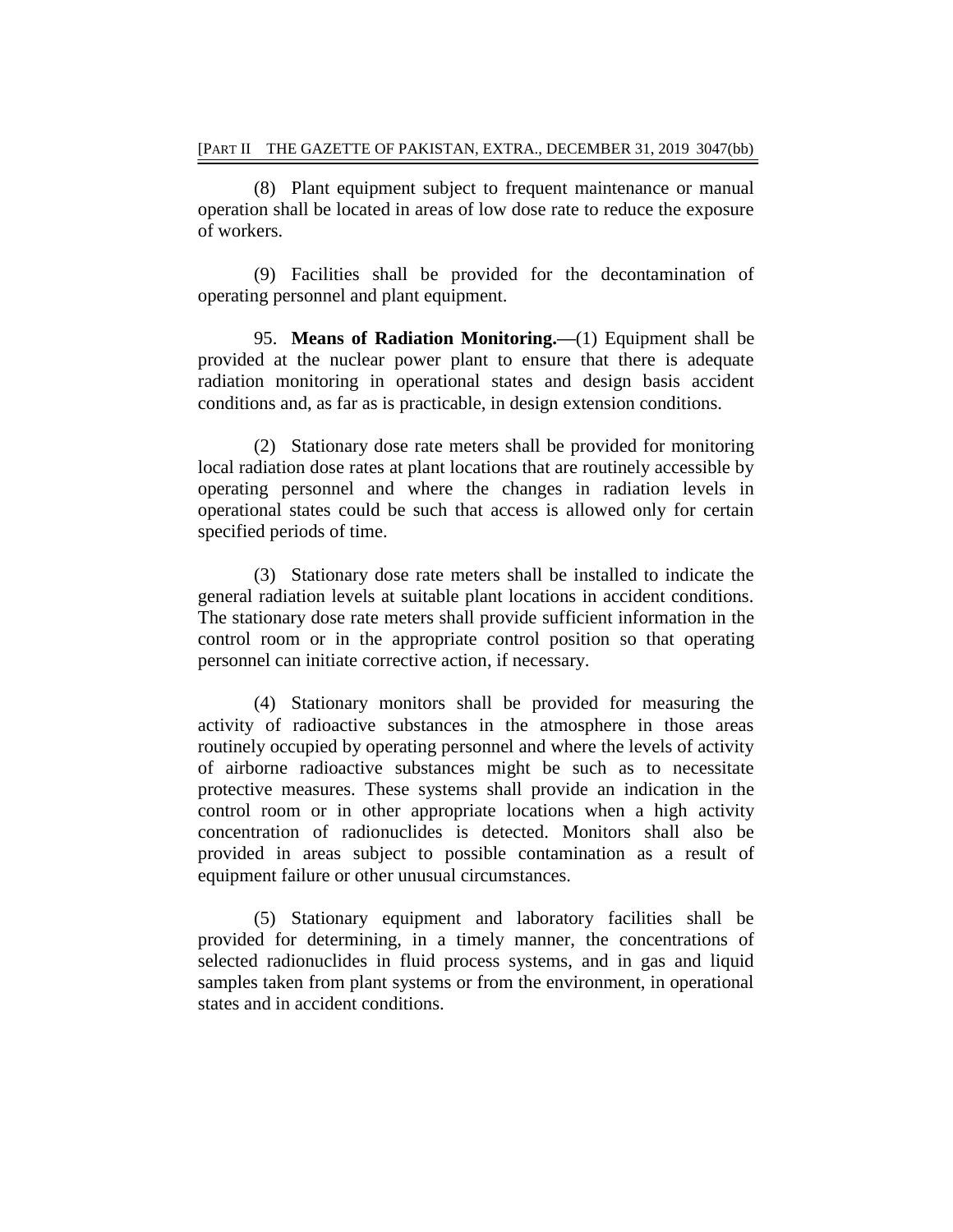(8) Plant equipment subject to frequent maintenance or manual operation shall be located in areas of low dose rate to reduce the exposure of workers.

(9) Facilities shall be provided for the decontamination of operating personnel and plant equipment.

95. **Means of Radiation Monitoring.—**(1) Equipment shall be provided at the nuclear power plant to ensure that there is adequate radiation monitoring in operational states and design basis accident conditions and, as far as is practicable, in design extension conditions.

(2) Stationary dose rate meters shall be provided for monitoring local radiation dose rates at plant locations that are routinely accessible by operating personnel and where the changes in radiation levels in operational states could be such that access is allowed only for certain specified periods of time.

(3) Stationary dose rate meters shall be installed to indicate the general radiation levels at suitable plant locations in accident conditions. The stationary dose rate meters shall provide sufficient information in the control room or in the appropriate control position so that operating personnel can initiate corrective action, if necessary.

(4) Stationary monitors shall be provided for measuring the activity of radioactive substances in the atmosphere in those areas routinely occupied by operating personnel and where the levels of activity of airborne radioactive substances might be such as to necessitate protective measures. These systems shall provide an indication in the control room or in other appropriate locations when a high activity concentration of radionuclides is detected. Monitors shall also be provided in areas subject to possible contamination as a result of equipment failure or other unusual circumstances.

(5) Stationary equipment and laboratory facilities shall be provided for determining, in a timely manner, the concentrations of selected radionuclides in fluid process systems, and in gas and liquid samples taken from plant systems or from the environment, in operational states and in accident conditions.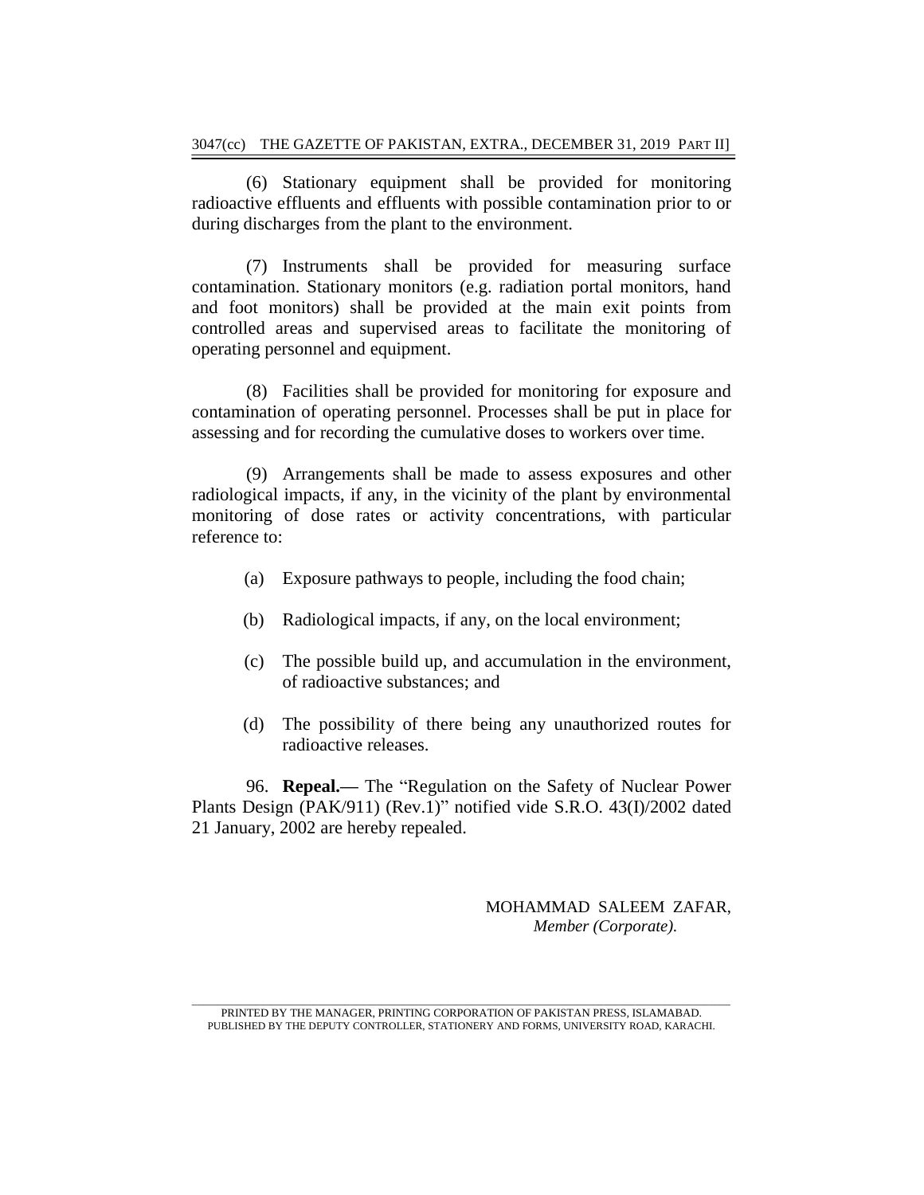(6) Stationary equipment shall be provided for monitoring radioactive effluents and effluents with possible contamination prior to or during discharges from the plant to the environment.

(7) Instruments shall be provided for measuring surface contamination. Stationary monitors (e.g. radiation portal monitors, hand and foot monitors) shall be provided at the main exit points from controlled areas and supervised areas to facilitate the monitoring of operating personnel and equipment.

(8) Facilities shall be provided for monitoring for exposure and contamination of operating personnel. Processes shall be put in place for assessing and for recording the cumulative doses to workers over time.

(9) Arrangements shall be made to assess exposures and other radiological impacts, if any, in the vicinity of the plant by environmental monitoring of dose rates or activity concentrations, with particular reference to:

(a) Exposure pathways to people, including the food chain;

(b) Radiological impacts, if any, on the local environment;

(c) The possible build up, and accumulation in the environment, of radioactive substances; and

(d) The possibility of there being any unauthorized routes for radioactive releases.

96. **Repeal.—** The "Regulation on the Safety of Nuclear Power Plants Design (PAK/911) (Rev.1)" notified vide S.R.O. 43(I)/2002 dated 21 January, 2002 are hereby repealed.

MOHAMMAD SALEEM ZAFAR,
*Member (Corporate).*

PRINTED BY THE MANAGER, PRINTING CORPORATION OF PAKISTAN PRESS, ISLAMABAD.
PUBLISHED BY THE DEPUTY CONTROLLER, STATIONERY AND FORMS, UNIVERSITY ROAD, KARACHI.